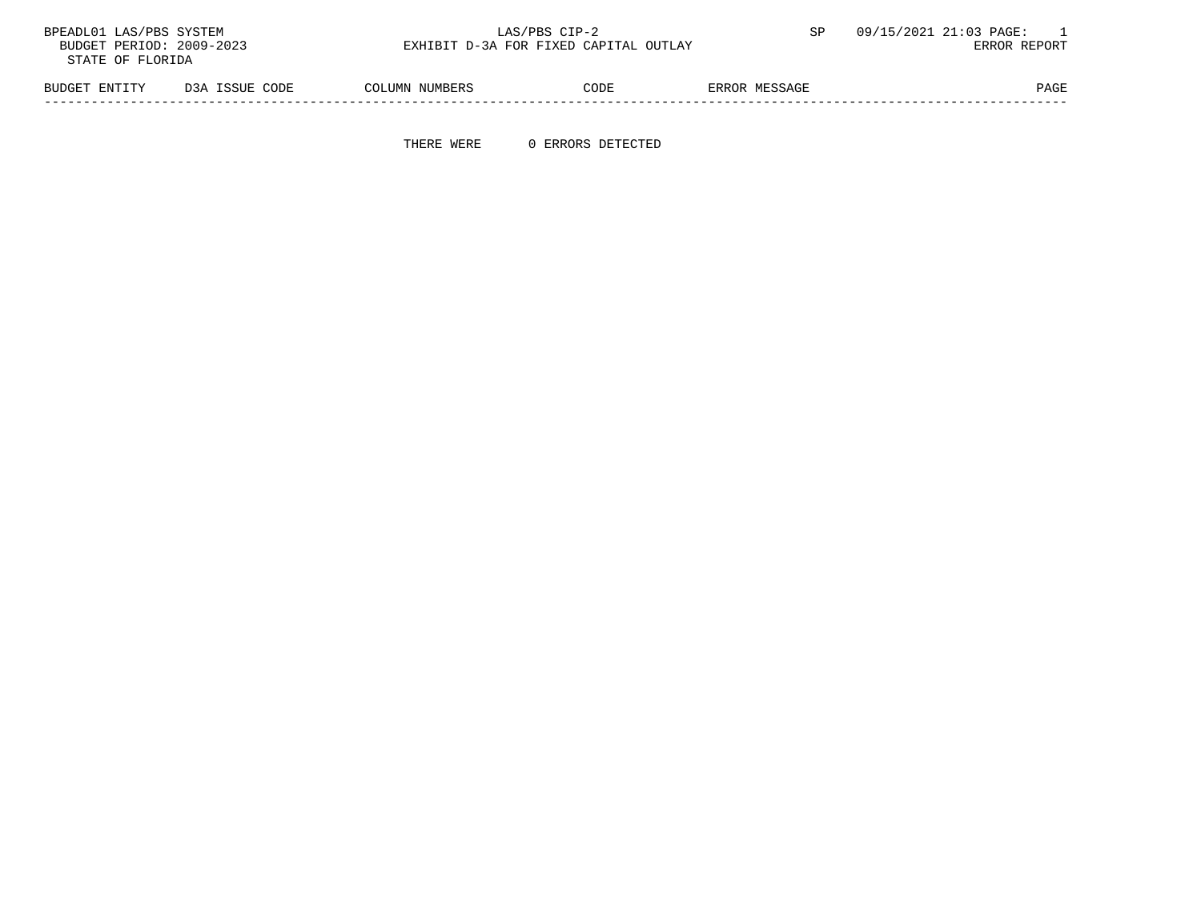BPEADL01 LAS/PBS SYSTEM　　　LAS/PBS CIP-2　　　SP　　　09/15/2021 21:03 PAGE: 1

BUDGET PERIOD: 2009-2023　　　EXHIBIT D-3A FOR FIXED CAPITAL OUTLAY　　　ERROR REPORT

STATE OF FLORIDA

| BUDGET ENTITY | D3A ISSUE CODE | COLUMN NUMBERS | CODE | ERROR MESSAGE | PAGE |
|---|---|---|---|---|---|

THERE WERE 0 ERRORS DETECTED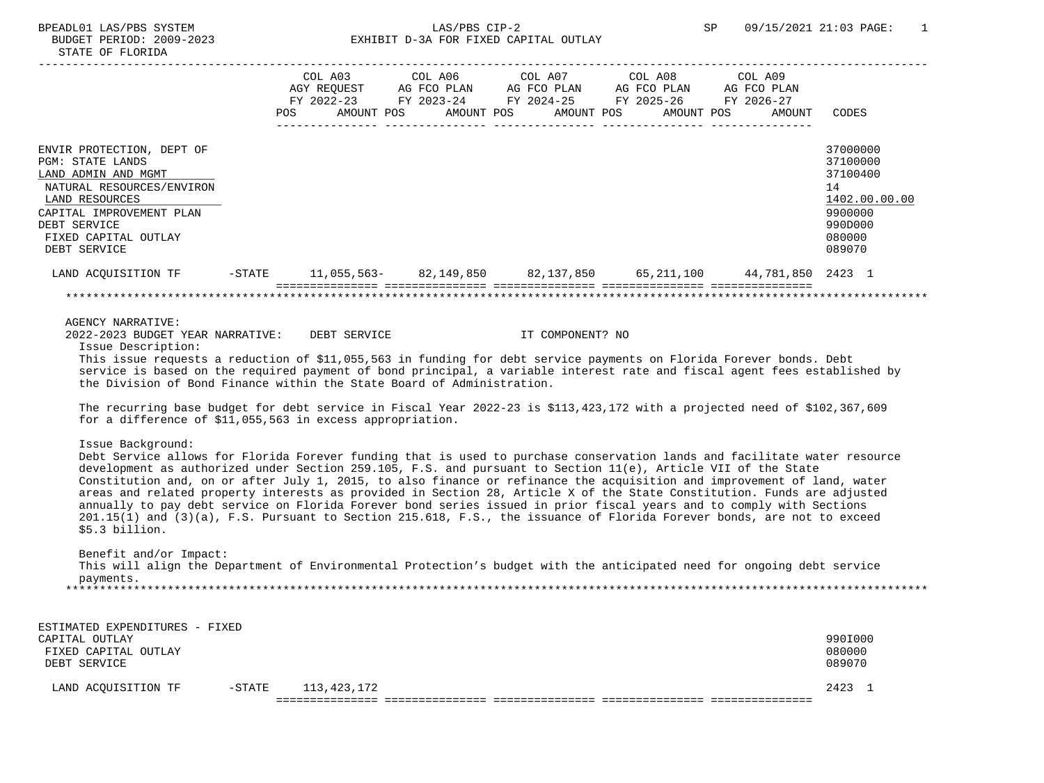BPEADL01 LAS/PBS SYSTEM — LAS/PBS CIP-2 — SP 09/15/2021 21:03

BUDGET PERIOD: 2009-2023 — EXHIBIT D-3A FOR FIXED CAPITAL OUTLAY

STATE OF FLORIDA

| | | COL A03 AGY REQUEST FY 2022-23 POS AMOUNT | COL A06 AG FCO PLAN FY 2023-24 POS AMOUNT | COL A07 AG FCO PLAN FY 2024-25 POS AMOUNT | COL A08 AG FCO PLAN FY 2025-26 POS AMOUNT | COL A09 AG FCO PLAN FY 2026-27 POS AMOUNT | CODES |
|---|---|---|---|---|---|---|---|
| ENVIR PROTECTION, DEPT OF | | | | | | | 37000000 |
| PGM: STATE LANDS | | | | | | | 37100000 |
| LAND ADMIN AND MGMT | | | | | | | 37100400 |
| NATURAL RESOURCES/ENVIRON | | | | | | | 14 |
| LAND RESOURCES | | | | | | | 1402.00.00.00 |
| CAPITAL IMPROVEMENT PLAN | | | | | | | 9900000 |
| DEBT SERVICE | | | | | | | 990D000 |
| FIXED CAPITAL OUTLAY | | | | | | | 080000 |
| DEBT SERVICE | | | | | | | 089070 |
| LAND ACQUISITION TF | -STATE | 11,055,563- | 82,149,850 | 82,137,850 | 65,211,100 | 44,781,850 | 2423 1 |

AGENCY NARRATIVE:

2022-2023 BUDGET YEAR NARRATIVE: DEBT SERVICE IT COMPONENT? NO

Issue Description:

This issue requests a reduction of $11,055,563 in funding for debt service payments on Florida Forever bonds. Debt service is based on the required payment of bond principal, a variable interest rate and fiscal agent fees established by the Division of Bond Finance within the State Board of Administration.

The recurring base budget for debt service in Fiscal Year 2022-23 is $113,423,172 with a projected need of $102,367,609 for a difference of $11,055,563 in excess appropriation.

Issue Background:

Debt Service allows for Florida Forever funding that is used to purchase conservation lands and facilitate water resource development as authorized under Section 259.105, F.S. and pursuant to Section 11(e), Article VII of the State Constitution and, on or after July 1, 2015, to also finance or refinance the acquisition and improvement of land, water areas and related property interests as provided in Section 28, Article X of the State Constitution. Funds are adjusted annually to pay debt service on Florida Forever bond series issued in prior fiscal years and to comply with Sections 201.15(1) and (3)(a), F.S. Pursuant to Section 215.618, F.S., the issuance of Florida Forever bonds, are not to exceed $5.3 billion.

Benefit and/or Impact:

This will align the Department of Environmental Protection's budget with the anticipated need for ongoing debt service payments.

| | | COL A03 | COL A06 | COL A07 | COL A08 | COL A09 | CODES |
|---|---|---|---|---|---|---|---|
| ESTIMATED EXPENDITURES - FIXED CAPITAL OUTLAY | | | | | | | 990I000 |
| FIXED CAPITAL OUTLAY | | | | | | | 080000 |
| DEBT SERVICE | | | | | | | 089070 |
| LAND ACQUISITION TF | -STATE | 113,423,172 | | | | | 2423 1 |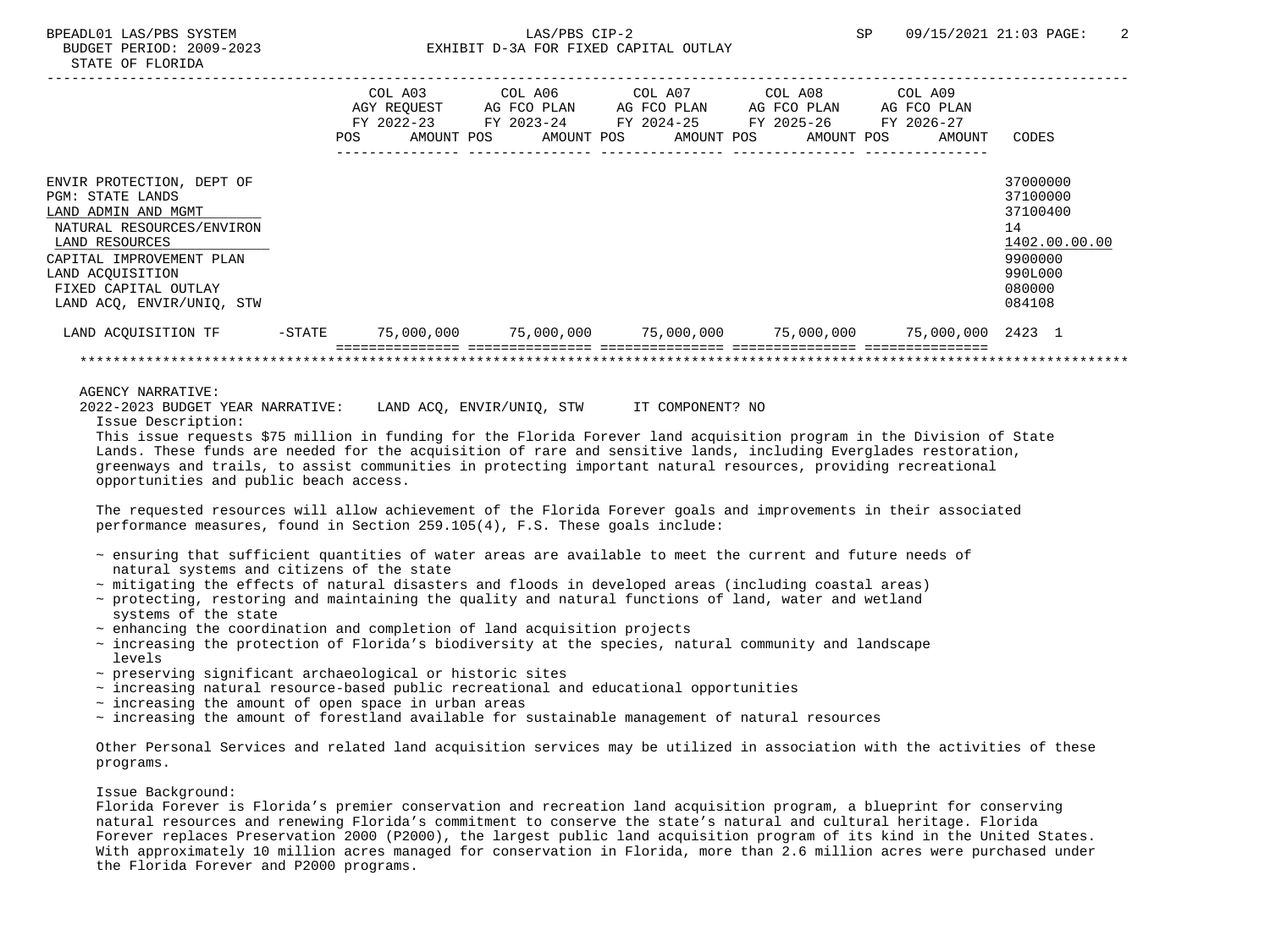BPEADL01 LAS/PBS SYSTEM — LAS/PBS CIP-2 — SP 09/15/2021 21:03

BUDGET PERIOD: 2009-2023 — EXHIBIT D-3A FOR FIXED CAPITAL OUTLAY

STATE OF FLORIDA

| | | COL A03 AGY REQUEST FY 2022-23 POS AMOUNT | COL A06 AG FCO PLAN FY 2023-24 POS AMOUNT | COL A07 AG FCO PLAN FY 2024-25 POS AMOUNT | COL A08 AG FCO PLAN FY 2025-26 POS AMOUNT | COL A09 AG FCO PLAN FY 2026-27 POS AMOUNT | CODES |
|---|---|---|---|---|---|---|---|
| ENVIR PROTECTION, DEPT OF | | | | | | | 37000000 |
| PGM: STATE LANDS | | | | | | | 37100000 |
| LAND ADMIN AND MGMT | | | | | | | 37100400 |
| NATURAL RESOURCES/ENVIRON | | | | | | | 14 |
| LAND RESOURCES | | | | | | | 1402.00.00.00 |
| CAPITAL IMPROVEMENT PLAN | | | | | | | 9900000 |
| LAND ACQUISITION | | | | | | | 990L000 |
| FIXED CAPITAL OUTLAY | | | | | | | 080000 |
| LAND ACQ, ENVIR/UNIQ, STW | | | | | | | 084108 |
| LAND ACQUISITION TF | -STATE | 75,000,000 | 75,000,000 | 75,000,000 | 75,000,000 | 75,000,000 | 2423 1 |

AGENCY NARRATIVE:

2022-2023 BUDGET YEAR NARRATIVE: LAND ACQ, ENVIR/UNIQ, STW IT COMPONENT? NO

Issue Description:

This issue requests $75 million in funding for the Florida Forever land acquisition program in the Division of State Lands. These funds are needed for the acquisition of rare and sensitive lands, including Everglades restoration, greenways and trails, to assist communities in protecting important natural resources, providing recreational opportunities and public beach access.

The requested resources will allow achievement of the Florida Forever goals and improvements in their associated performance measures, found in Section 259.105(4), F.S. These goals include:

- ~ ensuring that sufficient quantities of water areas are available to meet the current and future needs of natural systems and citizens of the state
- ~ mitigating the effects of natural disasters and floods in developed areas (including coastal areas)
- ~ protecting, restoring and maintaining the quality and natural functions of land, water and wetland systems of the state
- ~ enhancing the coordination and completion of land acquisition projects
- ~ increasing the protection of Florida's biodiversity at the species, natural community and landscape levels
- ~ preserving significant archaeological or historic sites
- ~ increasing natural resource-based public recreational and educational opportunities
- ~ increasing the amount of open space in urban areas
- ~ increasing the amount of forestland available for sustainable management of natural resources

Other Personal Services and related land acquisition services may be utilized in association with the activities of these programs.

Issue Background:

Florida Forever is Florida's premier conservation and recreation land acquisition program, a blueprint for conserving natural resources and renewing Florida's commitment to conserve the state's natural and cultural heritage. Florida Forever replaces Preservation 2000 (P2000), the largest public land acquisition program of its kind in the United States. With approximately 10 million acres managed for conservation in Florida, more than 2.6 million acres were purchased under the Florida Forever and P2000 programs.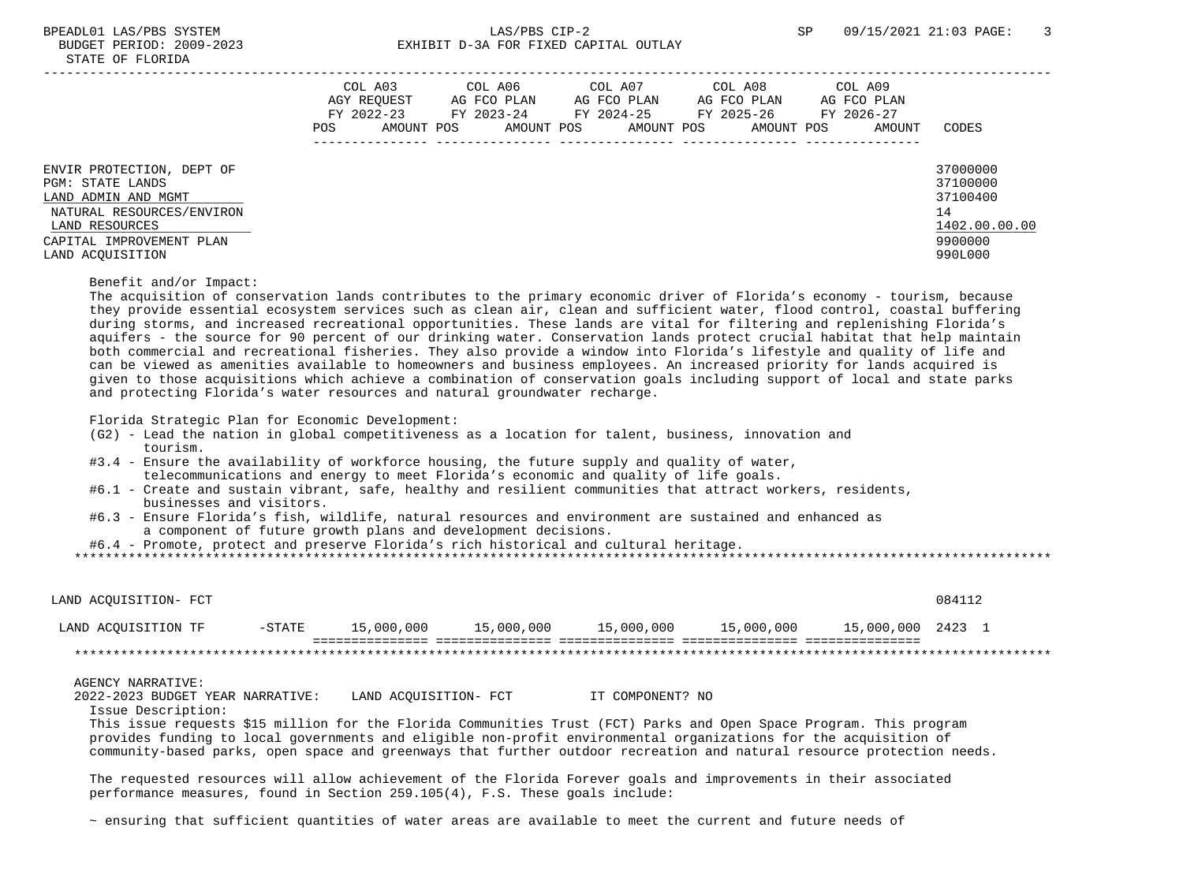BUDGET PERIOD: 2009-2023 — EXHIBIT D-3A FOR FIXED CAPITAL OUTLAY

STATE OF FLORIDA

| | COL A03 AGY REQUEST FY 2022-23 POS AMOUNT | COL A06 AG FCO PLAN FY 2023-24 POS AMOUNT | COL A07 AG FCO PLAN FY 2024-25 POS AMOUNT | COL A08 AG FCO PLAN FY 2025-26 POS AMOUNT | COL A09 AG FCO PLAN FY 2026-27 POS AMOUNT | CODES |
|---|---|---|---|---|---|---|
| ENVIR PROTECTION, DEPT OF | | | | | | 37000000 |
| PGM: STATE LANDS | | | | | | 37100000 |
| LAND ADMIN AND MGMT | | | | | | 37100400 |
| NATURAL RESOURCES/ENVIRON | | | | | | 14 |
| LAND RESOURCES | | | | | | 1402.00.00.00 |
| CAPITAL IMPROVEMENT PLAN | | | | | | 9900000 |
| LAND ACQUISITION | | | | | | 990L000 |

Benefit and/or Impact:

The acquisition of conservation lands contributes to the primary economic driver of Florida's economy - tourism, because they provide essential ecosystem services such as clean air, clean and sufficient water, flood control, coastal buffering during storms, and increased recreational opportunities. These lands are vital for filtering and replenishing Florida's aquifers - the source for 90 percent of our drinking water. Conservation lands protect crucial habitat that help maintain both commercial and recreational fisheries. They also provide a window into Florida's lifestyle and quality of life and can be viewed as amenities available to homeowners and business employees. An increased priority for lands acquired is given to those acquisitions which achieve a combination of conservation goals including support of local and state parks and protecting Florida's water resources and natural groundwater recharge.

Florida Strategic Plan for Economic Development:

- (G2) - Lead the nation in global competitiveness as a location for talent, business, innovation and tourism.
- #3.4 - Ensure the availability of workforce housing, the future supply and quality of water, telecommunications and energy to meet Florida's economic and quality of life goals.
- #6.1 - Create and sustain vibrant, safe, healthy and resilient communities that attract workers, residents, businesses and visitors.
- #6.3 - Ensure Florida's fish, wildlife, natural resources and environment are sustained and enhanced as a component of future growth plans and development decisions.
- #6.4 - Promote, protect and preserve Florida's rich historical and cultural heritage.

******************************************************************************************************************************

| | COL A03 | COL A06 | COL A07 | COL A08 | COL A09 | CODES |
|---|---|---|---|---|---|---|
| LAND ACQUISITION- FCT | | | | | | 084112 |
| LAND ACQUISITION TF -STATE | 15,000,000 | 15,000,000 | 15,000,000 | 15,000,000 | 15,000,000 | 2423 1 |

******************************************************************************************************************************

AGENCY NARRATIVE:

2022-2023 BUDGET YEAR NARRATIVE: LAND ACQUISITION- FCT IT COMPONENT? NO

Issue Description:

This issue requests $15 million for the Florida Communities Trust (FCT) Parks and Open Space Program. This program provides funding to local governments and eligible non-profit environmental organizations for the acquisition of community-based parks, open space and greenways that further outdoor recreation and natural resource protection needs.

The requested resources will allow achievement of the Florida Forever goals and improvements in their associated performance measures, found in Section 259.105(4), F.S. These goals include:

~ ensuring that sufficient quantities of water areas are available to meet the current and future needs of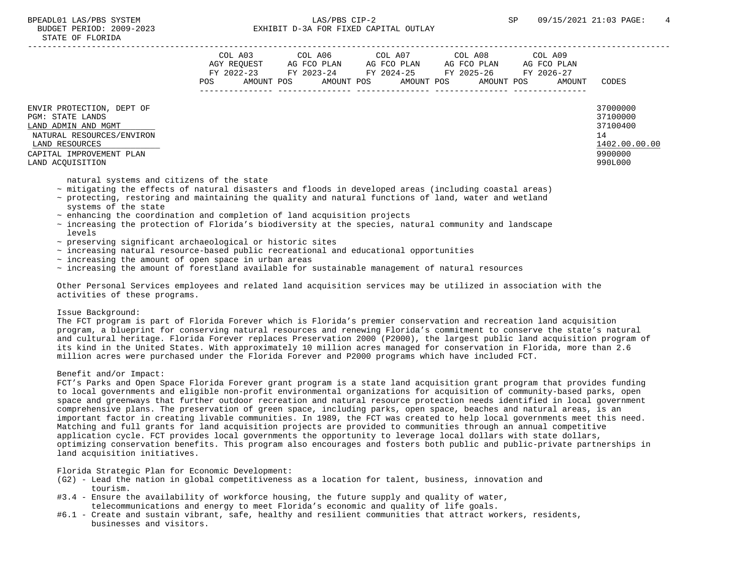| | COL A03 AGY REQUEST FY 2022-23 POS AMOUNT | COL A06 AG FCO PLAN FY 2023-24 POS AMOUNT | COL A07 AG FCO PLAN FY 2024-25 POS AMOUNT | COL A08 AG FCO PLAN FY 2025-26 POS AMOUNT | COL A09 AG FCO PLAN FY 2026-27 POS AMOUNT | CODES |
|---|---|---|---|---|---|---|
| ENVIR PROTECTION, DEPT OF | | | | | | 37000000 |
| PGM: STATE LANDS | | | | | | 37100000 |
| LAND ADMIN AND MGMT | | | | | | 37100400 |
| NATURAL RESOURCES/ENVIRON | | | | | | 14 |
| LAND RESOURCES | | | | | | 1402.00.00.00 |
| CAPITAL IMPROVEMENT PLAN | | | | | | 9900000 |
| LAND ACQUISITION | | | | | | 990L000 |

natural systems and citizens of the state
- ~ mitigating the effects of natural disasters and floods in developed areas (including coastal areas)
- ~ protecting, restoring and maintaining the quality and natural functions of land, water and wetland systems of the state
- ~ enhancing the coordination and completion of land acquisition projects
- ~ increasing the protection of Florida's biodiversity at the species, natural community and landscape levels
- ~ preserving significant archaeological or historic sites
- ~ increasing natural resource-based public recreational and educational opportunities
- ~ increasing the amount of open space in urban areas
- ~ increasing the amount of forestland available for sustainable management of natural resources

Other Personal Services employees and related land acquisition services may be utilized in association with the activities of these programs.

Issue Background:
The FCT program is part of Florida Forever which is Florida's premier conservation and recreation land acquisition program, a blueprint for conserving natural resources and renewing Florida's commitment to conserve the state's natural and cultural heritage. Florida Forever replaces Preservation 2000 (P2000), the largest public land acquisition program of its kind in the United States. With approximately 10 million acres managed for conservation in Florida, more than 2.6 million acres were purchased under the Florida Forever and P2000 programs which have included FCT.

Benefit and/or Impact:
FCT's Parks and Open Space Florida Forever grant program is a state land acquisition grant program that provides funding to local governments and eligible non-profit environmental organizations for acquisition of community-based parks, open space and greenways that further outdoor recreation and natural resource protection needs identified in local government comprehensive plans. The preservation of green space, including parks, open space, beaches and natural areas, is an important factor in creating livable communities. In 1989, the FCT was created to help local governments meet this need. Matching and full grants for land acquisition projects are provided to communities through an annual competitive application cycle. FCT provides local governments the opportunity to leverage local dollars with state dollars, optimizing conservation benefits. This program also encourages and fosters both public and public-private partnerships in land acquisition initiatives.

Florida Strategic Plan for Economic Development:
- (G2) - Lead the nation in global competitiveness as a location for talent, business, innovation and tourism.
- #3.4 - Ensure the availability of workforce housing, the future supply and quality of water, telecommunications and energy to meet Florida's economic and quality of life goals.
- #6.1 - Create and sustain vibrant, safe, healthy and resilient communities that attract workers, residents, businesses and visitors.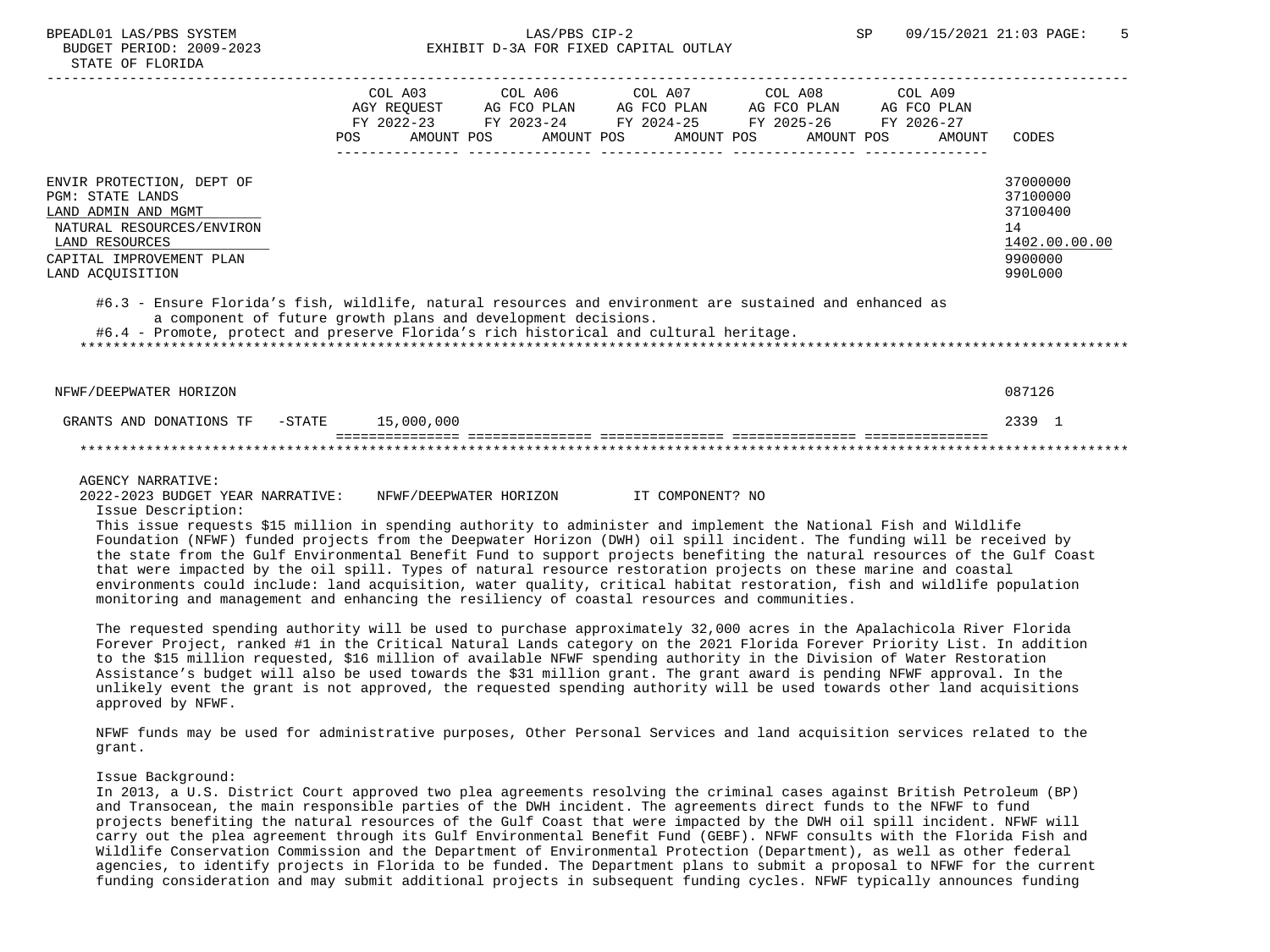BPEADL01 LAS/PBS SYSTEM — LAS/PBS CIP-2 — SP 09/15/2021 21:03

BUDGET PERIOD: 2009-2023 — EXHIBIT D-3A FOR FIXED CAPITAL OUTLAY

STATE OF FLORIDA

| | COL A03 AGY REQUEST FY 2022-23 POS AMOUNT | COL A06 AG FCO PLAN FY 2023-24 POS AMOUNT | COL A07 AG FCO PLAN FY 2024-25 POS AMOUNT | COL A08 AG FCO PLAN FY 2025-26 POS AMOUNT | COL A09 AG FCO PLAN FY 2026-27 POS AMOUNT | CODES |
|---|---|---|---|---|---|---|
| ENVIR PROTECTION, DEPT OF | | | | | | 37000000 |
| PGM: STATE LANDS | | | | | | 37100000 |
| LAND ADMIN AND MGMT | | | | | | 37100400 |
| NATURAL RESOURCES/ENVIRON | | | | | | 14 |
| LAND RESOURCES | | | | | | 1402.00.00.00 |
| CAPITAL IMPROVEMENT PLAN | | | | | | 9900000 |
| LAND ACQUISITION | | | | | | 990L000 |

#6.3 - Ensure Florida's fish, wildlife, natural resources and environment are sustained and enhanced as a component of future growth plans and development decisions.

#6.4 - Promote, protect and preserve Florida's rich historical and cultural heritage.

| | COL A03 | COL A06 | COL A07 | COL A08 | COL A09 | CODES |
|---|---|---|---|---|---|---|
| NFWF/DEEPWATER HORIZON | | | | | | 087126 |
| GRANTS AND DONATIONS TF -STATE | 15,000,000 | | | | | 2339 1 |

AGENCY NARRATIVE:

2022-2023 BUDGET YEAR NARRATIVE: NFWF/DEEPWATER HORIZON IT COMPONENT? NO

Issue Description:

This issue requests $15 million in spending authority to administer and implement the National Fish and Wildlife Foundation (NFWF) funded projects from the Deepwater Horizon (DWH) oil spill incident. The funding will be received by the state from the Gulf Environmental Benefit Fund to support projects benefiting the natural resources of the Gulf Coast that were impacted by the oil spill. Types of natural resource restoration projects on these marine and coastal environments could include: land acquisition, water quality, critical habitat restoration, fish and wildlife population monitoring and management and enhancing the resiliency of coastal resources and communities.

The requested spending authority will be used to purchase approximately 32,000 acres in the Apalachicola River Florida Forever Project, ranked #1 in the Critical Natural Lands category on the 2021 Florida Forever Priority List. In addition to the $15 million requested, $16 million of available NFWF spending authority in the Division of Water Restoration Assistance's budget will also be used towards the $31 million grant. The grant award is pending NFWF approval. In the unlikely event the grant is not approved, the requested spending authority will be used towards other land acquisitions approved by NFWF.

NFWF funds may be used for administrative purposes, Other Personal Services and land acquisition services related to the grant.

Issue Background:

In 2013, a U.S. District Court approved two plea agreements resolving the criminal cases against British Petroleum (BP) and Transocean, the main responsible parties of the DWH incident. The agreements direct funds to the NFWF to fund projects benefiting the natural resources of the Gulf Coast that were impacted by the DWH oil spill incident. NFWF will carry out the plea agreement through its Gulf Environmental Benefit Fund (GEBF). NFWF consults with the Florida Fish and Wildlife Conservation Commission and the Department of Environmental Protection (Department), as well as other federal agencies, to identify projects in Florida to be funded. The Department plans to submit a proposal to NFWF for the current funding consideration and may submit additional projects in subsequent funding cycles. NFWF typically announces funding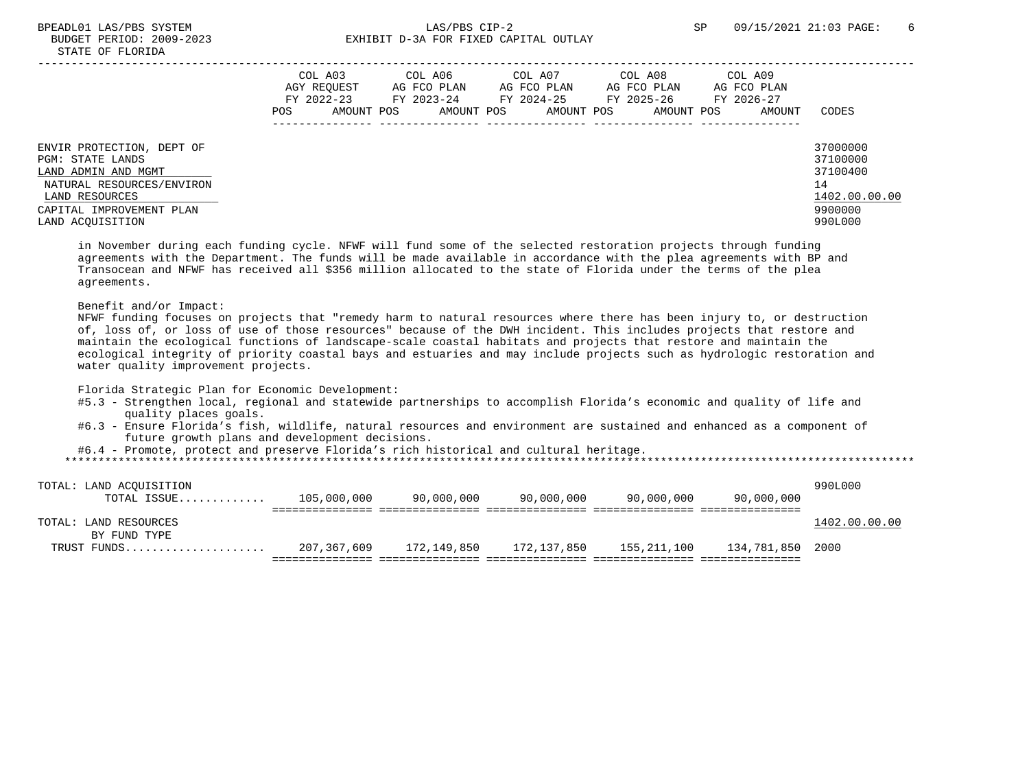ENVIR PROTECTION, DEPT OF — 37000000
PGM: STATE LANDS — 37100000
LAND ADMIN AND MGMT — 37100400
NATURAL RESOURCES/ENVIRON — 14
LAND RESOURCES — 1402.00.00.00
CAPITAL IMPROVEMENT PLAN — 9900000
LAND ACQUISITION — 990L000

in November during each funding cycle. NFWF will fund some of the selected restoration projects through funding agreements with the Department. The funds will be made available in accordance with the plea agreements with BP and Transocean and NFWF has received all $356 million allocated to the state of Florida under the terms of the plea agreements.

Benefit and/or Impact:
NFWF funding focuses on projects that "remedy harm to natural resources where there has been injury to, or destruction of, loss of, or loss of use of those resources" because of the DWH incident. This includes projects that restore and maintain the ecological functions of landscape-scale coastal habitats and projects that restore and maintain the ecological integrity of priority coastal bays and estuaries and may include projects such as hydrologic restoration and water quality improvement projects.

Florida Strategic Plan for Economic Development:
- #5.3 - Strengthen local, regional and statewide partnerships to accomplish Florida's economic and quality of life and quality places goals.
- #6.3 - Ensure Florida's fish, wildlife, natural resources and environment are sustained and enhanced as a component of future growth plans and development decisions.
- #6.4 - Promote, protect and preserve Florida's rich historical and cultural heritage.

| | COL A03 AGY REQUEST FY 2022-23 AMOUNT | COL A06 AG FCO PLAN FY 2023-24 AMOUNT | COL A07 AG FCO PLAN FY 2024-25 AMOUNT | COL A08 AG FCO PLAN FY 2025-26 AMOUNT | COL A09 AG FCO PLAN FY 2026-27 AMOUNT | CODES |
|---|---|---|---|---|---|---|
| TOTAL: LAND ACQUISITION | | | | | | 990L000 |
| TOTAL ISSUE............ | 105,000,000 | 90,000,000 | 90,000,000 | 90,000,000 | 90,000,000 | |
| TOTAL: LAND RESOURCES | | | | | | 1402.00.00.00 |
| BY FUND TYPE | | | | | | |
| TRUST FUNDS.................... | 207,367,609 | 172,149,850 | 172,137,850 | 155,211,100 | 134,781,850 | 2000 |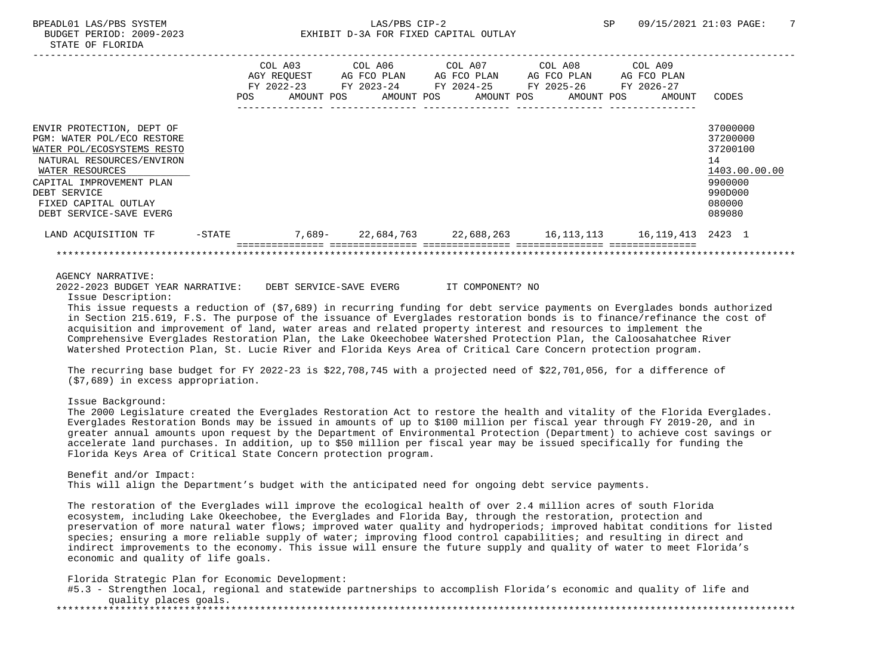BPEADL01 LAS/PBS SYSTEM LAS/PBS CIP-2 SP 09/15/2021 21:03

BUDGET PERIOD: 2009-2023 EXHIBIT D-3A FOR FIXED CAPITAL OUTLAY

STATE OF FLORIDA

| | COL A03 AGY REQUEST FY 2022-23 POS AMOUNT | COL A06 AG FCO PLAN FY 2023-24 POS AMOUNT | COL A07 AG FCO PLAN FY 2024-25 POS AMOUNT | COL A08 AG FCO PLAN FY 2025-26 POS AMOUNT | COL A09 AG FCO PLAN FY 2026-27 POS AMOUNT | CODES |
|---|---|---|---|---|---|---|
| ENVIR PROTECTION, DEPT OF | | | | | | 37000000 |
| PGM: WATER POL/ECO RESTORE | | | | | | 37200000 |
| WATER POL/ECOSYSTEMS RESTO | | | | | | 37200100 |
| NATURAL RESOURCES/ENVIRON | | | | | | 14 |
| WATER RESOURCES | | | | | | 1403.00.00.00 |
| CAPITAL IMPROVEMENT PLAN | | | | | | 9900000 |
| DEBT SERVICE | | | | | | 990D000 |
| FIXED CAPITAL OUTLAY | | | | | | 080000 |
| DEBT SERVICE-SAVE EVERG | | | | | | 089080 |
| LAND ACQUISITION TF -STATE | 7,689- | 22,684,763 | 22,688,263 | 16,113,113 | 16,119,413 | 2423 1 |

AGENCY NARRATIVE:

2022-2023 BUDGET YEAR NARRATIVE: DEBT SERVICE-SAVE EVERG IT COMPONENT? NO

Issue Description:

This issue requests a reduction of ($7,689) in recurring funding for debt service payments on Everglades bonds authorized in Section 215.619, F.S. The purpose of the issuance of Everglades restoration bonds is to finance/refinance the cost of acquisition and improvement of land, water areas and related property interest and resources to implement the Comprehensive Everglades Restoration Plan, the Lake Okeechobee Watershed Protection Plan, the Caloosahatchee River Watershed Protection Plan, St. Lucie River and Florida Keys Area of Critical Care Concern protection program.

The recurring base budget for FY 2022-23 is $22,708,745 with a projected need of $22,701,056, for a difference of ($7,689) in excess appropriation.

Issue Background:

The 2000 Legislature created the Everglades Restoration Act to restore the health and vitality of the Florida Everglades. Everglades Restoration Bonds may be issued in amounts of up to $100 million per fiscal year through FY 2019-20, and in greater annual amounts upon request by the Department of Environmental Protection (Department) to achieve cost savings or accelerate land purchases. In addition, up to $50 million per fiscal year may be issued specifically for funding the Florida Keys Area of Critical State Concern protection program.

Benefit and/or Impact:

This will align the Department's budget with the anticipated need for ongoing debt service payments.

The restoration of the Everglades will improve the ecological health of over 2.4 million acres of south Florida ecosystem, including Lake Okeechobee, the Everglades and Florida Bay, through the restoration, protection and preservation of more natural water flows; improved water quality and hydroperiods; improved habitat conditions for listed species; ensuring a more reliable supply of water; improving flood control capabilities; and resulting in direct and indirect improvements to the economy. This issue will ensure the future supply and quality of water to meet Florida's economic and quality of life goals.

Florida Strategic Plan for Economic Development:

#5.3 - Strengthen local, regional and statewide partnerships to accomplish Florida's economic and quality of life and quality places goals.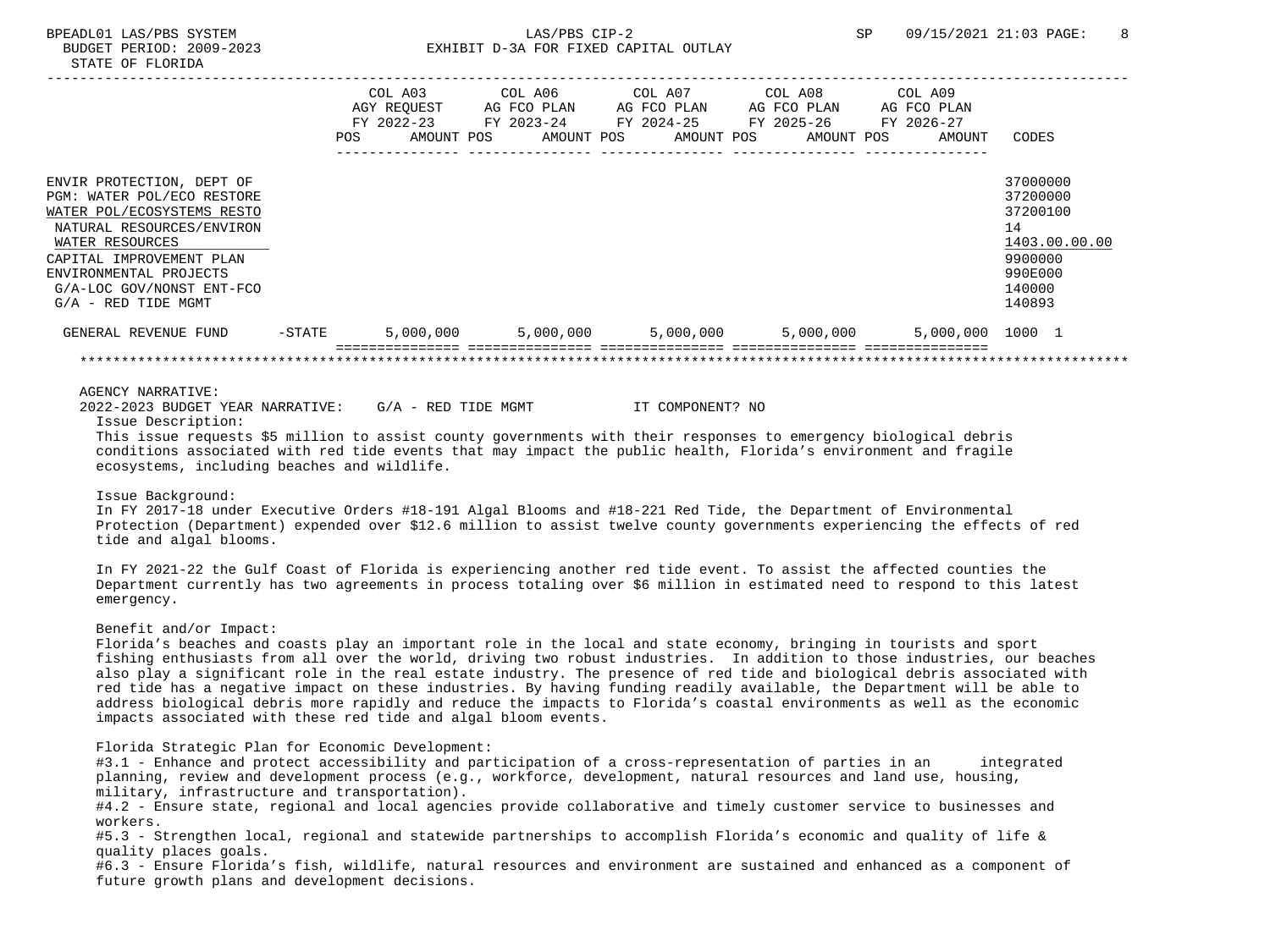BUDGET PERIOD: 2009-2023
STATE OF FLORIDA

EXHIBIT D-3A FOR FIXED CAPITAL OUTLAY

| | COL A03 AGY REQUEST FY 2022-23 POS AMOUNT | COL A06 AG FCO PLAN FY 2023-24 POS AMOUNT | COL A07 AG FCO PLAN FY 2024-25 POS AMOUNT | COL A08 AG FCO PLAN FY 2025-26 POS AMOUNT | COL A09 AG FCO PLAN FY 2026-27 POS AMOUNT | CODES |
|---|---|---|---|---|---|---|
| ENVIR PROTECTION, DEPT OF | | | | | | 37000000 |
| PGM: WATER POL/ECO RESTORE | | | | | | 37200000 |
| WATER POL/ECOSYSTEMS RESTO | | | | | | 37200100 |
| NATURAL RESOURCES/ENVIRON | | | | | | 14 |
| WATER RESOURCES | | | | | | 1403.00.00.00 |
| CAPITAL IMPROVEMENT PLAN | | | | | | 9900000 |
| ENVIRONMENTAL PROJECTS | | | | | | 990E000 |
| G/A-LOC GOV/NONST ENT-FCO | | | | | | 140000 |
| G/A - RED TIDE MGMT | | | | | | 140893 |
| GENERAL REVENUE FUND -STATE | 5,000,000 | 5,000,000 | 5,000,000 | 5,000,000 | 5,000,000 | 1000 1 |

AGENCY NARRATIVE:

2022-2023 BUDGET YEAR NARRATIVE: G/A - RED TIDE MGMT IT COMPONENT? NO

Issue Description:

This issue requests $5 million to assist county governments with their responses to emergency biological debris conditions associated with red tide events that may impact the public health, Florida's environment and fragile ecosystems, including beaches and wildlife.

Issue Background:

In FY 2017-18 under Executive Orders #18-191 Algal Blooms and #18-221 Red Tide, the Department of Environmental Protection (Department) expended over $12.6 million to assist twelve county governments experiencing the effects of red tide and algal blooms.

In FY 2021-22 the Gulf Coast of Florida is experiencing another red tide event. To assist the affected counties the Department currently has two agreements in process totaling over $6 million in estimated need to respond to this latest emergency.

Benefit and/or Impact:

Florida's beaches and coasts play an important role in the local and state economy, bringing in tourists and sport fishing enthusiasts from all over the world, driving two robust industries. In addition to those industries, our beaches also play a significant role in the real estate industry. The presence of red tide and biological debris associated with red tide has a negative impact on these industries. By having funding readily available, the Department will be able to address biological debris more rapidly and reduce the impacts to Florida's coastal environments as well as the economic impacts associated with these red tide and algal bloom events.

Florida Strategic Plan for Economic Development:

#3.1 - Enhance and protect accessibility and participation of a cross-representation of parties in an integrated planning, review and development process (e.g., workforce, development, natural resources and land use, housing, military, infrastructure and transportation).

#4.2 - Ensure state, regional and local agencies provide collaborative and timely customer service to businesses and workers.

#5.3 - Strengthen local, regional and statewide partnerships to accomplish Florida's economic and quality of life & quality places goals.

#6.3 - Ensure Florida's fish, wildlife, natural resources and environment are sustained and enhanced as a component of future growth plans and development decisions.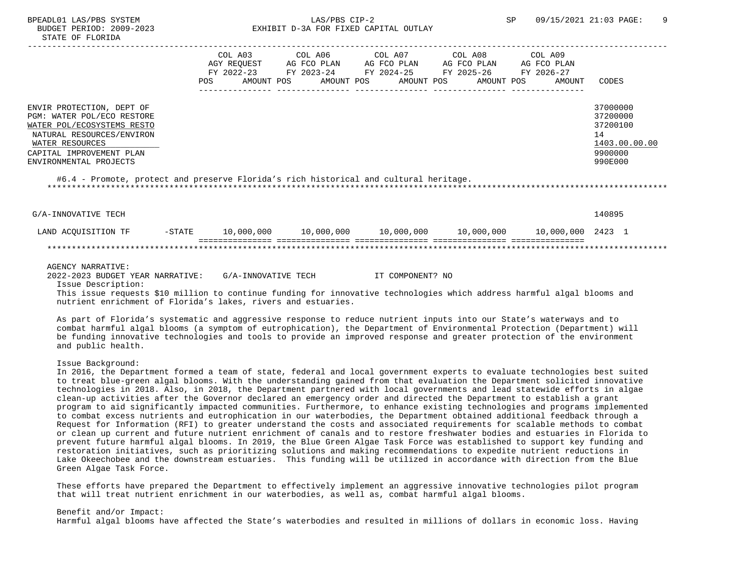BUDGET PERIOD: 2009-2023 — EXHIBIT D-3A FOR FIXED CAPITAL OUTLAY

STATE OF FLORIDA

| | COL A03 AGY REQUEST FY 2022-23 POS AMOUNT | COL A06 AG FCO PLAN FY 2023-24 POS AMOUNT | COL A07 AG FCO PLAN FY 2024-25 POS AMOUNT | COL A08 AG FCO PLAN FY 2025-26 POS AMOUNT | COL A09 AG FCO PLAN FY 2026-27 POS AMOUNT | CODES |
|---|---|---|---|---|---|---|
| ENVIR PROTECTION, DEPT OF | | | | | | 37000000 |
| PGM: WATER POL/ECO RESTORE | | | | | | 37200000 |
| WATER POL/ECOSYSTEMS RESTO | | | | | | 37200100 |
| NATURAL RESOURCES/ENVIRON | | | | | | 14 |
| WATER RESOURCES | | | | | | 1403.00.00.00 |
| CAPITAL IMPROVEMENT PLAN | | | | | | 9900000 |
| ENVIRONMENTAL PROJECTS | | | | | | 990E000 |

#6.4 - Promote, protect and preserve Florida's rich historical and cultural heritage.

| | COL A03 | COL A06 | COL A07 | COL A08 | COL A09 | CODES |
|---|---|---|---|---|---|---|
| G/A-INNOVATIVE TECH | | | | | | 140895 |
| LAND ACQUISITION TF -STATE | 10,000,000 | 10,000,000 | 10,000,000 | 10,000,000 | 10,000,000 | 2423 1 |

AGENCY NARRATIVE:

2022-2023 BUDGET YEAR NARRATIVE: G/A-INNOVATIVE TECH IT COMPONENT? NO

Issue Description:

This issue requests $10 million to continue funding for innovative technologies which address harmful algal blooms and nutrient enrichment of Florida's lakes, rivers and estuaries.

As part of Florida's systematic and aggressive response to reduce nutrient inputs into our State's waterways and to combat harmful algal blooms (a symptom of eutrophication), the Department of Environmental Protection (Department) will be funding innovative technologies and tools to provide an improved response and greater protection of the environment and public health.

Issue Background:

In 2016, the Department formed a team of state, federal and local government experts to evaluate technologies best suited to treat blue-green algal blooms. With the understanding gained from that evaluation the Department solicited innovative technologies in 2018. Also, in 2018, the Department partnered with local governments and lead statewide efforts in algae clean-up activities after the Governor declared an emergency order and directed the Department to establish a grant program to aid significantly impacted communities. Furthermore, to enhance existing technologies and programs implemented to combat excess nutrients and eutrophication in our waterbodies, the Department obtained additional feedback through a Request for Information (RFI) to greater understand the costs and associated requirements for scalable methods to combat or clean up current and future nutrient enrichment of canals and to restore freshwater bodies and estuaries in Florida to prevent future harmful algal blooms. In 2019, the Blue Green Algae Task Force was established to support key funding and restoration initiatives, such as prioritizing solutions and making recommendations to expedite nutrient reductions in Lake Okeechobee and the downstream estuaries. This funding will be utilized in accordance with direction from the Blue Green Algae Task Force.

These efforts have prepared the Department to effectively implement an aggressive innovative technologies pilot program that will treat nutrient enrichment in our waterbodies, as well as, combat harmful algal blooms.

Benefit and/or Impact:

Harmful algal blooms have affected the State's waterbodies and resulted in millions of dollars in economic loss. Having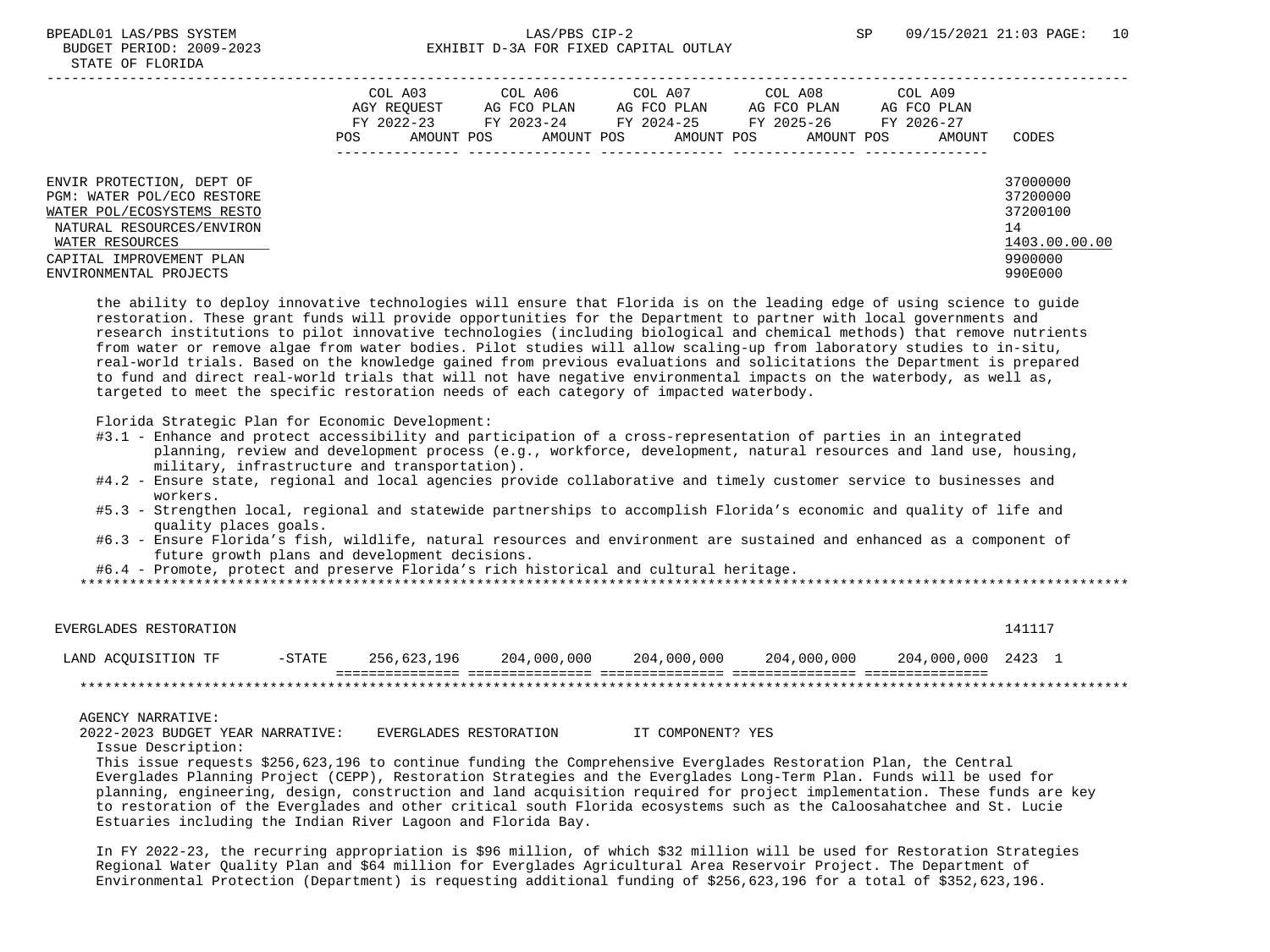| | COL A03 AGY REQUEST FY 2022-23 POS AMOUNT | COL A06 AG FCO PLAN FY 2023-24 POS AMOUNT | COL A07 AG FCO PLAN FY 2024-25 POS AMOUNT | COL A08 AG FCO PLAN FY 2025-26 POS AMOUNT | COL A09 AG FCO PLAN FY 2026-27 POS AMOUNT | CODES |
|---|---|---|---|---|---|---|
| ENVIR PROTECTION, DEPT OF | | | | | | 37000000 |
| PGM: WATER POL/ECO RESTORE | | | | | | 37200000 |
| WATER POL/ECOSYSTEMS RESTO | | | | | | 37200100 |
| NATURAL RESOURCES/ENVIRON | | | | | | 14 |
| WATER RESOURCES | | | | | | 1403.00.00.00 |
| CAPITAL IMPROVEMENT PLAN | | | | | | 9900000 |
| ENVIRONMENTAL PROJECTS | | | | | | 990E000 |

the ability to deploy innovative technologies will ensure that Florida is on the leading edge of using science to guide restoration. These grant funds will provide opportunities for the Department to partner with local governments and research institutions to pilot innovative technologies (including biological and chemical methods) that remove nutrients from water or remove algae from water bodies. Pilot studies will allow scaling-up from laboratory studies to in-situ, real-world trials. Based on the knowledge gained from previous evaluations and solicitations the Department is prepared to fund and direct real-world trials that will not have negative environmental impacts on the waterbody, as well as, targeted to meet the specific restoration needs of each category of impacted waterbody.

Florida Strategic Plan for Economic Development:

- #3.1 - Enhance and protect accessibility and participation of a cross-representation of parties in an integrated planning, review and development process (e.g., workforce, development, natural resources and land use, housing, military, infrastructure and transportation).
- #4.2 - Ensure state, regional and local agencies provide collaborative and timely customer service to businesses and workers.
- #5.3 - Strengthen local, regional and statewide partnerships to accomplish Florida's economic and quality of life and quality places goals.
- #6.3 - Ensure Florida's fish, wildlife, natural resources and environment are sustained and enhanced as a component of future growth plans and development decisions.
- #6.4 - Promote, protect and preserve Florida's rich historical and cultural heritage.

******************************************************************************************************************************

| EVERGLADES RESTORATION | | | | | | | 141117 |
|---|---|---|---|---|---|---|---|
| LAND ACQUISITION TF | -STATE | 256,623,196 | 204,000,000 | 204,000,000 | 204,000,000 | 204,000,000 | 2423 1 |

******************************************************************************************************************************

AGENCY NARRATIVE:

2022-2023 BUDGET YEAR NARRATIVE: EVERGLADES RESTORATION IT COMPONENT? YES

Issue Description:

This issue requests $256,623,196 to continue funding the Comprehensive Everglades Restoration Plan, the Central Everglades Planning Project (CEPP), Restoration Strategies and the Everglades Long-Term Plan. Funds will be used for planning, engineering, design, construction and land acquisition required for project implementation. These funds are key to restoration of the Everglades and other critical south Florida ecosystems such as the Caloosahatchee and St. Lucie Estuaries including the Indian River Lagoon and Florida Bay.

In FY 2022-23, the recurring appropriation is $96 million, of which $32 million will be used for Restoration Strategies Regional Water Quality Plan and $64 million for Everglades Agricultural Area Reservoir Project. The Department of Environmental Protection (Department) is requesting additional funding of $256,623,196 for a total of $352,623,196.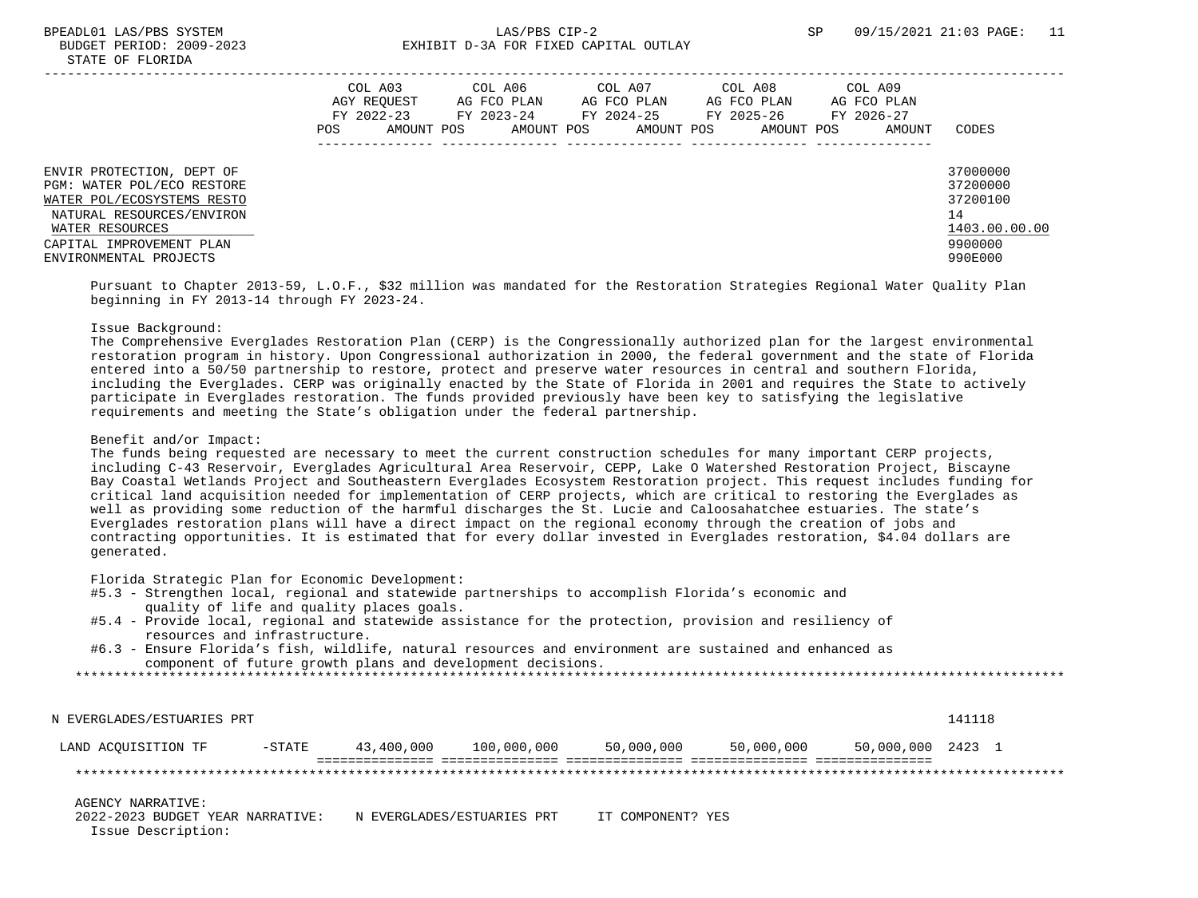| | COL A03 AGY REQUEST FY 2022-23 | | COL A06 AG FCO PLAN FY 2023-24 | | COL A07 AG FCO PLAN FY 2024-25 | | COL A08 AG FCO PLAN FY 2025-26 | | COL A09 AG FCO PLAN FY 2026-27 | | |
|---|---|---|---|---|---|---|---|---|---|---|---|
| | POS | AMOUNT | POS | AMOUNT | POS | AMOUNT | POS | AMOUNT | POS | AMOUNT | CODES |

ENVIR PROTECTION, DEPT OF — 37000000
PGM: WATER POL/ECO RESTORE — 37200000
WATER POL/ECOSYSTEMS RESTO — 37200100
NATURAL RESOURCES/ENVIRON — 14
WATER RESOURCES — 1403.00.00.00
CAPITAL IMPROVEMENT PLAN — 9900000
ENVIRONMENTAL PROJECTS — 990E000

Pursuant to Chapter 2013-59, L.O.F., $32 million was mandated for the Restoration Strategies Regional Water Quality Plan beginning in FY 2013-14 through FY 2023-24.

Issue Background:
The Comprehensive Everglades Restoration Plan (CERP) is the Congressionally authorized plan for the largest environmental restoration program in history. Upon Congressional authorization in 2000, the federal government and the state of Florida entered into a 50/50 partnership to restore, protect and preserve water resources in central and southern Florida, including the Everglades. CERP was originally enacted by the State of Florida in 2001 and requires the State to actively participate in Everglades restoration. The funds provided previously have been key to satisfying the legislative requirements and meeting the State's obligation under the federal partnership.

Benefit and/or Impact:
The funds being requested are necessary to meet the current construction schedules for many important CERP projects, including C-43 Reservoir, Everglades Agricultural Area Reservoir, CEPP, Lake O Watershed Restoration Project, Biscayne Bay Coastal Wetlands Project and Southeastern Everglades Ecosystem Restoration project. This request includes funding for critical land acquisition needed for implementation of CERP projects, which are critical to restoring the Everglades as well as providing some reduction of the harmful discharges the St. Lucie and Caloosahatchee estuaries. The state's Everglades restoration plans will have a direct impact on the regional economy through the creation of jobs and contracting opportunities. It is estimated that for every dollar invested in Everglades restoration, $4.04 dollars are generated.

Florida Strategic Plan for Economic Development:
- #5.3 - Strengthen local, regional and statewide partnerships to accomplish Florida's economic and quality of life and quality places goals.
- #5.4 - Provide local, regional and statewide assistance for the protection, provision and resiliency of resources and infrastructure.
- #6.3 - Ensure Florida's fish, wildlife, natural resources and environment are sustained and enhanced as component of future growth plans and development decisions.

*****************************************************************************************************************************

N EVERGLADES/ESTUARIES PRT — 141118

| | | FY 2022-23 | FY 2023-24 | FY 2024-25 | FY 2025-26 | FY 2026-27 | CODES |
|---|---|---|---|---|---|---|---|
| LAND ACQUISITION TF | -STATE | 43,400,000 | 100,000,000 | 50,000,000 | 50,000,000 | 50,000,000 | 2423 1 |

*****************************************************************************************************************************

AGENCY NARRATIVE:
2022-2023 BUDGET YEAR NARRATIVE: N EVERGLADES/ESTUARIES PRT IT COMPONENT? YES
Issue Description: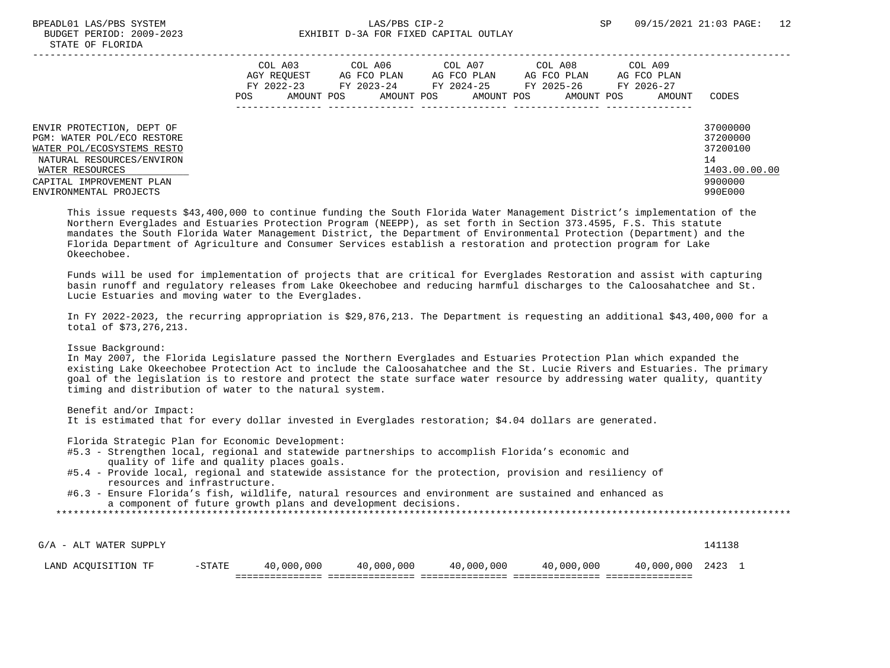| | COL A03 AGY REQUEST FY 2022-23 | | COL A06 AG FCO PLAN FY 2023-24 | | COL A07 AG FCO PLAN FY 2024-25 | | COL A08 AG FCO PLAN FY 2025-26 | | COL A09 AG FCO PLAN FY 2026-27 | | |
|---|---|---|---|---|---|---|---|---|---|---|---|
| | POS | AMOUNT | POS | AMOUNT | POS | AMOUNT | POS | AMOUNT | POS | AMOUNT | CODES |

ENVIR PROTECTION, DEPT OF — 37000000
PGM: WATER POL/ECO RESTORE — 37200000
WATER POL/ECOSYSTEMS RESTO — 37200100
NATURAL RESOURCES/ENVIRON — 14
WATER RESOURCES — 1403.00.00.00
CAPITAL IMPROVEMENT PLAN — 9900000
ENVIRONMENTAL PROJECTS — 990E000

This issue requests $43,400,000 to continue funding the South Florida Water Management District's implementation of the Northern Everglades and Estuaries Protection Program (NEEPP), as set forth in Section 373.4595, F.S. This statute mandates the South Florida Water Management District, the Department of Environmental Protection (Department) and the Florida Department of Agriculture and Consumer Services establish a restoration and protection program for Lake Okeechobee.

Funds will be used for implementation of projects that are critical for Everglades Restoration and assist with capturing basin runoff and regulatory releases from Lake Okeechobee and reducing harmful discharges to the Caloosahatchee and St. Lucie Estuaries and moving water to the Everglades.

In FY 2022-2023, the recurring appropriation is $29,876,213. The Department is requesting an additional $43,400,000 for a total of $73,276,213.

Issue Background:
In May 2007, the Florida Legislature passed the Northern Everglades and Estuaries Protection Plan which expanded the existing Lake Okeechobee Protection Act to include the Caloosahatchee and the St. Lucie Rivers and Estuaries. The primary goal of the legislation is to restore and protect the state surface water resource by addressing water quality, quantity timing and distribution of water to the natural system.

Benefit and/or Impact:
It is estimated that for every dollar invested in Everglades restoration; $4.04 dollars are generated.

Florida Strategic Plan for Economic Development:
- #5.3 - Strengthen local, regional and statewide partnerships to accomplish Florida's economic and quality of life and quality places goals.
- #5.4 - Provide local, regional and statewide assistance for the protection, provision and resiliency of resources and infrastructure.
- #6.3 - Ensure Florida's fish, wildlife, natural resources and environment are sustained and enhanced as a component of future growth plans and development decisions.

***************************************************************************************************************************

G/A - ALT WATER SUPPLY — 141138

| | COL A03 | COL A06 | COL A07 | COL A08 | COL A09 | CODES |
|---|---|---|---|---|---|---|
| LAND ACQUISITION TF -STATE | 40,000,000 | 40,000,000 | 40,000,000 | 40,000,000 | 40,000,000 | 2423 1 |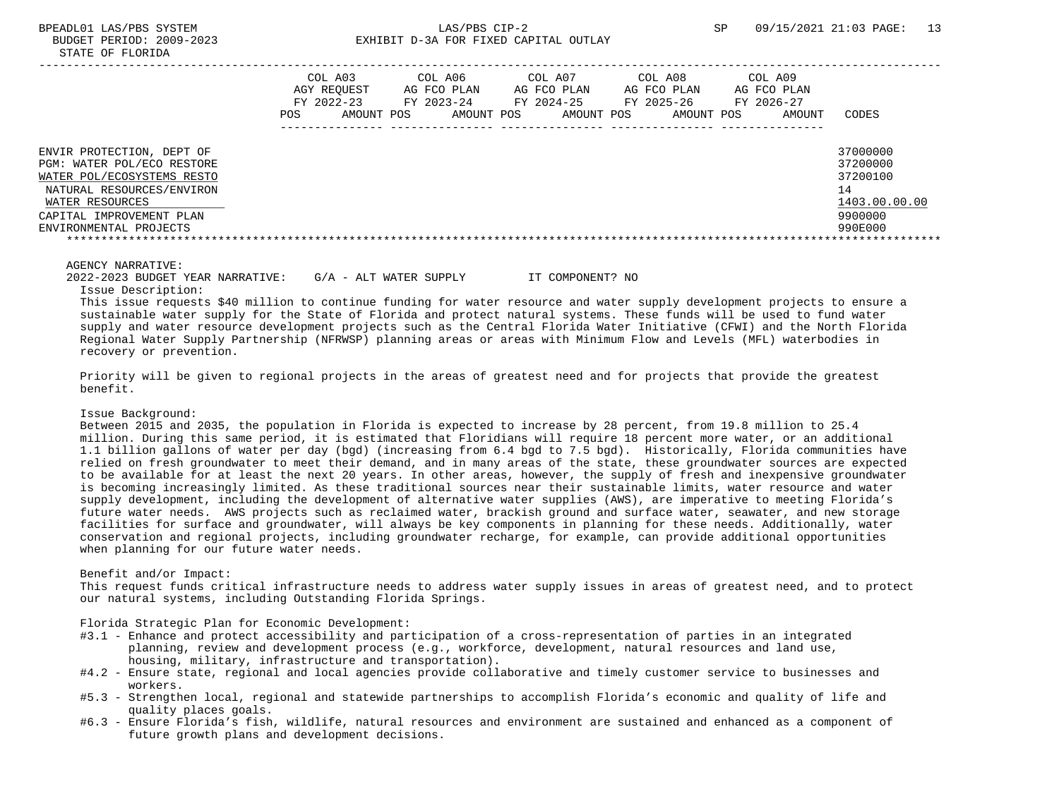BUDGET PERIOD: 2009-2023 EXHIBIT D-3A FOR FIXED CAPITAL OUTLAY

STATE OF FLORIDA

| | COL A03 AGY REQUEST FY 2022-23 POS AMOUNT | COL A06 AG FCO PLAN FY 2023-24 POS AMOUNT | COL A07 AG FCO PLAN FY 2024-25 POS AMOUNT | COL A08 AG FCO PLAN FY 2025-26 POS AMOUNT | COL A09 AG FCO PLAN FY 2026-27 POS AMOUNT | CODES |
|---|---|---|---|---|---|---|
| ENVIR PROTECTION, DEPT OF | | | | | | 37000000 |
| PGM: WATER POL/ECO RESTORE | | | | | | 37200000 |
| WATER POL/ECOSYSTEMS RESTO | | | | | | 37200100 |
| NATURAL RESOURCES/ENVIRON | | | | | | 14 |
| WATER RESOURCES | | | | | | 1403.00.00.00 |
| CAPITAL IMPROVEMENT PLAN | | | | | | 9900000 |
| ENVIRONMENTAL PROJECTS | | | | | | 990E000 |

AGENCY NARRATIVE:

2022-2023 BUDGET YEAR NARRATIVE: G/A - ALT WATER SUPPLY IT COMPONENT? NO

Issue Description:

This issue requests $40 million to continue funding for water resource and water supply development projects to ensure a sustainable water supply for the State of Florida and protect natural systems. These funds will be used to fund water supply and water resource development projects such as the Central Florida Water Initiative (CFWI) and the North Florida Regional Water Supply Partnership (NFRWSP) planning areas or areas with Minimum Flow and Levels (MFL) waterbodies in recovery or prevention.

Priority will be given to regional projects in the areas of greatest need and for projects that provide the greatest benefit.

Issue Background:

Between 2015 and 2035, the population in Florida is expected to increase by 28 percent, from 19.8 million to 25.4 million. During this same period, it is estimated that Floridians will require 18 percent more water, or an additional 1.1 billion gallons of water per day (bgd) (increasing from 6.4 bgd to 7.5 bgd). Historically, Florida communities have relied on fresh groundwater to meet their demand, and in many areas of the state, these groundwater sources are expected to be available for at least the next 20 years. In other areas, however, the supply of fresh and inexpensive groundwater is becoming increasingly limited. As these traditional sources near their sustainable limits, water resource and water supply development, including the development of alternative water supplies (AWS), are imperative to meeting Florida's future water needs. AWS projects such as reclaimed water, brackish ground and surface water, seawater, and new storage facilities for surface and groundwater, will always be key components in planning for these needs. Additionally, water conservation and regional projects, including groundwater recharge, for example, can provide additional opportunities when planning for our future water needs.

Benefit and/or Impact:

This request funds critical infrastructure needs to address water supply issues in areas of greatest need, and to protect our natural systems, including Outstanding Florida Springs.

Florida Strategic Plan for Economic Development:

- #3.1 - Enhance and protect accessibility and participation of a cross-representation of parties in an integrated planning, review and development process (e.g., workforce, development, natural resources and land use, housing, military, infrastructure and transportation).
- #4.2 - Ensure state, regional and local agencies provide collaborative and timely customer service to businesses and workers.
- #5.3 - Strengthen local, regional and statewide partnerships to accomplish Florida's economic and quality of life and quality places goals.
- #6.3 - Ensure Florida's fish, wildlife, natural resources and environment are sustained and enhanced as a component of future growth plans and development decisions.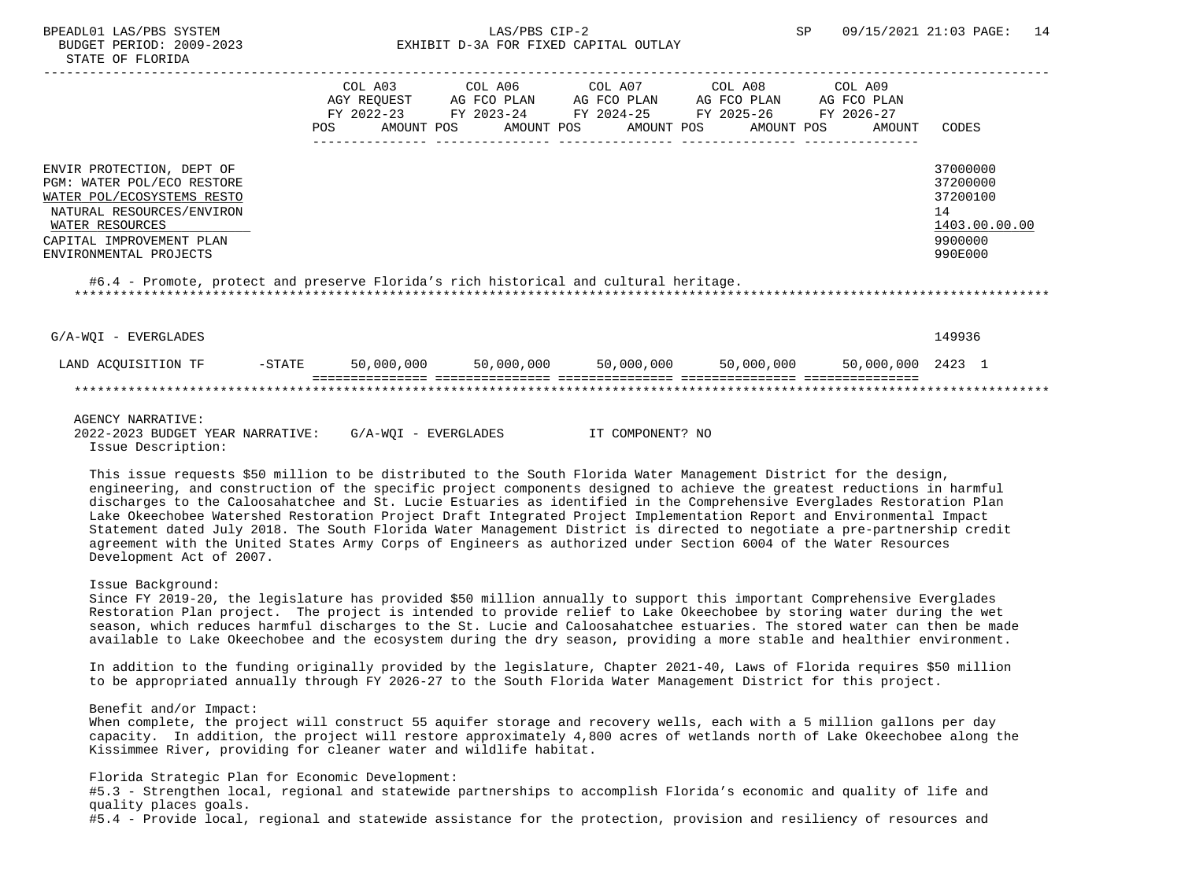| | COL A03 AGY REQUEST FY 2022-23 POS AMOUNT | COL A06 AG FCO PLAN FY 2023-24 POS AMOUNT | COL A07 AG FCO PLAN FY 2024-25 POS AMOUNT | COL A08 AG FCO PLAN FY 2025-26 POS AMOUNT | COL A09 AG FCO PLAN FY 2026-27 POS AMOUNT | CODES |
|---|---|---|---|---|---|---|
| ENVIR PROTECTION, DEPT OF | | | | | | 37000000 |
| PGM: WATER POL/ECO RESTORE | | | | | | 37200000 |
| WATER POL/ECOSYSTEMS RESTO | | | | | | 37200100 |
| NATURAL RESOURCES/ENVIRON | | | | | | 14 |
| WATER RESOURCES | | | | | | 1403.00.00.00 |
| CAPITAL IMPROVEMENT PLAN | | | | | | 9900000 |
| ENVIRONMENTAL PROJECTS | | | | | | 990E000 |

#6.4 - Promote, protect and preserve Florida's rich historical and cultural heritage.

| | COL A03 | COL A06 | COL A07 | COL A08 | COL A09 | CODES |
|---|---|---|---|---|---|---|
| G/A-WQI - EVERGLADES | | | | | | 149936 |
| LAND ACQUISITION TF -STATE | 50,000,000 | 50,000,000 | 50,000,000 | 50,000,000 | 50,000,000 | 2423 1 |

AGENCY NARRATIVE:
2022-2023 BUDGET YEAR NARRATIVE: G/A-WQI - EVERGLADES IT COMPONENT? NO

Issue Description:

This issue requests $50 million to be distributed to the South Florida Water Management District for the design, engineering, and construction of the specific project components designed to achieve the greatest reductions in harmful discharges to the Caloosahatchee and St. Lucie Estuaries as identified in the Comprehensive Everglades Restoration Plan Lake Okeechobee Watershed Restoration Project Draft Integrated Project Implementation Report and Environmental Impact Statement dated July 2018. The South Florida Water Management District is directed to negotiate a pre-partnership credit agreement with the United States Army Corps of Engineers as authorized under Section 6004 of the Water Resources Development Act of 2007.

Issue Background:
Since FY 2019-20, the legislature has provided $50 million annually to support this important Comprehensive Everglades Restoration Plan project. The project is intended to provide relief to Lake Okeechobee by storing water during the wet season, which reduces harmful discharges to the St. Lucie and Caloosahatchee estuaries. The stored water can then be made available to Lake Okeechobee and the ecosystem during the dry season, providing a more stable and healthier environment.

In addition to the funding originally provided by the legislature, Chapter 2021-40, Laws of Florida requires $50 million to be appropriated annually through FY 2026-27 to the South Florida Water Management District for this project.

Benefit and/or Impact:
When complete, the project will construct 55 aquifer storage and recovery wells, each with a 5 million gallons per day capacity. In addition, the project will restore approximately 4,800 acres of wetlands north of Lake Okeechobee along the Kissimmee River, providing for cleaner water and wildlife habitat.

Florida Strategic Plan for Economic Development:
#5.3 - Strengthen local, regional and statewide partnerships to accomplish Florida's economic and quality of life and quality places goals.
#5.4 - Provide local, regional and statewide assistance for the protection, provision and resiliency of resources and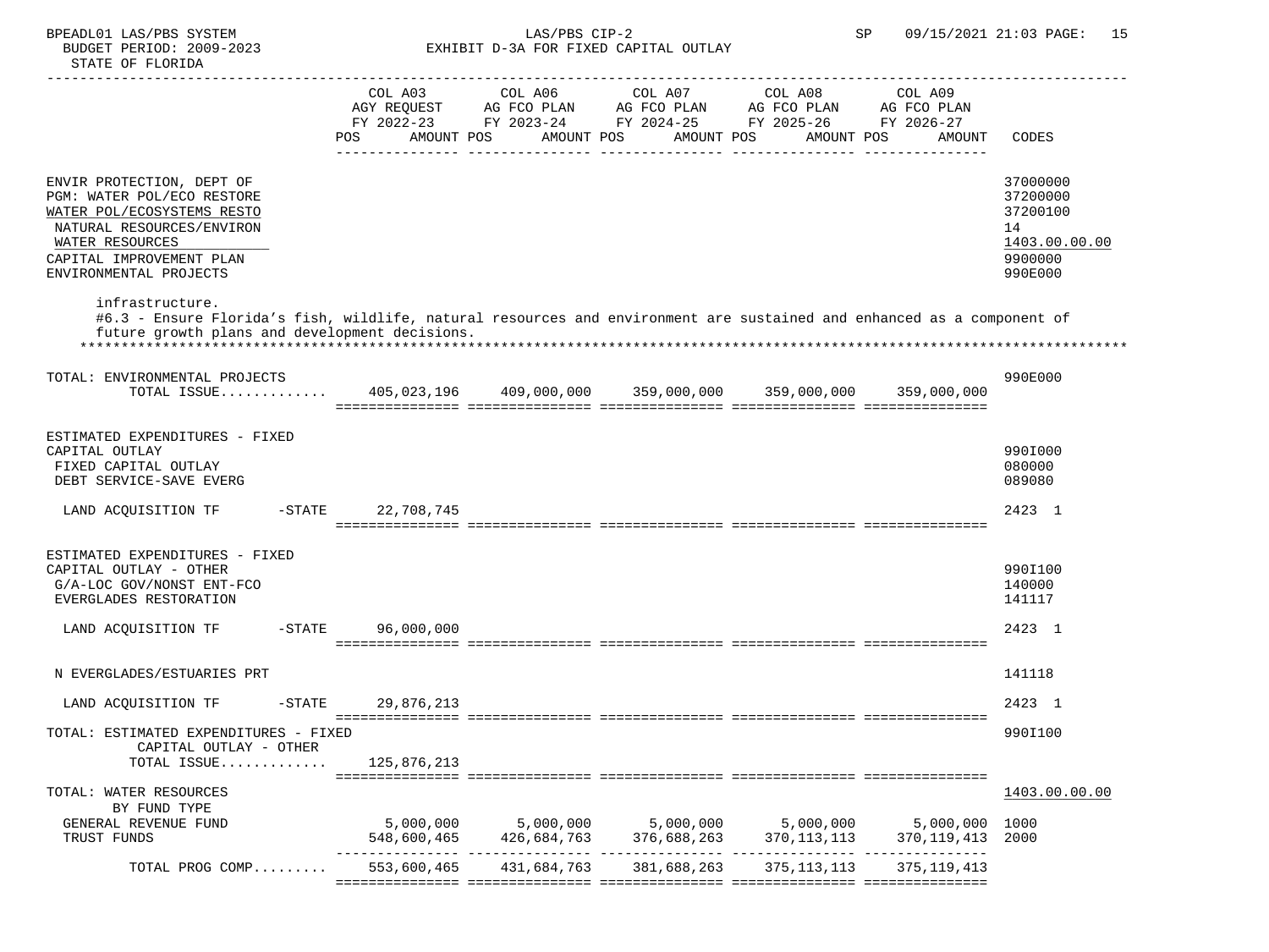BPEADL01 LAS/PBS SYSTEM — LAS/PBS CIP-2 — SP

BUDGET PERIOD: 2009-2023 — EXHIBIT D-3A FOR FIXED CAPITAL OUTLAY

STATE OF FLORIDA

| | COL A03 AGY REQUEST FY 2022-23 POS AMOUNT | COL A06 AG FCO PLAN FY 2023-24 POS AMOUNT | COL A07 AG FCO PLAN FY 2024-25 POS AMOUNT | COL A08 AG FCO PLAN FY 2025-26 POS AMOUNT | COL A09 AG FCO PLAN FY 2026-27 POS AMOUNT | CODES |
|---|---|---|---|---|---|---|
| ENVIR PROTECTION, DEPT OF | | | | | | 37000000 |
| PGM: WATER POL/ECO RESTORE | | | | | | 37200000 |
| WATER POL/ECOSYSTEMS RESTO | | | | | | 37200100 |
| NATURAL RESOURCES/ENVIRON | | | | | | 14 |
| WATER RESOURCES | | | | | | 1403.00.00.00 |
| CAPITAL IMPROVEMENT PLAN | | | | | | 9900000 |
| ENVIRONMENTAL PROJECTS | | | | | | 990E000 |

infrastructure.
#6.3 - Ensure Florida's fish, wildlife, natural resources and environment are sustained and enhanced as a component of future growth plans and development decisions.
*******************************************************************************************************************

| | COL A03 | COL A06 | COL A07 | COL A08 | COL A09 | CODES |
|---|---|---|---|---|---|---|
| TOTAL: ENVIRONMENTAL PROJECTS | | | | | | 990E000 |
| TOTAL ISSUE............ | 405,023,196 | 409,000,000 | 359,000,000 | 359,000,000 | 359,000,000 | |
| ESTIMATED EXPENDITURES - FIXED CAPITAL OUTLAY | | | | | | 990I000 |
| FIXED CAPITAL OUTLAY | | | | | | 080000 |
| DEBT SERVICE-SAVE EVERG | | | | | | 089080 |
| LAND ACQUISITION TF -STATE | 22,708,745 | | | | | 2423 1 |
| ESTIMATED EXPENDITURES - FIXED CAPITAL OUTLAY - OTHER | | | | | | 990I100 |
| G/A-LOC GOV/NONST ENT-FCO | | | | | | 140000 |
| EVERGLADES RESTORATION | | | | | | 141117 |
| LAND ACQUISITION TF -STATE | 96,000,000 | | | | | 2423 1 |
| N EVERGLADES/ESTUARIES PRT | | | | | | 141118 |
| LAND ACQUISITION TF -STATE | 29,876,213 | | | | | 2423 1 |
| TOTAL: ESTIMATED EXPENDITURES - FIXED CAPITAL OUTLAY - OTHER | | | | | | 990I100 |
| TOTAL ISSUE............ | 125,876,213 | | | | | |
| TOTAL: WATER RESOURCES | | | | | | 1403.00.00.00 |
| BY FUND TYPE | | | | | | |
| GENERAL REVENUE FUND | 5,000,000 | 5,000,000 | 5,000,000 | 5,000,000 | 5,000,000 | 1000 |
| TRUST FUNDS | 548,600,465 | 426,684,763 | 376,688,263 | 370,113,113 | 370,119,413 | 2000 |
| TOTAL PROG COMP......... | 553,600,465 | 431,684,763 | 381,688,263 | 375,113,113 | 375,119,413 | |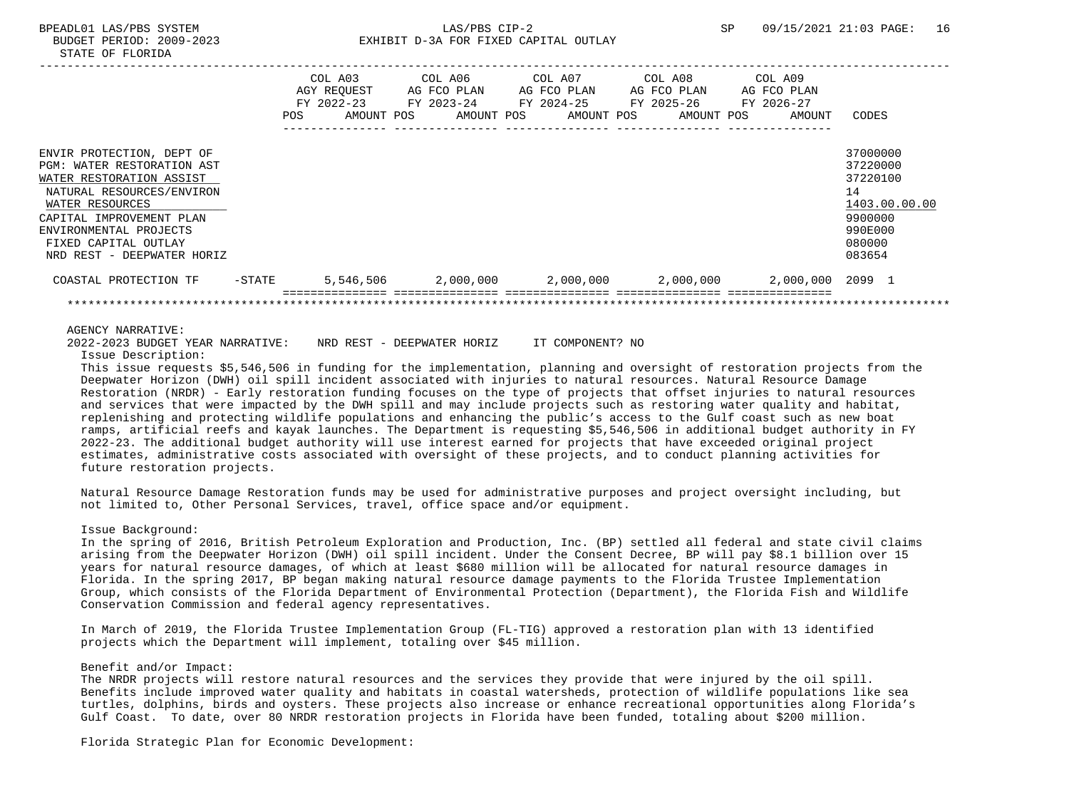BPEADL01 LAS/PBS SYSTEM
BUDGET PERIOD: 2009-2023
STATE OF FLORIDA

LAS/PBS CIP-2
EXHIBIT D-3A FOR FIXED CAPITAL OUTLAY

SP 09/15/2021 21:03

| | | COL A03 AGY REQUEST FY 2022-23 POS AMOUNT | COL A06 AG FCO PLAN FY 2023-24 POS AMOUNT | COL A07 AG FCO PLAN FY 2024-25 POS AMOUNT | COL A08 AG FCO PLAN FY 2025-26 POS AMOUNT | COL A09 AG FCO PLAN FY 2026-27 POS AMOUNT | CODES |
|---|---|---|---|---|---|---|---|
| ENVIR PROTECTION, DEPT OF | | | | | | | 37000000 |
| PGM: WATER RESTORATION AST | | | | | | | 37220000 |
| WATER RESTORATION ASSIST | | | | | | | 37220100 |
| NATURAL RESOURCES/ENVIRON | | | | | | | 14 |
| WATER RESOURCES | | | | | | | 1403.00.00.00 |
| CAPITAL IMPROVEMENT PLAN | | | | | | | 9900000 |
| ENVIRONMENTAL PROJECTS | | | | | | | 990E000 |
| FIXED CAPITAL OUTLAY | | | | | | | 080000 |
| NRD REST - DEEPWATER HORIZ | | | | | | | 083654 |
| COASTAL PROTECTION TF | -STATE | 5,546,506 | 2,000,000 | 2,000,000 | 2,000,000 | 2,000,000 | 2099 1 |

AGENCY NARRATIVE:

2022-2023 BUDGET YEAR NARRATIVE: NRD REST - DEEPWATER HORIZ IT COMPONENT? NO

Issue Description:

This issue requests $5,546,506 in funding for the implementation, planning and oversight of restoration projects from the Deepwater Horizon (DWH) oil spill incident associated with injuries to natural resources. Natural Resource Damage Restoration (NRDR) - Early restoration funding focuses on the type of projects that offset injuries to natural resources and services that were impacted by the DWH spill and may include projects such as restoring water quality and habitat, replenishing and protecting wildlife populations and enhancing the public's access to the Gulf coast such as new boat ramps, artificial reefs and kayak launches. The Department is requesting $5,546,506 in additional budget authority in FY 2022-23. The additional budget authority will use interest earned for projects that have exceeded original project estimates, administrative costs associated with oversight of these projects, and to conduct planning activities for future restoration projects.

Natural Resource Damage Restoration funds may be used for administrative purposes and project oversight including, but not limited to, Other Personal Services, travel, office space and/or equipment.

Issue Background:

In the spring of 2016, British Petroleum Exploration and Production, Inc. (BP) settled all federal and state civil claims arising from the Deepwater Horizon (DWH) oil spill incident. Under the Consent Decree, BP will pay $8.1 billion over 15 years for natural resource damages, of which at least $680 million will be allocated for natural resource damages in Florida. In the spring 2017, BP began making natural resource damage payments to the Florida Trustee Implementation Group, which consists of the Florida Department of Environmental Protection (Department), the Florida Fish and Wildlife Conservation Commission and federal agency representatives.

In March of 2019, the Florida Trustee Implementation Group (FL-TIG) approved a restoration plan with 13 identified projects which the Department will implement, totaling over $45 million.

Benefit and/or Impact:

The NRDR projects will restore natural resources and the services they provide that were injured by the oil spill. Benefits include improved water quality and habitats in coastal watersheds, protection of wildlife populations like sea turtles, dolphins, birds and oysters. These projects also increase or enhance recreational opportunities along Florida's Gulf Coast. To date, over 80 NRDR restoration projects in Florida have been funded, totaling about $200 million.

Florida Strategic Plan for Economic Development: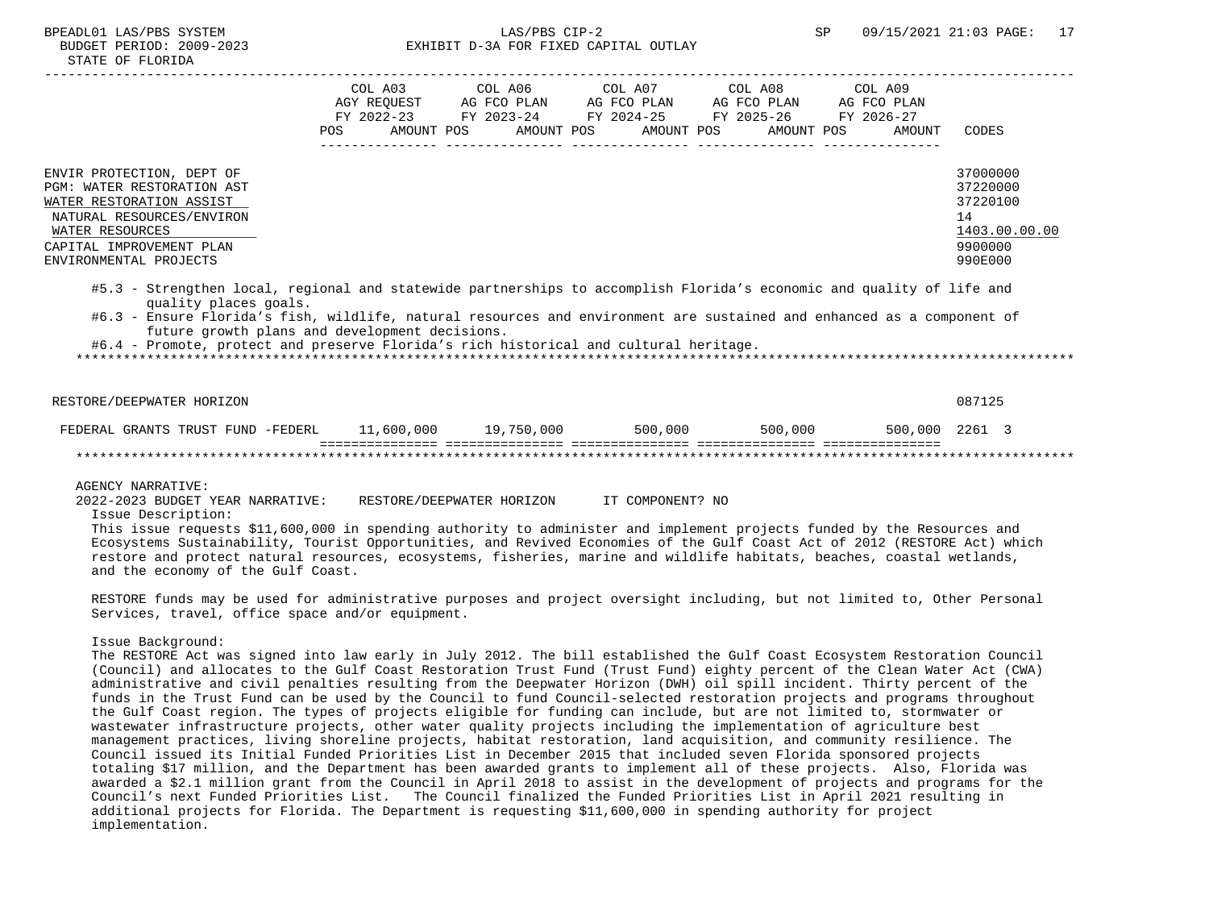| | COL A03 AGY REQUEST FY 2022-23 POS AMOUNT | COL A06 AG FCO PLAN FY 2023-24 POS AMOUNT | COL A07 AG FCO PLAN FY 2024-25 POS AMOUNT | COL A08 AG FCO PLAN FY 2025-26 POS AMOUNT | COL A09 AG FCO PLAN FY 2026-27 POS AMOUNT | CODES |
|---|---|---|---|---|---|---|
| ENVIR PROTECTION, DEPT OF | | | | | | 37000000 |
| PGM: WATER RESTORATION AST | | | | | | 37220000 |
| WATER RESTORATION ASSIST | | | | | | 37220100 |
| NATURAL RESOURCES/ENVIRON | | | | | | 14 |
| WATER RESOURCES | | | | | | 1403.00.00.00 |
| CAPITAL IMPROVEMENT PLAN | | | | | | 9900000 |
| ENVIRONMENTAL PROJECTS | | | | | | 990E000 |

#5.3 - Strengthen local, regional and statewide partnerships to accomplish Florida's economic and quality of life and quality places goals.
#6.3 - Ensure Florida's fish, wildlife, natural resources and environment are sustained and enhanced as a component of future growth plans and development decisions.
#6.4 - Promote, protect and preserve Florida's rich historical and cultural heritage.

| | COL A03 | COL A06 | COL A07 | COL A08 | COL A09 | CODES |
|---|---|---|---|---|---|---|
| RESTORE/DEEPWATER HORIZON | | | | | | 087125 |
| FEDERAL GRANTS TRUST FUND -FEDERL | 11,600,000 | 19,750,000 | 500,000 | 500,000 | 500,000 | 2261 3 |

AGENCY NARRATIVE:
2022-2023 BUDGET YEAR NARRATIVE: RESTORE/DEEPWATER HORIZON IT COMPONENT? NO

Issue Description:
This issue requests $11,600,000 in spending authority to administer and implement projects funded by the Resources and Ecosystems Sustainability, Tourist Opportunities, and Revived Economies of the Gulf Coast Act of 2012 (RESTORE Act) which restore and protect natural resources, ecosystems, fisheries, marine and wildlife habitats, beaches, coastal wetlands, and the economy of the Gulf Coast.

RESTORE funds may be used for administrative purposes and project oversight including, but not limited to, Other Personal Services, travel, office space and/or equipment.

Issue Background:
The RESTORE Act was signed into law early in July 2012. The bill established the Gulf Coast Ecosystem Restoration Council (Council) and allocates to the Gulf Coast Restoration Trust Fund (Trust Fund) eighty percent of the Clean Water Act (CWA) administrative and civil penalties resulting from the Deepwater Horizon (DWH) oil spill incident. Thirty percent of the funds in the Trust Fund can be used by the Council to fund Council-selected restoration projects and programs throughout the Gulf Coast region. The types of projects eligible for funding can include, but are not limited to, stormwater or wastewater infrastructure projects, other water quality projects including the implementation of agriculture best management practices, living shoreline projects, habitat restoration, land acquisition, and community resilience. The Council issued its Initial Funded Priorities List in December 2015 that included seven Florida sponsored projects totaling $17 million, and the Department has been awarded grants to implement all of these projects. Also, Florida was awarded a $2.1 million grant from the Council in April 2018 to assist in the development of projects and programs for the Council's next Funded Priorities List. The Council finalized the Funded Priorities List in April 2021 resulting in additional projects for Florida. The Department is requesting $11,600,000 in spending authority for project implementation.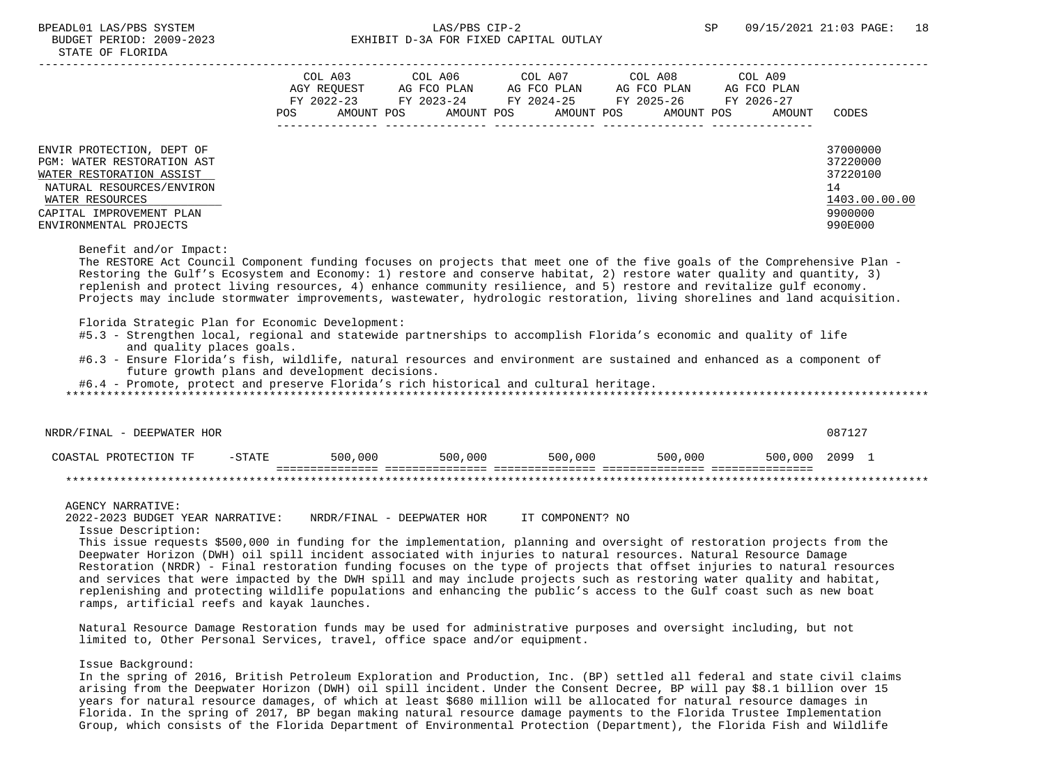BUDGET PERIOD: 2009-2023 — EXHIBIT D-3A FOR FIXED CAPITAL OUTLAY

STATE OF FLORIDA

| | COL A03 AGY REQUEST FY 2022-23 POS AMOUNT | COL A06 AG FCO PLAN FY 2023-24 POS AMOUNT | COL A07 AG FCO PLAN FY 2024-25 POS AMOUNT | COL A08 AG FCO PLAN FY 2025-26 POS AMOUNT | COL A09 AG FCO PLAN FY 2026-27 POS AMOUNT | CODES |
|---|---|---|---|---|---|---|
| ENVIR PROTECTION, DEPT OF | | | | | | 37000000 |
| PGM: WATER RESTORATION AST | | | | | | 37220000 |
| WATER RESTORATION ASSIST | | | | | | 37220100 |
| NATURAL RESOURCES/ENVIRON | | | | | | 14 |
| WATER RESOURCES | | | | | | 1403.00.00.00 |
| CAPITAL IMPROVEMENT PLAN | | | | | | 9900000 |
| ENVIRONMENTAL PROJECTS | | | | | | 990E000 |

Benefit and/or Impact:
The RESTORE Act Council Component funding focuses on projects that meet one of the five goals of the Comprehensive Plan - Restoring the Gulf's Ecosystem and Economy: 1) restore and conserve habitat, 2) restore water quality and quantity, 3) replenish and protect living resources, 4) enhance community resilience, and 5) restore and revitalize gulf economy. Projects may include stormwater improvements, wastewater, hydrologic restoration, living shorelines and land acquisition.

Florida Strategic Plan for Economic Development:
- #5.3 - Strengthen local, regional and statewide partnerships to accomplish Florida's economic and quality of life and quality places goals.
- #6.3 - Ensure Florida's fish, wildlife, natural resources and environment are sustained and enhanced as a component of future growth plans and development decisions.
- #6.4 - Promote, protect and preserve Florida's rich historical and cultural heritage.

| | COL A03 | COL A06 | COL A07 | COL A08 | COL A09 | CODES |
|---|---|---|---|---|---|---|
| NRDR/FINAL - DEEPWATER HOR | | | | | | 087127 |
| COASTAL PROTECTION TF -STATE | 500,000 | 500,000 | 500,000 | 500,000 | 500,000 | 2099 1 |

AGENCY NARRATIVE:
2022-2023 BUDGET YEAR NARRATIVE: NRDR/FINAL - DEEPWATER HOR IT COMPONENT? NO

Issue Description:
This issue requests $500,000 in funding for the implementation, planning and oversight of restoration projects from the Deepwater Horizon (DWH) oil spill incident associated with injuries to natural resources. Natural Resource Damage Restoration (NRDR) - Final restoration funding focuses on the type of projects that offset injuries to natural resources and services that were impacted by the DWH spill and may include projects such as restoring water quality and habitat, replenishing and protecting wildlife populations and enhancing the public's access to the Gulf coast such as new boat ramps, artificial reefs and kayak launches.

Natural Resource Damage Restoration funds may be used for administrative purposes and oversight including, but not limited to, Other Personal Services, travel, office space and/or equipment.

Issue Background:
In the spring of 2016, British Petroleum Exploration and Production, Inc. (BP) settled all federal and state civil claims arising from the Deepwater Horizon (DWH) oil spill incident. Under the Consent Decree, BP will pay $8.1 billion over 15 years for natural resource damages, of which at least $680 million will be allocated for natural resource damages in Florida. In the spring of 2017, BP began making natural resource damage payments to the Florida Trustee Implementation Group, which consists of the Florida Department of Environmental Protection (Department), the Florida Fish and Wildlife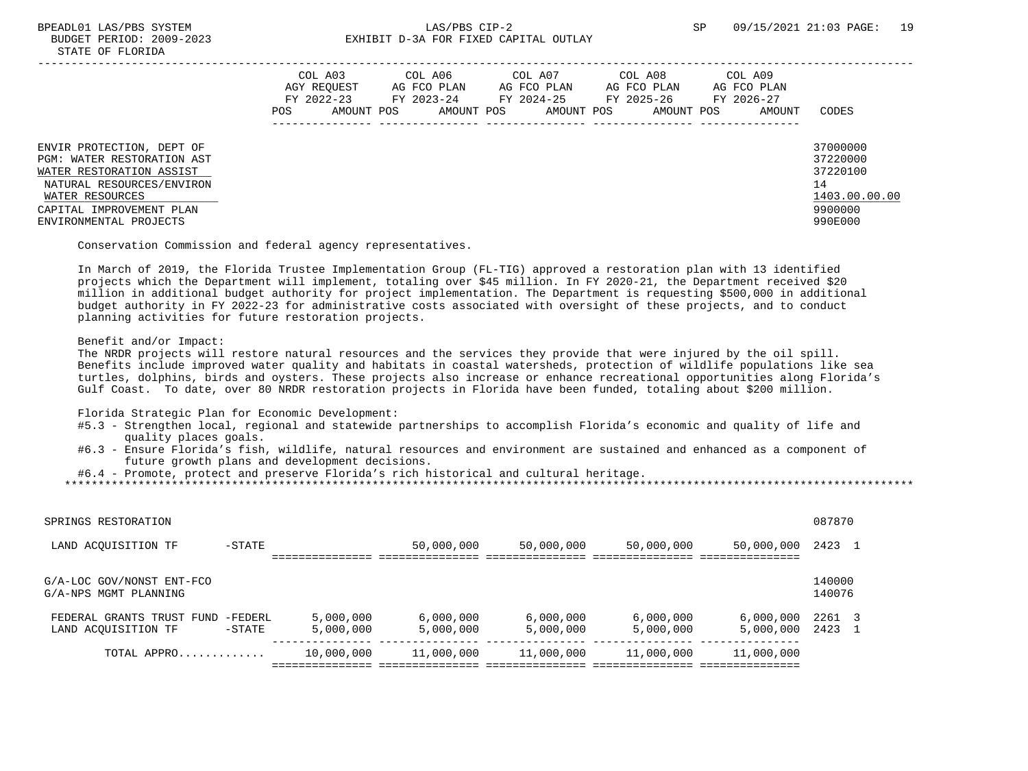ENVIR PROTECTION, DEPT OF 37000000
PGM: WATER RESTORATION AST 37220000
WATER RESTORATION ASSIST 37220100
NATURAL RESOURCES/ENVIRON 14
WATER RESOURCES 1403.00.00.00
CAPITAL IMPROVEMENT PLAN 9900000
ENVIRONMENTAL PROJECTS 990E000

| | COL A03 AGY REQUEST FY 2022-23 POS AMOUNT | COL A06 AG FCO PLAN FY 2023-24 POS AMOUNT | COL A07 AG FCO PLAN FY 2024-25 POS AMOUNT | COL A08 AG FCO PLAN FY 2025-26 POS AMOUNT | COL A09 AG FCO PLAN FY 2026-27 POS AMOUNT | CODES |
|---|---|---|---|---|---|---|

Conservation Commission and federal agency representatives.

In March of 2019, the Florida Trustee Implementation Group (FL-TIG) approved a restoration plan with 13 identified projects which the Department will implement, totaling over $45 million. In FY 2020-21, the Department received $20 million in additional budget authority for project implementation. The Department is requesting $500,000 in additional budget authority in FY 2022-23 for administrative costs associated with oversight of these projects, and to conduct planning activities for future restoration projects.

Benefit and/or Impact:
The NRDR projects will restore natural resources and the services they provide that were injured by the oil spill. Benefits include improved water quality and habitats in coastal watersheds, protection of wildlife populations like sea turtles, dolphins, birds and oysters. These projects also increase or enhance recreational opportunities along Florida's Gulf Coast. To date, over 80 NRDR restoration projects in Florida have been funded, totaling about $200 million.

Florida Strategic Plan for Economic Development:
- #5.3 - Strengthen local, regional and statewide partnerships to accomplish Florida's economic and quality of life and quality places goals.
- #6.3 - Ensure Florida's fish, wildlife, natural resources and environment are sustained and enhanced as a component of future growth plans and development decisions.
- #6.4 - Promote, protect and preserve Florida's rich historical and cultural heritage.

| | COL A03 AGY REQUEST FY 2022-23 | COL A06 AG FCO PLAN FY 2023-24 | COL A07 AG FCO PLAN FY 2024-25 | COL A08 AG FCO PLAN FY 2025-26 | COL A09 AG FCO PLAN FY 2026-27 | CODES |
|---|---|---|---|---|---|---|
| SPRINGS RESTORATION | | | | | | 087870 |
| LAND ACQUISITION TF -STATE | | 50,000,000 | 50,000,000 | 50,000,000 | 50,000,000 | 2423 1 |
| G/A-LOC GOV/NONST ENT-FCO | | | | | | 140000 |
| G/A-NPS MGMT PLANNING | | | | | | 140076 |
| FEDERAL GRANTS TRUST FUND -FEDERL | 5,000,000 | 6,000,000 | 6,000,000 | 6,000,000 | 6,000,000 | 2261 3 |
| LAND ACQUISITION TF -STATE | 5,000,000 | 5,000,000 | 5,000,000 | 5,000,000 | 5,000,000 | 2423 1 |
| TOTAL APPRO............ | 10,000,000 | 11,000,000 | 11,000,000 | 11,000,000 | 11,000,000 | |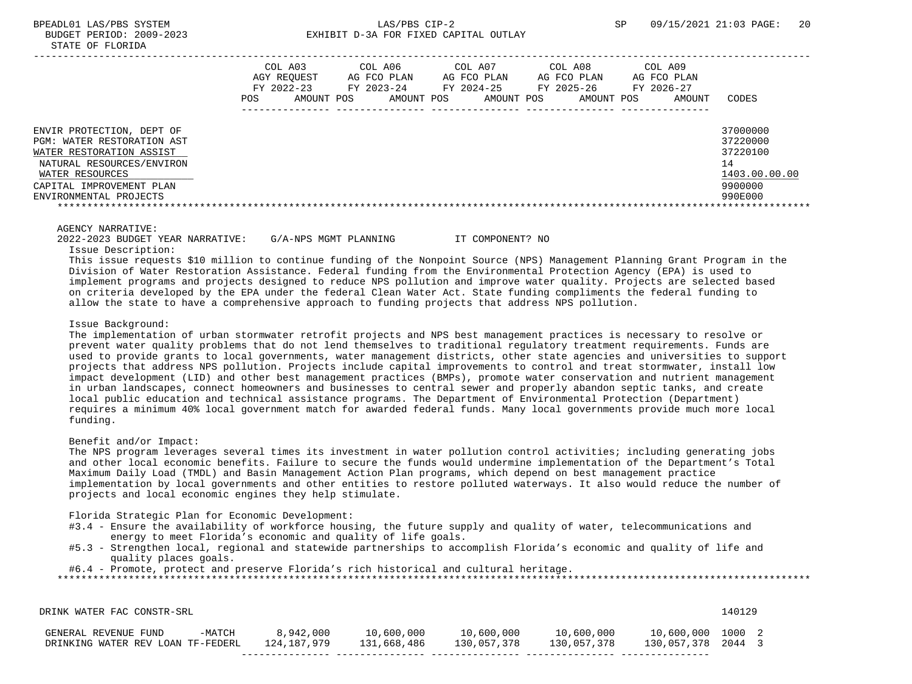| | COL A03 AGY REQUEST FY 2022-23 | | COL A06 AG FCO PLAN FY 2023-24 | | COL A07 AG FCO PLAN FY 2024-25 | | COL A08 AG FCO PLAN FY 2025-26 | | COL A09 AG FCO PLAN FY 2026-27 | | |
|---|---|---|---|---|---|---|---|---|---|---|---|
| | POS | AMOUNT | POS | AMOUNT | POS | AMOUNT | POS | AMOUNT | POS | AMOUNT | CODES |
| ENVIR PROTECTION, DEPT OF | | | | | | | | | | | 37000000 |
| PGM: WATER RESTORATION AST | | | | | | | | | | | 37220000 |
| WATER RESTORATION ASSIST | | | | | | | | | | | 37220100 |
| NATURAL RESOURCES/ENVIRON | | | | | | | | | | | 14 |
| WATER RESOURCES | | | | | | | | | | | 1403.00.00.00 |
| CAPITAL IMPROVEMENT PLAN | | | | | | | | | | | 9900000 |
| ENVIRONMENTAL PROJECTS | | | | | | | | | | | 990E000 |

AGENCY NARRATIVE:

2022-2023 BUDGET YEAR NARRATIVE: G/A-NPS MGMT PLANNING IT COMPONENT? NO

Issue Description:

This issue requests $10 million to continue funding of the Nonpoint Source (NPS) Management Planning Grant Program in the Division of Water Restoration Assistance. Federal funding from the Environmental Protection Agency (EPA) is used to implement programs and projects designed to reduce NPS pollution and improve water quality. Projects are selected based on criteria developed by the EPA under the federal Clean Water Act. State funding compliments the federal funding to allow the state to have a comprehensive approach to funding projects that address NPS pollution.

Issue Background:

The implementation of urban stormwater retrofit projects and NPS best management practices is necessary to resolve or prevent water quality problems that do not lend themselves to traditional regulatory treatment requirements. Funds are used to provide grants to local governments, water management districts, other state agencies and universities to support projects that address NPS pollution. Projects include capital improvements to control and treat stormwater, install low impact development (LID) and other best management practices (BMPs), promote water conservation and nutrient management in urban landscapes, connect homeowners and businesses to central sewer and properly abandon septic tanks, and create local public education and technical assistance programs. The Department of Environmental Protection (Department) requires a minimum 40% local government match for awarded federal funds. Many local governments provide much more local funding.

Benefit and/or Impact:

The NPS program leverages several times its investment in water pollution control activities; including generating jobs and other local economic benefits. Failure to secure the funds would undermine implementation of the Department's Total Maximum Daily Load (TMDL) and Basin Management Action Plan programs, which depend on best management practice implementation by local governments and other entities to restore polluted waterways. It also would reduce the number of projects and local economic engines they help stimulate.

Florida Strategic Plan for Economic Development:

- #3.4 - Ensure the availability of workforce housing, the future supply and quality of water, telecommunications and energy to meet Florida's economic and quality of life goals.
- #5.3 - Strengthen local, regional and statewide partnerships to accomplish Florida's economic and quality of life and quality places goals.
- #6.4 - Promote, protect and preserve Florida's rich historical and cultural heritage.

DRINK WATER FAC CONSTR-SRL 140129

| | FY 2022-23 | FY 2023-24 | FY 2024-25 | FY 2025-26 | FY 2026-27 | CODES |
|---|---|---|---|---|---|---|
| GENERAL REVENUE FUND -MATCH | 8,942,000 | 10,600,000 | 10,600,000 | 10,600,000 | 10,600,000 | 1000 2 |
| DRINKING WATER REV LOAN TF-FEDERL | 124,187,979 | 131,668,486 | 130,057,378 | 130,057,378 | 130,057,378 | 2044 3 |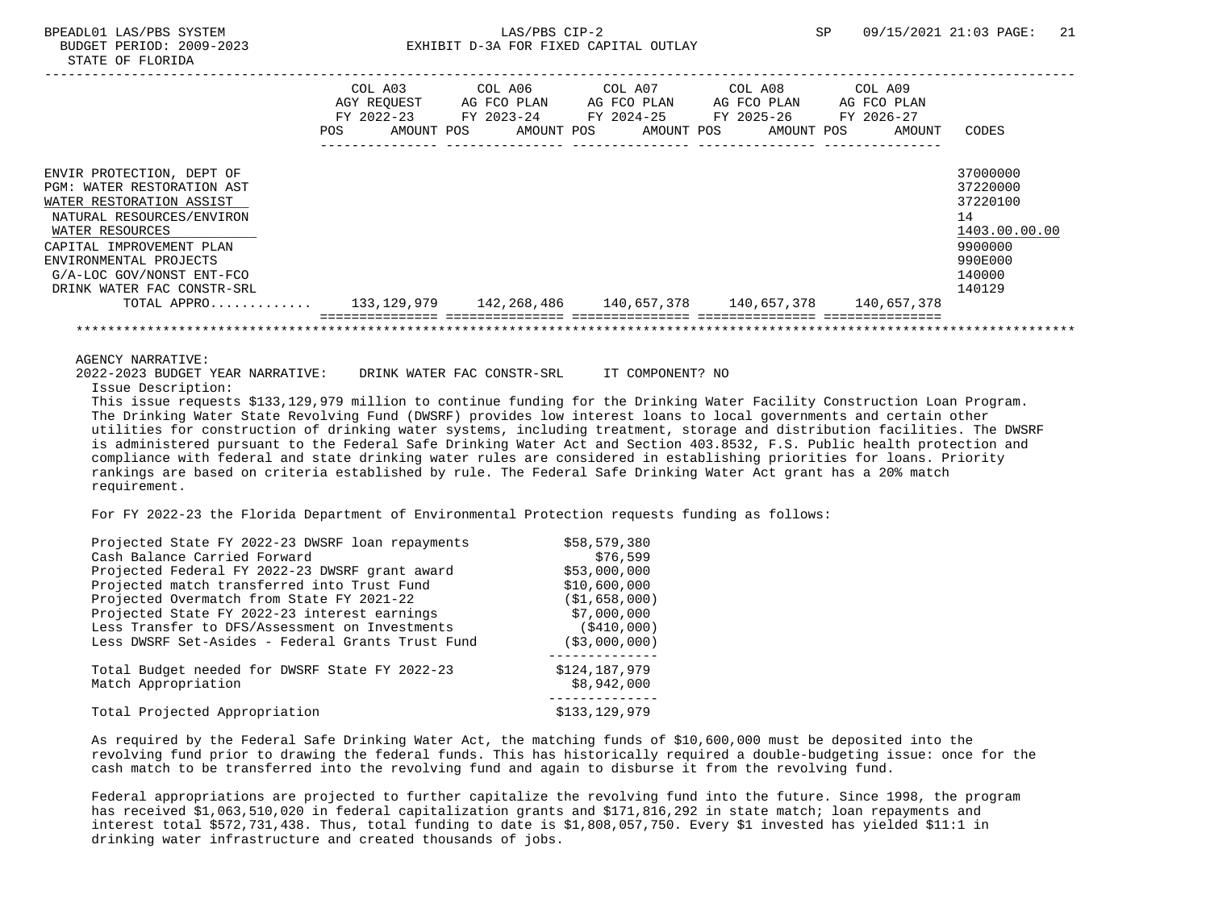BUDGET PERIOD: 2009-2023 EXHIBIT D-3A FOR FIXED CAPITAL OUTLAY

STATE OF FLORIDA

| | COL A03 AGY REQUEST FY 2022-23 POS AMOUNT | COL A06 AG FCO PLAN FY 2023-24 POS AMOUNT | COL A07 AG FCO PLAN FY 2024-25 POS AMOUNT | COL A08 AG FCO PLAN FY 2025-26 POS AMOUNT | COL A09 AG FCO PLAN FY 2026-27 POS AMOUNT | CODES |
|---|---|---|---|---|---|---|
| ENVIR PROTECTION, DEPT OF | | | | | | 37000000 |
| PGM: WATER RESTORATION AST | | | | | | 37220000 |
| WATER RESTORATION ASSIST | | | | | | 37220100 |
| NATURAL RESOURCES/ENVIRON | | | | | | 14 |
| WATER RESOURCES | | | | | | 1403.00.00.00 |
| CAPITAL IMPROVEMENT PLAN | | | | | | 9900000 |
| ENVIRONMENTAL PROJECTS | | | | | | 990E000 |
| G/A-LOC GOV/NONST ENT-FCO | | | | | | 140000 |
| DRINK WATER FAC CONSTR-SRL | | | | | | 140129 |
| TOTAL APPRO............ | 133,129,979 | 142,268,486 | 140,657,378 | 140,657,378 | 140,657,378 | |

AGENCY NARRATIVE:

2022-2023 BUDGET YEAR NARRATIVE: DRINK WATER FAC CONSTR-SRL IT COMPONENT? NO

Issue Description:

This issue requests $133,129,979 million to continue funding for the Drinking Water Facility Construction Loan Program. The Drinking Water State Revolving Fund (DWSRF) provides low interest loans to local governments and certain other utilities for construction of drinking water systems, including treatment, storage and distribution facilities. The DWSRF is administered pursuant to the Federal Safe Drinking Water Act and Section 403.8532, F.S. Public health protection and compliance with federal and state drinking water rules are considered in establishing priorities for loans. Priority rankings are based on criteria established by rule. The Federal Safe Drinking Water Act grant has a 20% match requirement.

For FY 2022-23 the Florida Department of Environmental Protection requests funding as follows:

| | |
|---|---|
| Projected State FY 2022-23 DWSRF loan repayments | $58,579,380 |
| Cash Balance Carried Forward | $76,599 |
| Projected Federal FY 2022-23 DWSRF grant award | $53,000,000 |
| Projected match transferred into Trust Fund | $10,600,000 |
| Projected Overmatch from State FY 2021-22 | ($1,658,000) |
| Projected State FY 2022-23 interest earnings | $7,000,000 |
| Less Transfer to DFS/Assessment on Investments | ($410,000) |
| Less DWSRF Set-Asides - Federal Grants Trust Fund | ($3,000,000) |
| Total Budget needed for DWSRF State FY 2022-23 | $124,187,979 |
| Match Appropriation | $8,942,000 |
| Total Projected Appropriation | $133,129,979 |

As required by the Federal Safe Drinking Water Act, the matching funds of $10,600,000 must be deposited into the revolving fund prior to drawing the federal funds. This has historically required a double-budgeting issue: once for the cash match to be transferred into the revolving fund and again to disburse it from the revolving fund.

Federal appropriations are projected to further capitalize the revolving fund into the future. Since 1998, the program has received $1,063,510,020 in federal capitalization grants and $171,816,292 in state match; loan repayments and interest total $572,731,438. Thus, total funding to date is $1,808,057,750. Every $1 invested has yielded $11:1 in drinking water infrastructure and created thousands of jobs.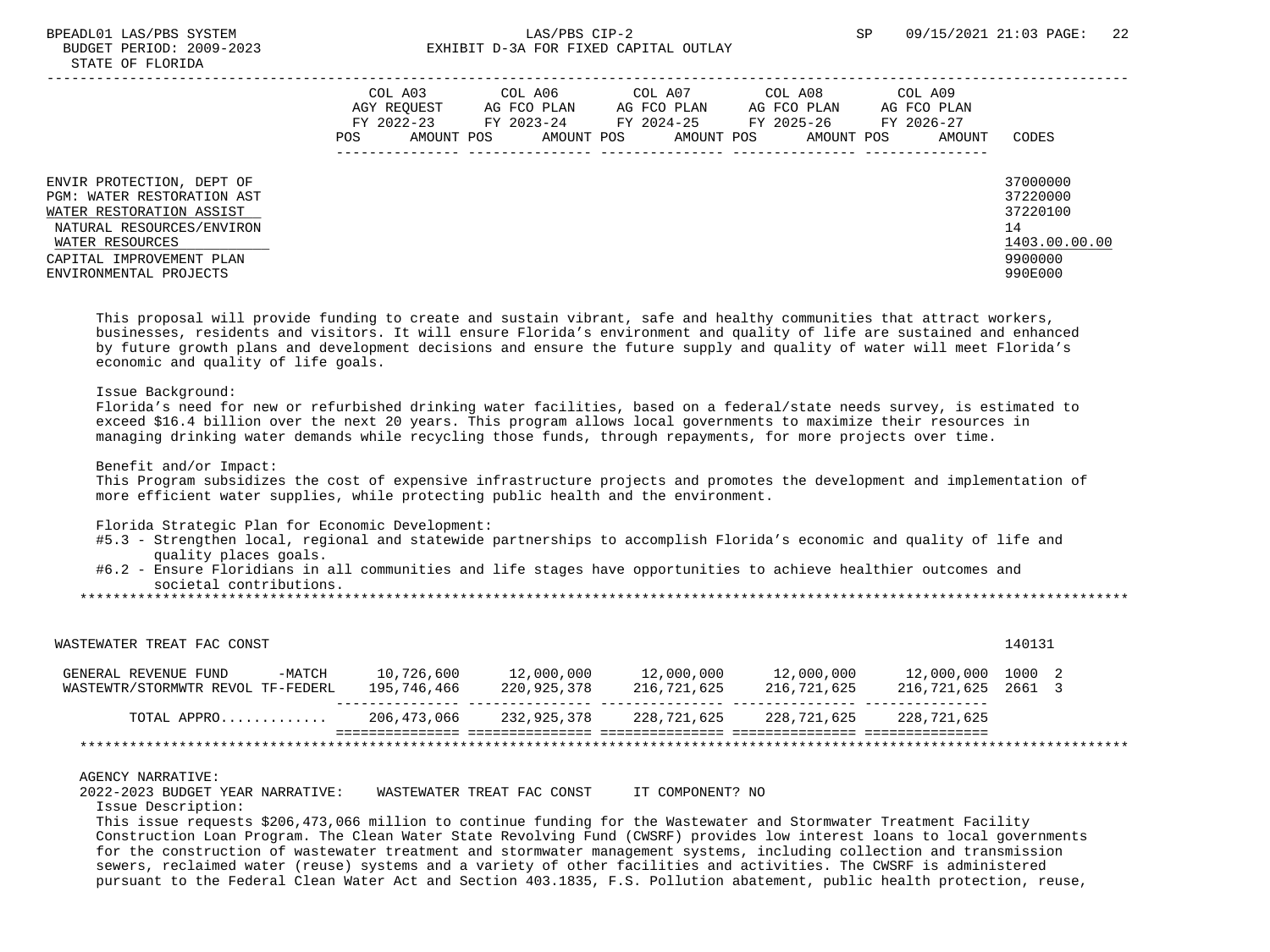| | COL A03 AGY REQUEST FY 2022-23 | | COL A06 AG FCO PLAN FY 2023-24 | | COL A07 AG FCO PLAN FY 2024-25 | | COL A08 AG FCO PLAN FY 2025-26 | | COL A09 AG FCO PLAN FY 2026-27 | | |
|---|---|---|---|---|---|---|---|---|---|---|---|
| | POS | AMOUNT | POS | AMOUNT | POS | AMOUNT | POS | AMOUNT | POS | AMOUNT | CODES |
| ENVIR PROTECTION, DEPT OF | | | | | | | | | | | 37000000 |
| PGM: WATER RESTORATION AST | | | | | | | | | | | 37220000 |
| WATER RESTORATION ASSIST | | | | | | | | | | | 37220100 |
| NATURAL RESOURCES/ENVIRON | | | | | | | | | | | 14 |
| WATER RESOURCES | | | | | | | | | | | 1403.00.00.00 |
| CAPITAL IMPROVEMENT PLAN | | | | | | | | | | | 9900000 |
| ENVIRONMENTAL PROJECTS | | | | | | | | | | | 990E000 |

This proposal will provide funding to create and sustain vibrant, safe and healthy communities that attract workers, businesses, residents and visitors. It will ensure Florida's environment and quality of life are sustained and enhanced by future growth plans and development decisions and ensure the future supply and quality of water will meet Florida's economic and quality of life goals.

Issue Background:
Florida's need for new or refurbished drinking water facilities, based on a federal/state needs survey, is estimated to exceed $16.4 billion over the next 20 years. This program allows local governments to maximize their resources in managing drinking water demands while recycling those funds, through repayments, for more projects over time.

Benefit and/or Impact:
This Program subsidizes the cost of expensive infrastructure projects and promotes the development and implementation of more efficient water supplies, while protecting public health and the environment.

Florida Strategic Plan for Economic Development:
#5.3 - Strengthen local, regional and statewide partnerships to accomplish Florida's economic and quality of life and quality places goals.
#6.2 - Ensure Floridians in all communities and life stages have opportunities to achieve healthier outcomes and societal contributions.

*******************************************************************************************************************************

WASTEWATER TREAT FAC CONST — 140131

| | FY 2022-23 | FY 2023-24 | FY 2024-25 | FY 2025-26 | FY 2026-27 | CODES |
|---|---|---|---|---|---|---|
| GENERAL REVENUE FUND -MATCH | 10,726,600 | 12,000,000 | 12,000,000 | 12,000,000 | 12,000,000 | 1000 2 |
| WASTEWTR/STORMWTR REVOL TF-FEDERL | 195,746,466 | 220,925,378 | 216,721,625 | 216,721,625 | 216,721,625 | 2661 3 |
| TOTAL APPRO............ | 206,473,066 | 232,925,378 | 228,721,625 | 228,721,625 | 228,721,625 | |

*******************************************************************************************************************************

AGENCY NARRATIVE:
2022-2023 BUDGET YEAR NARRATIVE: WASTEWATER TREAT FAC CONST IT COMPONENT? NO
Issue Description:
This issue requests $206,473,066 million to continue funding for the Wastewater and Stormwater Treatment Facility Construction Loan Program. The Clean Water State Revolving Fund (CWSRF) provides low interest loans to local governments for the construction of wastewater treatment and stormwater management systems, including collection and transmission sewers, reclaimed water (reuse) systems and a variety of other facilities and activities. The CWSRF is administered pursuant to the Federal Clean Water Act and Section 403.1835, F.S. Pollution abatement, public health protection, reuse,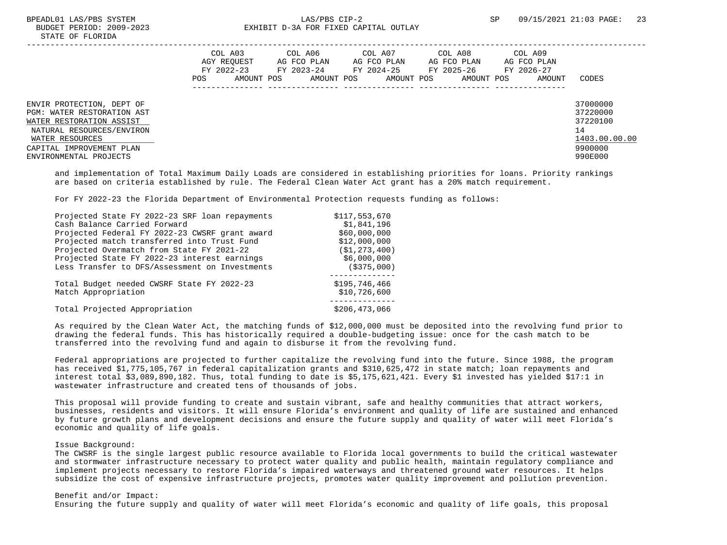| | COL A03 AGY REQUEST FY 2022-23 POS AMOUNT | COL A06 AG FCO PLAN FY 2023-24 POS AMOUNT | COL A07 AG FCO PLAN FY 2024-25 POS AMOUNT | COL A08 AG FCO PLAN FY 2025-26 POS AMOUNT | COL A09 AG FCO PLAN FY 2026-27 POS AMOUNT | CODES |
|---|---|---|---|---|---|---|
| ENVIR PROTECTION, DEPT OF | | | | | | 37000000 |
| PGM: WATER RESTORATION AST | | | | | | 37220000 |
| WATER RESTORATION ASSIST | | | | | | 37220100 |
| NATURAL RESOURCES/ENVIRON | | | | | | 14 |
| WATER RESOURCES | | | | | | 1403.00.00.00 |
| CAPITAL IMPROVEMENT PLAN | | | | | | 9900000 |
| ENVIRONMENTAL PROJECTS | | | | | | 990E000 |

and implementation of Total Maximum Daily Loads are considered in establishing priorities for loans. Priority rankings are based on criteria established by rule. The Federal Clean Water Act grant has a 20% match requirement.

For FY 2022-23 the Florida Department of Environmental Protection requests funding as follows:

| | |
|---|---|
| Projected State FY 2022-23 SRF loan repayments | $117,553,670 |
| Cash Balance Carried Forward | $1,841,196 |
| Projected Federal FY 2022-23 CWSRF grant award | $60,000,000 |
| Projected match transferred into Trust Fund | $12,000,000 |
| Projected Overmatch from State FY 2021-22 | ($1,273,400) |
| Projected State FY 2022-23 interest earnings | $6,000,000 |
| Less Transfer to DFS/Assessment on Investments | ($375,000) |
| Total Budget needed CWSRF State FY 2022-23 | $195,746,466 |
| Match Appropriation | $10,726,600 |
| Total Projected Appropriation | $206,473,066 |

As required by the Clean Water Act, the matching funds of $12,000,000 must be deposited into the revolving fund prior to drawing the federal funds. This has historically required a double-budgeting issue: once for the cash match to be transferred into the revolving fund and again to disburse it from the revolving fund.

Federal appropriations are projected to further capitalize the revolving fund into the future. Since 1988, the program has received $1,775,105,767 in federal capitalization grants and $310,625,472 in state match; loan repayments and interest total $3,089,890,182. Thus, total funding to date is $5,175,621,421. Every $1 invested has yielded $17:1 in wastewater infrastructure and created tens of thousands of jobs.

This proposal will provide funding to create and sustain vibrant, safe and healthy communities that attract workers, businesses, residents and visitors. It will ensure Florida's environment and quality of life are sustained and enhanced by future growth plans and development decisions and ensure the future supply and quality of water will meet Florida's economic and quality of life goals.

Issue Background:
The CWSRF is the single largest public resource available to Florida local governments to build the critical wastewater and stormwater infrastructure necessary to protect water quality and public health, maintain regulatory compliance and implement projects necessary to restore Florida's impaired waterways and threatened ground water resources. It helps subsidize the cost of expensive infrastructure projects, promotes water quality improvement and pollution prevention.

Benefit and/or Impact:
Ensuring the future supply and quality of water will meet Florida's economic and quality of life goals, this proposal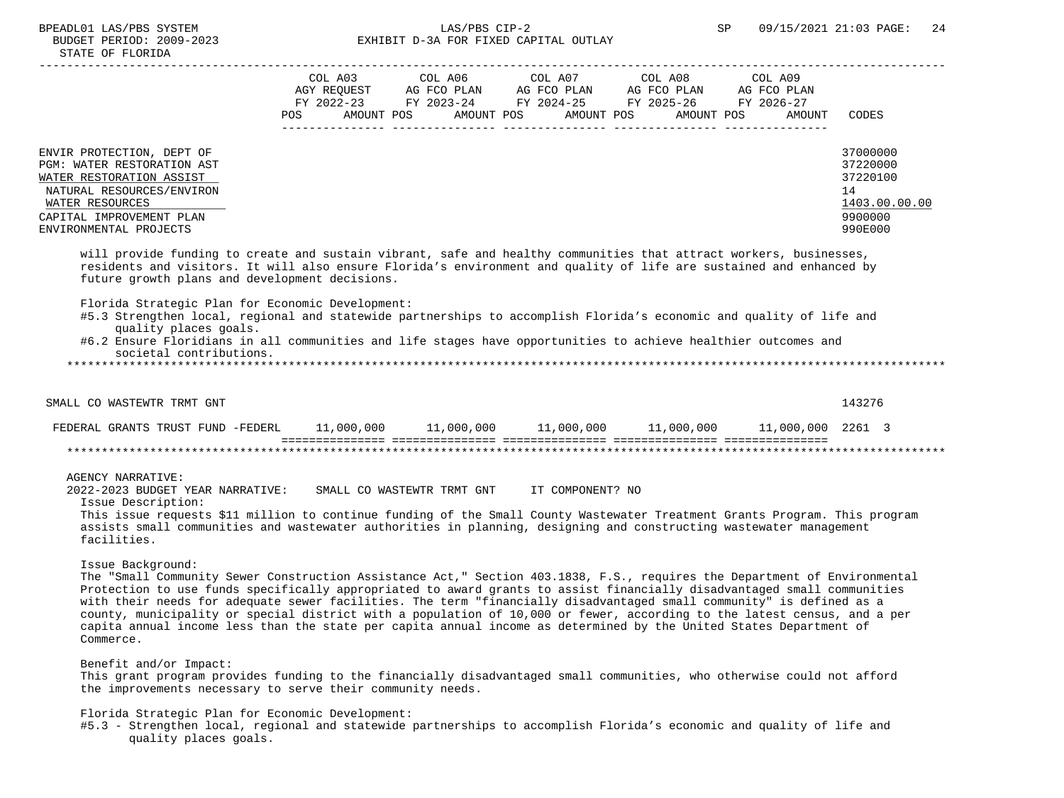| | COL A03 AGY REQUEST FY 2022-23 POS AMOUNT | COL A06 AG FCO PLAN FY 2023-24 POS AMOUNT | COL A07 AG FCO PLAN FY 2024-25 POS AMOUNT | COL A08 AG FCO PLAN FY 2025-26 POS AMOUNT | COL A09 AG FCO PLAN FY 2026-27 POS AMOUNT | CODES |
|---|---|---|---|---|---|---|
| ENVIR PROTECTION, DEPT OF | | | | | | 37000000 |
| PGM: WATER RESTORATION AST | | | | | | 37220000 |
| WATER RESTORATION ASSIST | | | | | | 37220100 |
| NATURAL RESOURCES/ENVIRON | | | | | | 14 |
| WATER RESOURCES | | | | | | 1403.00.00.00 |
| CAPITAL IMPROVEMENT PLAN | | | | | | 9900000 |
| ENVIRONMENTAL PROJECTS | | | | | | 990E000 |

will provide funding to create and sustain vibrant, safe and healthy communities that attract workers, businesses, residents and visitors. It will also ensure Florida's environment and quality of life are sustained and enhanced by future growth plans and development decisions.

Florida Strategic Plan for Economic Development:
#5.3 Strengthen local, regional and statewide partnerships to accomplish Florida's economic and quality of life and quality places goals.
#6.2 Ensure Floridians in all communities and life stages have opportunities to achieve healthier outcomes and societal contributions.

******************************************************************************************************************

| | COL A03 | COL A06 | COL A07 | COL A08 | COL A09 | CODES |
|---|---|---|---|---|---|---|
| SMALL CO WASTEWTR TRMT GNT | | | | | | 143276 |
| FEDERAL GRANTS TRUST FUND -FEDERL | 11,000,000 | 11,000,000 | 11,000,000 | 11,000,000 | 11,000,000 | 2261 3 |

******************************************************************************************************************

AGENCY NARRATIVE:
2022-2023 BUDGET YEAR NARRATIVE: SMALL CO WASTEWTR TRMT GNT IT COMPONENT? NO

Issue Description:
This issue requests $11 million to continue funding of the Small County Wastewater Treatment Grants Program. This program assists small communities and wastewater authorities in planning, designing and constructing wastewater management facilities.

Issue Background:
The "Small Community Sewer Construction Assistance Act," Section 403.1838, F.S., requires the Department of Environmental Protection to use funds specifically appropriated to award grants to assist financially disadvantaged small communities with their needs for adequate sewer facilities. The term "financially disadvantaged small community" is defined as a county, municipality or special district with a population of 10,000 or fewer, according to the latest census, and a per capita annual income less than the state per capita annual income as determined by the United States Department of Commerce.

Benefit and/or Impact:
This grant program provides funding to the financially disadvantaged small communities, who otherwise could not afford the improvements necessary to serve their community needs.

Florida Strategic Plan for Economic Development:
#5.3 - Strengthen local, regional and statewide partnerships to accomplish Florida's economic and quality of life and quality places goals.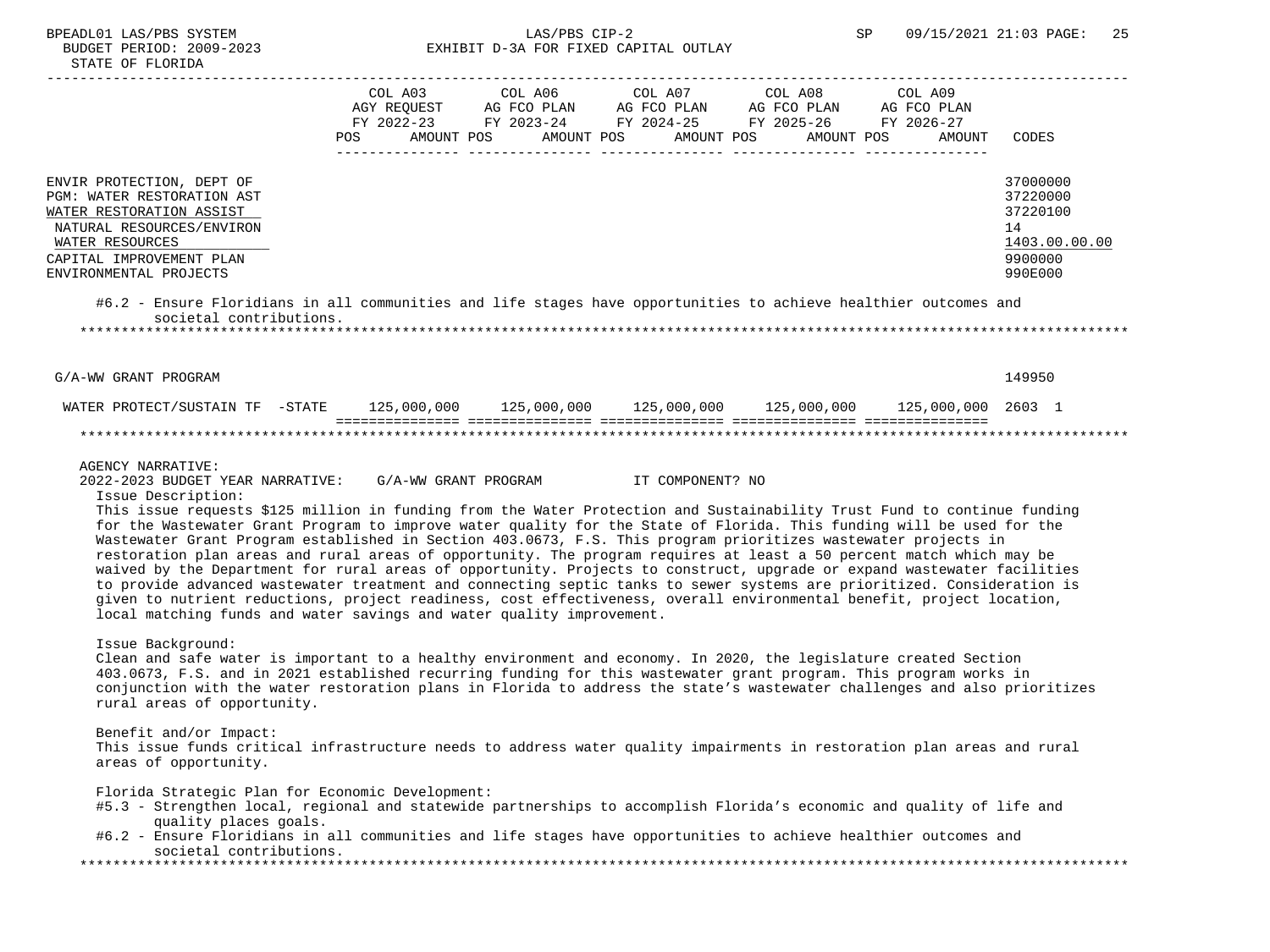| | COL A03 AGY REQUEST FY 2022-23 POS AMOUNT | COL A06 AG FCO PLAN FY 2023-24 POS AMOUNT | COL A07 AG FCO PLAN FY 2024-25 POS AMOUNT | COL A08 AG FCO PLAN FY 2025-26 POS AMOUNT | COL A09 AG FCO PLAN FY 2026-27 POS AMOUNT | CODES |
|---|---|---|---|---|---|---|
| ENVIR PROTECTION, DEPT OF | | | | | | 37000000 |
| PGM: WATER RESTORATION AST | | | | | | 37220000 |
| WATER RESTORATION ASSIST | | | | | | 37220100 |
| NATURAL RESOURCES/ENVIRON | | | | | | 14 |
| WATER RESOURCES | | | | | | 1403.00.00.00 |
| CAPITAL IMPROVEMENT PLAN | | | | | | 9900000 |
| ENVIRONMENTAL PROJECTS | | | | | | 990E000 |

#6.2 - Ensure Floridians in all communities and life stages have opportunities to achieve healthier outcomes and societal contributions.

| | COL A03 | COL A06 | COL A07 | COL A08 | COL A09 | CODES |
|---|---|---|---|---|---|---|
| G/A-WW GRANT PROGRAM | | | | | | 149950 |
| WATER PROTECT/SUSTAIN TF -STATE | 125,000,000 | 125,000,000 | 125,000,000 | 125,000,000 | 125,000,000 | 2603 1 |

AGENCY NARRATIVE:

2022-2023 BUDGET YEAR NARRATIVE: G/A-WW GRANT PROGRAM IT COMPONENT? NO

Issue Description:

This issue requests $125 million in funding from the Water Protection and Sustainability Trust Fund to continue funding for the Wastewater Grant Program to improve water quality for the State of Florida. This funding will be used for the Wastewater Grant Program established in Section 403.0673, F.S. This program prioritizes wastewater projects in restoration plan areas and rural areas of opportunity. The program requires at least a 50 percent match which may be waived by the Department for rural areas of opportunity. Projects to construct, upgrade or expand wastewater facilities to provide advanced wastewater treatment and connecting septic tanks to sewer systems are prioritized. Consideration is given to nutrient reductions, project readiness, cost effectiveness, overall environmental benefit, project location, local matching funds and water savings and water quality improvement.

Issue Background:

Clean and safe water is important to a healthy environment and economy. In 2020, the legislature created Section 403.0673, F.S. and in 2021 established recurring funding for this wastewater grant program. This program works in conjunction with the water restoration plans in Florida to address the state's wastewater challenges and also prioritizes rural areas of opportunity.

Benefit and/or Impact:

This issue funds critical infrastructure needs to address water quality impairments in restoration plan areas and rural areas of opportunity.

Florida Strategic Plan for Economic Development:

#5.3 - Strengthen local, regional and statewide partnerships to accomplish Florida's economic and quality of life and quality places goals.

#6.2 - Ensure Floridians in all communities and life stages have opportunities to achieve healthier outcomes and societal contributions.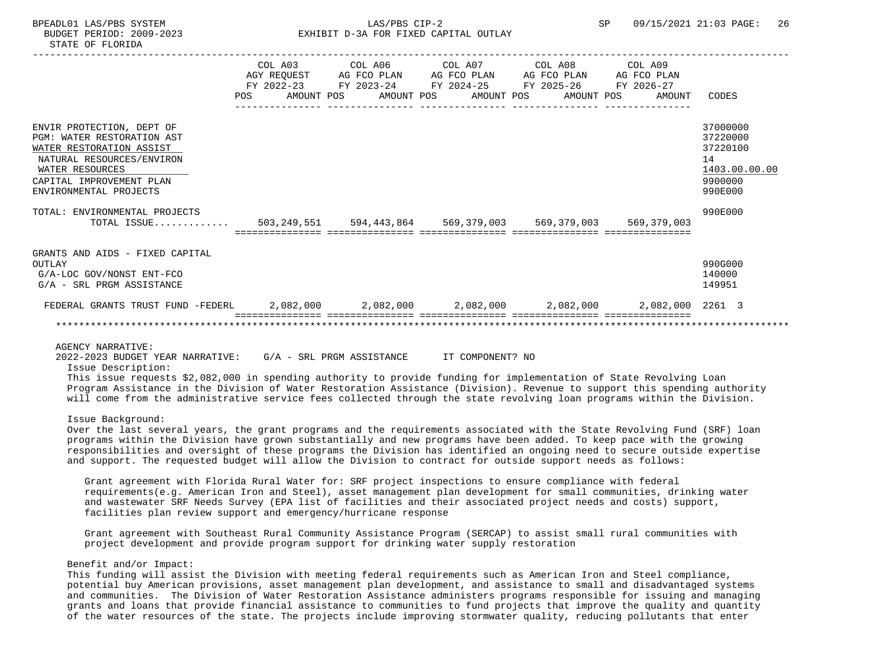| | COL A03 AGY REQUEST FY 2022-23 POS AMOUNT | COL A06 AG FCO PLAN FY 2023-24 POS AMOUNT | COL A07 AG FCO PLAN FY 2024-25 POS AMOUNT | COL A08 AG FCO PLAN FY 2025-26 POS AMOUNT | COL A09 AG FCO PLAN FY 2026-27 POS AMOUNT | CODES |
|---|---|---|---|---|---|---|
| ENVIR PROTECTION, DEPT OF | | | | | | 37000000 |
| PGM: WATER RESTORATION AST | | | | | | 37220000 |
| WATER RESTORATION ASSIST | | | | | | 37220100 |
| NATURAL RESOURCES/ENVIRON | | | | | | 14 |
| WATER RESOURCES | | | | | | 1403.00.00.00 |
| CAPITAL IMPROVEMENT PLAN | | | | | | 9900000 |
| ENVIRONMENTAL PROJECTS | | | | | | 990E000 |
| TOTAL: ENVIRONMENTAL PROJECTS | | | | | | 990E000 |
| TOTAL ISSUE............ | 503,249,551 | 594,443,864 | 569,379,003 | 569,379,003 | 569,379,003 | |
| GRANTS AND AIDS - FIXED CAPITAL OUTLAY | | | | | | 990G000 |
| G/A-LOC GOV/NONST ENT-FCO | | | | | | 140000 |
| G/A - SRL PRGM ASSISTANCE | | | | | | 149951 |
| FEDERAL GRANTS TRUST FUND -FEDERL | 2,082,000 | 2,082,000 | 2,082,000 | 2,082,000 | 2,082,000 | 2261 3 |

AGENCY NARRATIVE:
2022-2023 BUDGET YEAR NARRATIVE: G/A - SRL PRGM ASSISTANCE IT COMPONENT? NO

Issue Description:
This issue requests $2,082,000 in spending authority to provide funding for implementation of State Revolving Loan Program Assistance in the Division of Water Restoration Assistance (Division). Revenue to support this spending authority will come from the administrative service fees collected through the state revolving loan programs within the Division.

Issue Background:
Over the last several years, the grant programs and the requirements associated with the State Revolving Fund (SRF) loan programs within the Division have grown substantially and new programs have been added. To keep pace with the growing responsibilities and oversight of these programs the Division has identified an ongoing need to secure outside expertise and support. The requested budget will allow the Division to contract for outside support needs as follows:

Grant agreement with Florida Rural Water for: SRF project inspections to ensure compliance with federal requirements(e.g. American Iron and Steel), asset management plan development for small communities, drinking water and wastewater SRF Needs Survey (EPA list of facilities and their associated project needs and costs) support, facilities plan review support and emergency/hurricane response

Grant agreement with Southeast Rural Community Assistance Program (SERCAP) to assist small rural communities with project development and provide program support for drinking water supply restoration

Benefit and/or Impact:
This funding will assist the Division with meeting federal requirements such as American Iron and Steel compliance, potential buy American provisions, asset management plan development, and assistance to small and disadvantaged systems and communities. The Division of Water Restoration Assistance administers programs responsible for issuing and managing grants and loans that provide financial assistance to communities to fund projects that improve the quality and quantity of the water resources of the state. The projects include improving stormwater quality, reducing pollutants that enter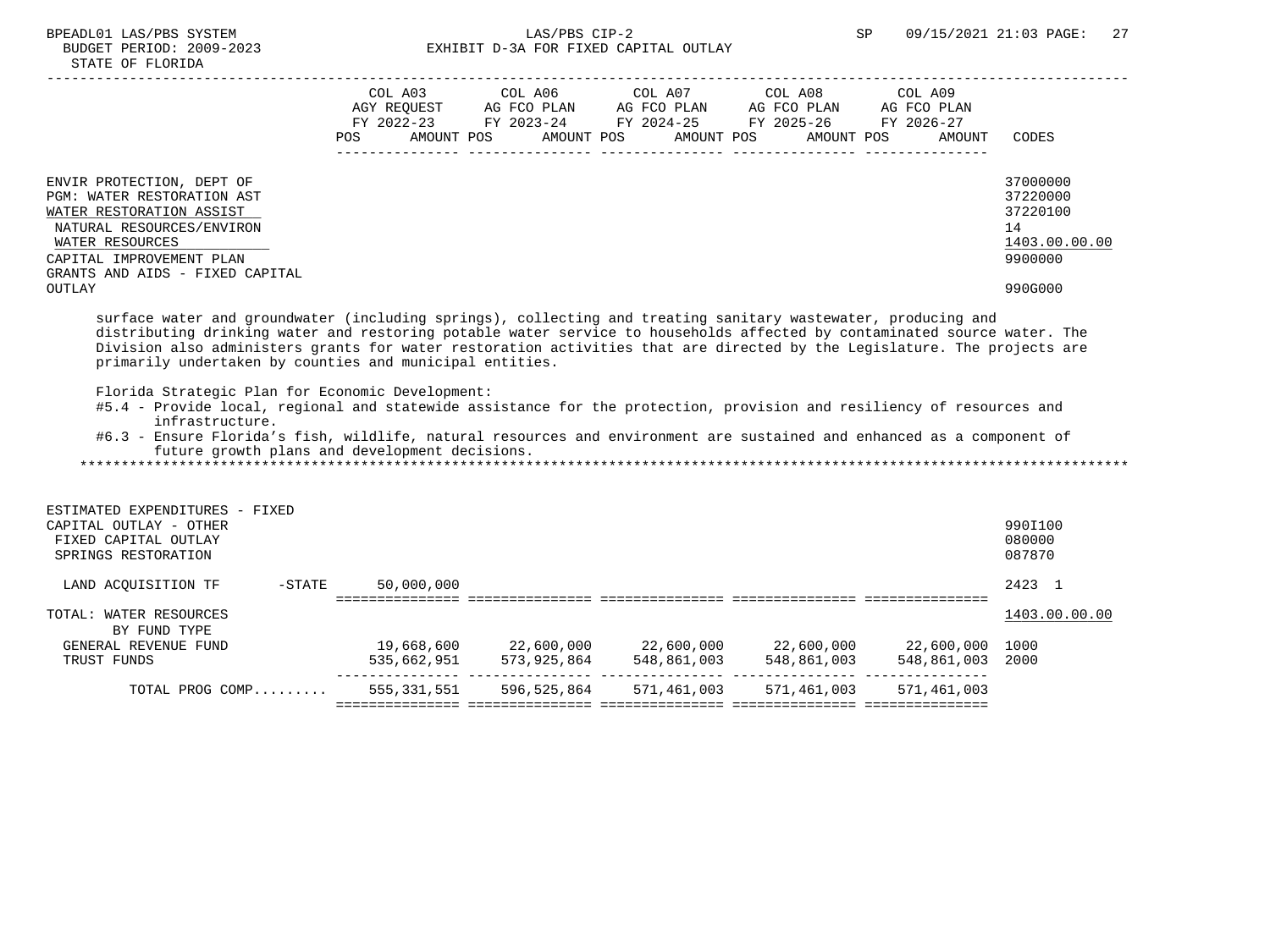| | COL A03 AGY REQUEST FY 2022-23 POS AMOUNT | COL A06 AG FCO PLAN FY 2023-24 POS AMOUNT | COL A07 AG FCO PLAN FY 2024-25 POS AMOUNT | COL A08 AG FCO PLAN FY 2025-26 POS AMOUNT | COL A09 AG FCO PLAN FY 2026-27 POS AMOUNT | CODES |
|---|---|---|---|---|---|---|
| ENVIR PROTECTION, DEPT OF | | | | | | 37000000 |
| PGM: WATER RESTORATION AST | | | | | | 37220000 |
| WATER RESTORATION ASSIST | | | | | | 37220100 |
| NATURAL RESOURCES/ENVIRON | | | | | | 14 |
| WATER RESOURCES | | | | | | 1403.00.00.00 |
| CAPITAL IMPROVEMENT PLAN | | | | | | 9900000 |
| GRANTS AND AIDS - FIXED CAPITAL OUTLAY | | | | | | 990G000 |

surface water and groundwater (including springs), collecting and treating sanitary wastewater, producing and distributing drinking water and restoring potable water service to households affected by contaminated source water. The Division also administers grants for water restoration activities that are directed by the Legislature. The projects are primarily undertaken by counties and municipal entities.

Florida Strategic Plan for Economic Development:

#5.4 - Provide local, regional and statewide assistance for the protection, provision and resiliency of resources and infrastructure.

#6.3 - Ensure Florida's fish, wildlife, natural resources and environment are sustained and enhanced as a component of future growth plans and development decisions.

| | COL A03 | COL A06 | COL A07 | COL A08 | COL A09 | CODES |
|---|---|---|---|---|---|---|
| ESTIMATED EXPENDITURES - FIXED CAPITAL OUTLAY - OTHER | | | | | | 990I100 |
| FIXED CAPITAL OUTLAY | | | | | | 080000 |
| SPRINGS RESTORATION | | | | | | 087870 |
| LAND ACQUISITION TF -STATE | 50,000,000 | | | | | 2423 1 |
| TOTAL: WATER RESOURCES | | | | | | 1403.00.00.00 |
| BY FUND TYPE | | | | | | |
| GENERAL REVENUE FUND | 19,668,600 | 22,600,000 | 22,600,000 | 22,600,000 | 22,600,000 | 1000 |
| TRUST FUNDS | 535,662,951 | 573,925,864 | 548,861,003 | 548,861,003 | 548,861,003 | 2000 |
| TOTAL PROG COMP......... | 555,331,551 | 596,525,864 | 571,461,003 | 571,461,003 | 571,461,003 | |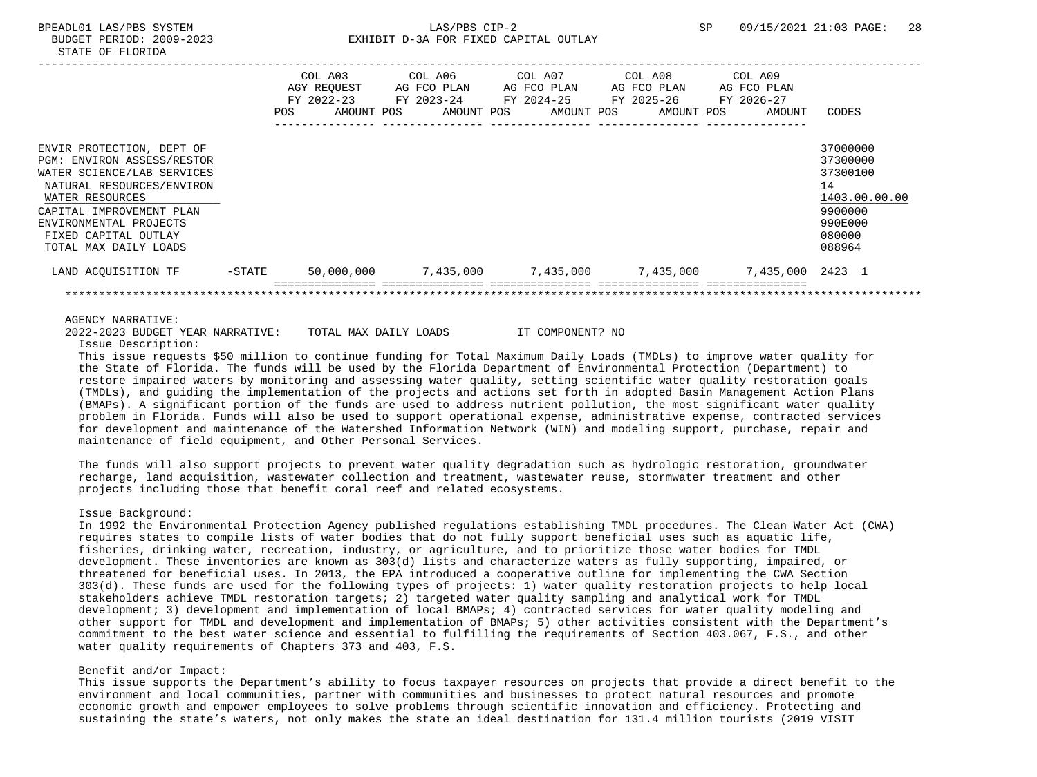BPEADL01 LAS/PBS SYSTEM — LAS/PBS CIP-2 — SP 09/15/2021 21:03

BUDGET PERIOD: 2009-2023 — EXHIBIT D-3A FOR FIXED CAPITAL OUTLAY

STATE OF FLORIDA

| | | COL A03 AGY REQUEST FY 2022-23 AMOUNT | COL A06 AG FCO PLAN FY 2023-24 AMOUNT | COL A07 AG FCO PLAN FY 2024-25 AMOUNT | COL A08 AG FCO PLAN FY 2025-26 AMOUNT | COL A09 AG FCO PLAN FY 2026-27 AMOUNT | CODES |
|---|---|---|---|---|---|---|---|
| ENVIR PROTECTION, DEPT OF | | | | | | | 37000000 |
| PGM: ENVIRON ASSESS/RESTOR | | | | | | | 37300000 |
| WATER SCIENCE/LAB SERVICES | | | | | | | 37300100 |
| NATURAL RESOURCES/ENVIRON | | | | | | | 14 |
| WATER RESOURCES | | | | | | | 1403.00.00.00 |
| CAPITAL IMPROVEMENT PLAN | | | | | | | 9900000 |
| ENVIRONMENTAL PROJECTS | | | | | | | 990E000 |
| FIXED CAPITAL OUTLAY | | | | | | | 080000 |
| TOTAL MAX DAILY LOADS | | | | | | | 088964 |
| LAND ACQUISITION TF | -STATE | 50,000,000 | 7,435,000 | 7,435,000 | 7,435,000 | 7,435,000 | 2423 1 |

AGENCY NARRATIVE:

2022-2023 BUDGET YEAR NARRATIVE: TOTAL MAX DAILY LOADS IT COMPONENT? NO

Issue Description:

This issue requests $50 million to continue funding for Total Maximum Daily Loads (TMDLs) to improve water quality for the State of Florida. The funds will be used by the Florida Department of Environmental Protection (Department) to restore impaired waters by monitoring and assessing water quality, setting scientific water quality restoration goals (TMDLs), and guiding the implementation of the projects and actions set forth in adopted Basin Management Action Plans (BMAPs). A significant portion of the funds are used to address nutrient pollution, the most significant water quality problem in Florida. Funds will also be used to support operational expense, administrative expense, contracted services for development and maintenance of the Watershed Information Network (WIN) and modeling support, purchase, repair and maintenance of field equipment, and Other Personal Services.

The funds will also support projects to prevent water quality degradation such as hydrologic restoration, groundwater recharge, land acquisition, wastewater collection and treatment, wastewater reuse, stormwater treatment and other projects including those that benefit coral reef and related ecosystems.

Issue Background:

In 1992 the Environmental Protection Agency published regulations establishing TMDL procedures. The Clean Water Act (CWA) requires states to compile lists of water bodies that do not fully support beneficial uses such as aquatic life, fisheries, drinking water, recreation, industry, or agriculture, and to prioritize those water bodies for TMDL development. These inventories are known as 303(d) lists and characterize waters as fully supporting, impaired, or threatened for beneficial uses. In 2013, the EPA introduced a cooperative outline for implementing the CWA Section 303(d). These funds are used for the following types of projects: 1) water quality restoration projects to help local stakeholders achieve TMDL restoration targets; 2) targeted water quality sampling and analytical work for TMDL development; 3) development and implementation of local BMAPs; 4) contracted services for water quality modeling and other support for TMDL and development and implementation of BMAPs; 5) other activities consistent with the Department's commitment to the best water science and essential to fulfilling the requirements of Section 403.067, F.S., and other water quality requirements of Chapters 373 and 403, F.S.

Benefit and/or Impact:

This issue supports the Department's ability to focus taxpayer resources on projects that provide a direct benefit to the environment and local communities, partner with communities and businesses to protect natural resources and promote economic growth and empower employees to solve problems through scientific innovation and efficiency. Protecting and sustaining the state's waters, not only makes the state an ideal destination for 131.4 million tourists (2019 VISIT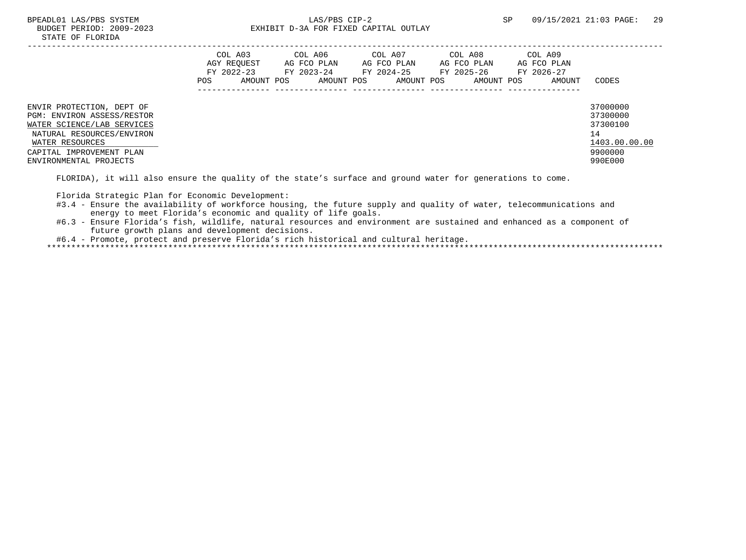| | COL A03 AGY REQUEST FY 2022-23 POS AMOUNT | COL A06 AG FCO PLAN FY 2023-24 POS AMOUNT | COL A07 AG FCO PLAN FY 2024-25 POS AMOUNT | COL A08 AG FCO PLAN FY 2025-26 POS AMOUNT | COL A09 AG FCO PLAN FY 2026-27 POS AMOUNT | CODES |
|---|---|---|---|---|---|---|
| ENVIR PROTECTION, DEPT OF | | | | | | 37000000 |
| PGM: ENVIRON ASSESS/RESTOR | | | | | | 37300000 |
| WATER SCIENCE/LAB SERVICES | | | | | | 37300100 |
| NATURAL RESOURCES/ENVIRON | | | | | | 14 |
| WATER RESOURCES | | | | | | 1403.00.00.00 |
| CAPITAL IMPROVEMENT PLAN | | | | | | 9900000 |
| ENVIRONMENTAL PROJECTS | | | | | | 990E000 |

FLORIDA), it will also ensure the quality of the state's surface and ground water for generations to come.

Florida Strategic Plan for Economic Development:
- #3.4 - Ensure the availability of workforce housing, the future supply and quality of water, telecommunications and energy to meet Florida's economic and quality of life goals.
- #6.3 - Ensure Florida's fish, wildlife, natural resources and environment are sustained and enhanced as a component of future growth plans and development decisions.
- #6.4 - Promote, protect and preserve Florida's rich historical and cultural heritage.

*******************************************************************************************************************************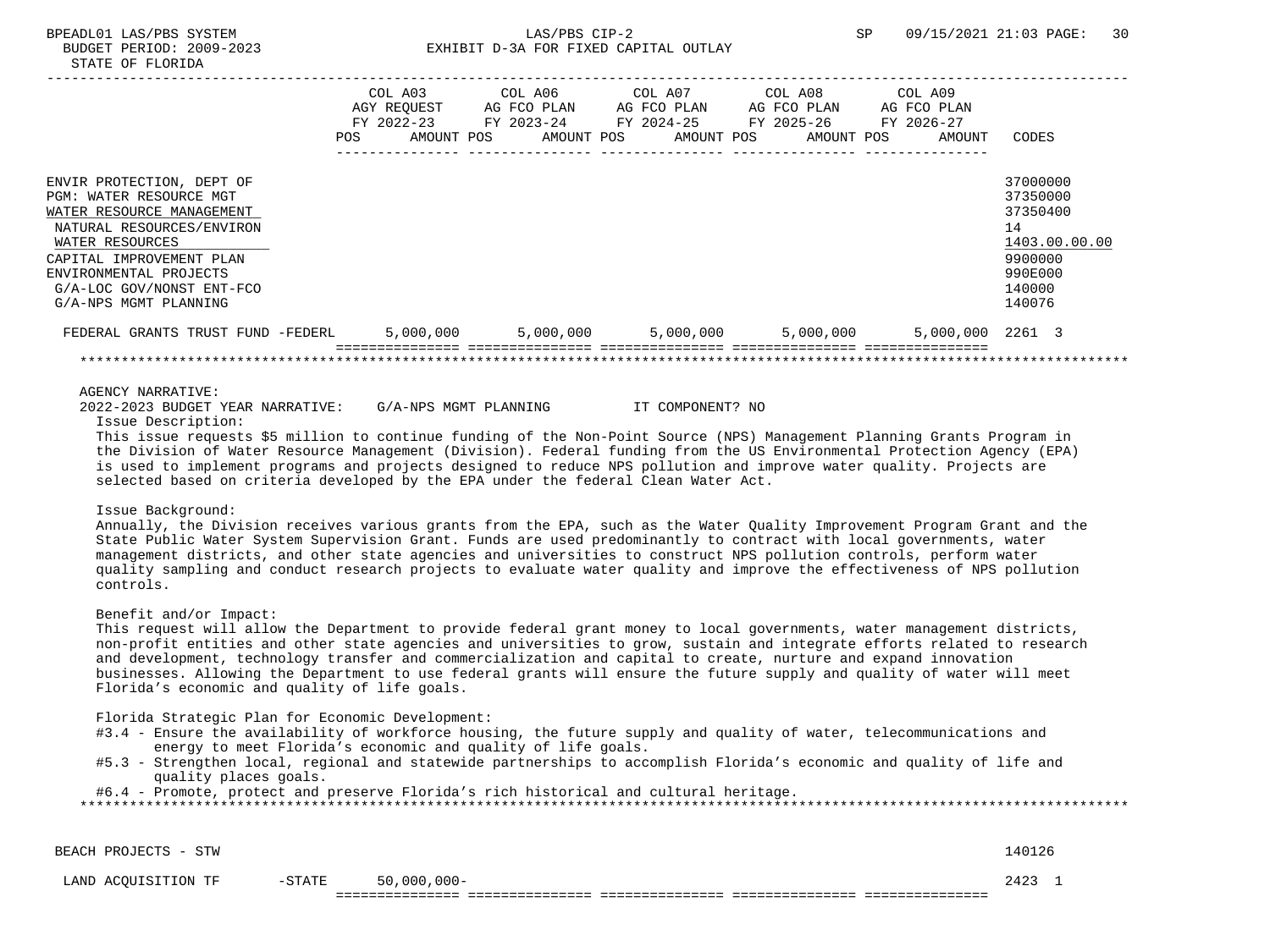BPEADL01 LAS/PBS SYSTEM | LAS/PBS CIP-2 | SP 09/15/2021 21:03

BUDGET PERIOD: 2009-2023 — EXHIBIT D-3A FOR FIXED CAPITAL OUTLAY

STATE OF FLORIDA

| | COL A03 AGY REQUEST FY 2022-23 POS AMOUNT | COL A06 AG FCO PLAN FY 2023-24 POS AMOUNT | COL A07 AG FCO PLAN FY 2024-25 POS AMOUNT | COL A08 AG FCO PLAN FY 2025-26 POS AMOUNT | COL A09 AG FCO PLAN FY 2026-27 POS AMOUNT | CODES |
|---|---|---|---|---|---|---|
| ENVIR PROTECTION, DEPT OF | | | | | | 37000000 |
| PGM: WATER RESOURCE MGT | | | | | | 37350000 |
| WATER RESOURCE MANAGEMENT | | | | | | 37350400 |
| NATURAL RESOURCES/ENVIRON | | | | | | 14 |
| WATER RESOURCES | | | | | | 1403.00.00.00 |
| CAPITAL IMPROVEMENT PLAN | | | | | | 9900000 |
| ENVIRONMENTAL PROJECTS | | | | | | 990E000 |
| G/A-LOC GOV/NONST ENT-FCO | | | | | | 140000 |
| G/A-NPS MGMT PLANNING | | | | | | 140076 |
| FEDERAL GRANTS TRUST FUND -FEDERL | 5,000,000 | 5,000,000 | 5,000,000 | 5,000,000 | 5,000,000 | 2261 3 |

AGENCY NARRATIVE:

2022-2023 BUDGET YEAR NARRATIVE: G/A-NPS MGMT PLANNING IT COMPONENT? NO

Issue Description:

This issue requests $5 million to continue funding of the Non-Point Source (NPS) Management Planning Grants Program in the Division of Water Resource Management (Division). Federal funding from the US Environmental Protection Agency (EPA) is used to implement programs and projects designed to reduce NPS pollution and improve water quality. Projects are selected based on criteria developed by the EPA under the federal Clean Water Act.

Issue Background:

Annually, the Division receives various grants from the EPA, such as the Water Quality Improvement Program Grant and the State Public Water System Supervision Grant. Funds are used predominantly to contract with local governments, water management districts, and other state agencies and universities to construct NPS pollution controls, perform water quality sampling and conduct research projects to evaluate water quality and improve the effectiveness of NPS pollution controls.

Benefit and/or Impact:

This request will allow the Department to provide federal grant money to local governments, water management districts, non-profit entities and other state agencies and universities to grow, sustain and integrate efforts related to research and development, technology transfer and commercialization and capital to create, nurture and expand innovation businesses. Allowing the Department to use federal grants will ensure the future supply and quality of water will meet Florida's economic and quality of life goals.

Florida Strategic Plan for Economic Development:

#3.4 - Ensure the availability of workforce housing, the future supply and quality of water, telecommunications and energy to meet Florida's economic and quality of life goals.

#5.3 - Strengthen local, regional and statewide partnerships to accomplish Florida's economic and quality of life and quality places goals.

#6.4 - Promote, protect and preserve Florida's rich historical and cultural heritage.

| | COL A03 | COL A06 | COL A07 | COL A08 | COL A09 | CODES |
|---|---|---|---|---|---|---|
| BEACH PROJECTS - STW | | | | | | 140126 |
| LAND ACQUISITION TF -STATE | 50,000,000- | | | | | 2423 1 |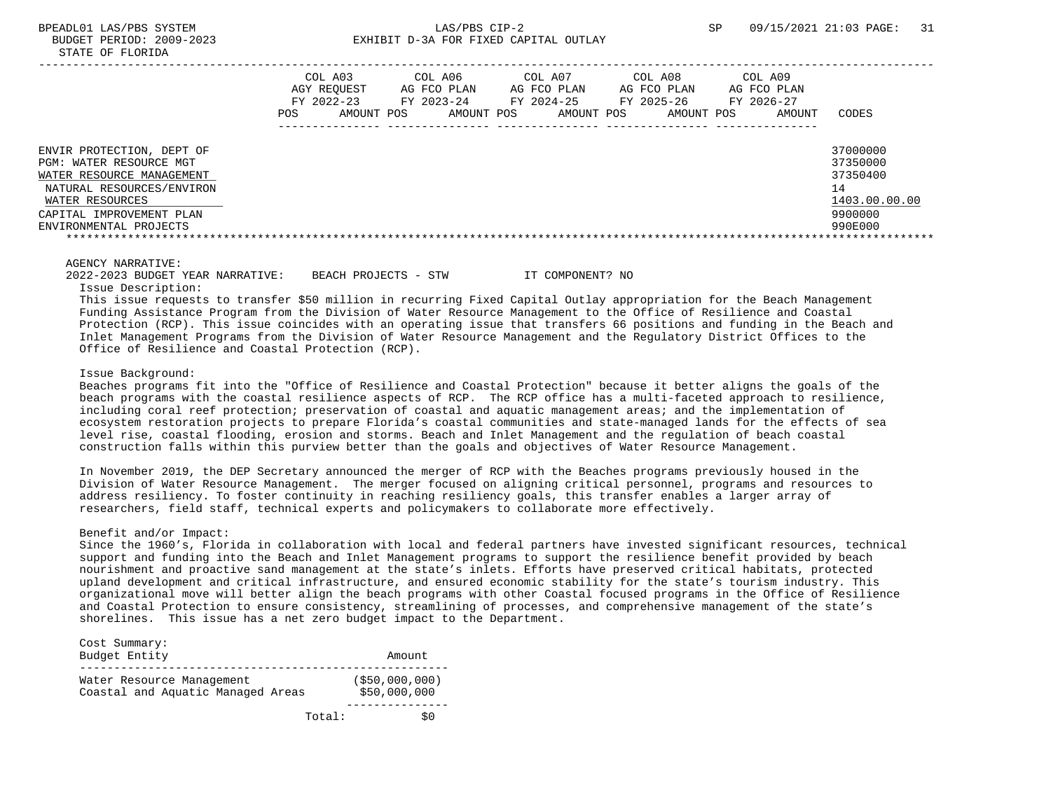| | COL A03 AGY REQUEST FY 2022-23 POS AMOUNT | COL A06 AG FCO PLAN FY 2023-24 POS AMOUNT | COL A07 AG FCO PLAN FY 2024-25 POS AMOUNT | COL A08 AG FCO PLAN FY 2025-26 POS AMOUNT | COL A09 AG FCO PLAN FY 2026-27 POS AMOUNT | CODES |
|---|---|---|---|---|---|---|
| ENVIR PROTECTION, DEPT OF | | | | | | 37000000 |
| PGM: WATER RESOURCE MGT | | | | | | 37350000 |
| WATER RESOURCE MANAGEMENT | | | | | | 37350400 |
| NATURAL RESOURCES/ENVIRON | | | | | | 14 |
| WATER RESOURCES | | | | | | 1403.00.00.00 |
| CAPITAL IMPROVEMENT PLAN | | | | | | 9900000 |
| ENVIRONMENTAL PROJECTS | | | | | | 990E000 |

AGENCY NARRATIVE:

2022-2023 BUDGET YEAR NARRATIVE: BEACH PROJECTS - STW IT COMPONENT? NO

Issue Description:

This issue requests to transfer $50 million in recurring Fixed Capital Outlay appropriation for the Beach Management Funding Assistance Program from the Division of Water Resource Management to the Office of Resilience and Coastal Protection (RCP). This issue coincides with an operating issue that transfers 66 positions and funding in the Beach and Inlet Management Programs from the Division of Water Resource Management and the Regulatory District Offices to the Office of Resilience and Coastal Protection (RCP).

Issue Background:

Beaches programs fit into the "Office of Resilience and Coastal Protection" because it better aligns the goals of the beach programs with the coastal resilience aspects of RCP. The RCP office has a multi-faceted approach to resilience, including coral reef protection; preservation of coastal and aquatic management areas; and the implementation of ecosystem restoration projects to prepare Florida's coastal communities and state-managed lands for the effects of sea level rise, coastal flooding, erosion and storms. Beach and Inlet Management and the regulation of beach coastal construction falls within this purview better than the goals and objectives of Water Resource Management.

In November 2019, the DEP Secretary announced the merger of RCP with the Beaches programs previously housed in the Division of Water Resource Management. The merger focused on aligning critical personnel, programs and resources to address resiliency. To foster continuity in reaching resiliency goals, this transfer enables a larger array of researchers, field staff, technical experts and policymakers to collaborate more effectively.

Benefit and/or Impact:

Since the 1960's, Florida in collaboration with local and federal partners have invested significant resources, technical support and funding into the Beach and Inlet Management programs to support the resilience benefit provided by beach nourishment and proactive sand management at the state's inlets. Efforts have preserved critical habitats, protected upland development and critical infrastructure, and ensured economic stability for the state's tourism industry. This organizational move will better align the beach programs with other Coastal focused programs in the Office of Resilience and Coastal Protection to ensure consistency, streamlining of processes, and comprehensive management of the state's shorelines. This issue has a net zero budget impact to the Department.

Cost Summary:

| Budget Entity | Amount |
|---|---|
| Water Resource Management | ($50,000,000) |
| Coastal and Aquatic Managed Areas | $50,000,000 |
| Total: | $0 |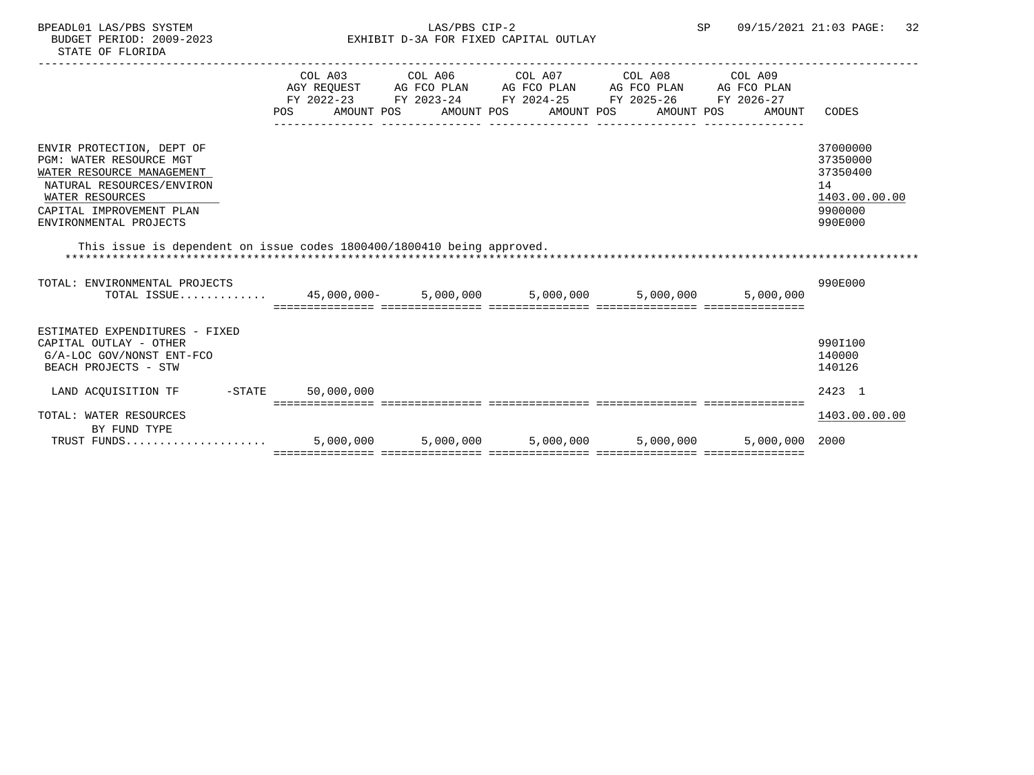BPEADL01 LAS/PBS SYSTEM — LAS/PBS CIP-2 — SP 09/15/2021 21:03

BUDGET PERIOD: 2009-2023 — EXHIBIT D-3A FOR FIXED CAPITAL OUTLAY

STATE OF FLORIDA

| | COL A03 AGY REQUEST FY 2022-23 POS AMOUNT | COL A06 AG FCO PLAN FY 2023-24 POS AMOUNT | COL A07 AG FCO PLAN FY 2024-25 POS AMOUNT | COL A08 AG FCO PLAN FY 2025-26 POS AMOUNT | COL A09 AG FCO PLAN FY 2026-27 POS AMOUNT | CODES |
|---|---|---|---|---|---|---|
| ENVIR PROTECTION, DEPT OF | | | | | | 37000000 |
| PGM: WATER RESOURCE MGT | | | | | | 37350000 |
| WATER RESOURCE MANAGEMENT | | | | | | 37350400 |
| NATURAL RESOURCES/ENVIRON | | | | | | 14 |
| WATER RESOURCES | | | | | | 1403.00.00.00 |
| CAPITAL IMPROVEMENT PLAN | | | | | | 9900000 |
| ENVIRONMENTAL PROJECTS | | | | | | 990E000 |

This issue is dependent on issue codes 1800400/1800410 being approved.

| | COL A03 | COL A06 | COL A07 | COL A08 | COL A09 | CODES |
|---|---|---|---|---|---|---|
| TOTAL: ENVIRONMENTAL PROJECTS | | | | | | 990E000 |
| TOTAL ISSUE............. | 45,000,000- | 5,000,000 | 5,000,000 | 5,000,000 | 5,000,000 | |
| ESTIMATED EXPENDITURES - FIXED | | | | | | |
| CAPITAL OUTLAY - OTHER | | | | | | 990I100 |
| G/A-LOC GOV/NONST ENT-FCO | | | | | | 140000 |
| BEACH PROJECTS - STW | | | | | | 140126 |
| LAND ACQUISITION TF -STATE | 50,000,000 | | | | | 2423 1 |
| TOTAL: WATER RESOURCES | | | | | | 1403.00.00.00 |
| BY FUND TYPE | | | | | | |
| TRUST FUNDS..................... | 5,000,000 | 5,000,000 | 5,000,000 | 5,000,000 | 5,000,000 | 2000 |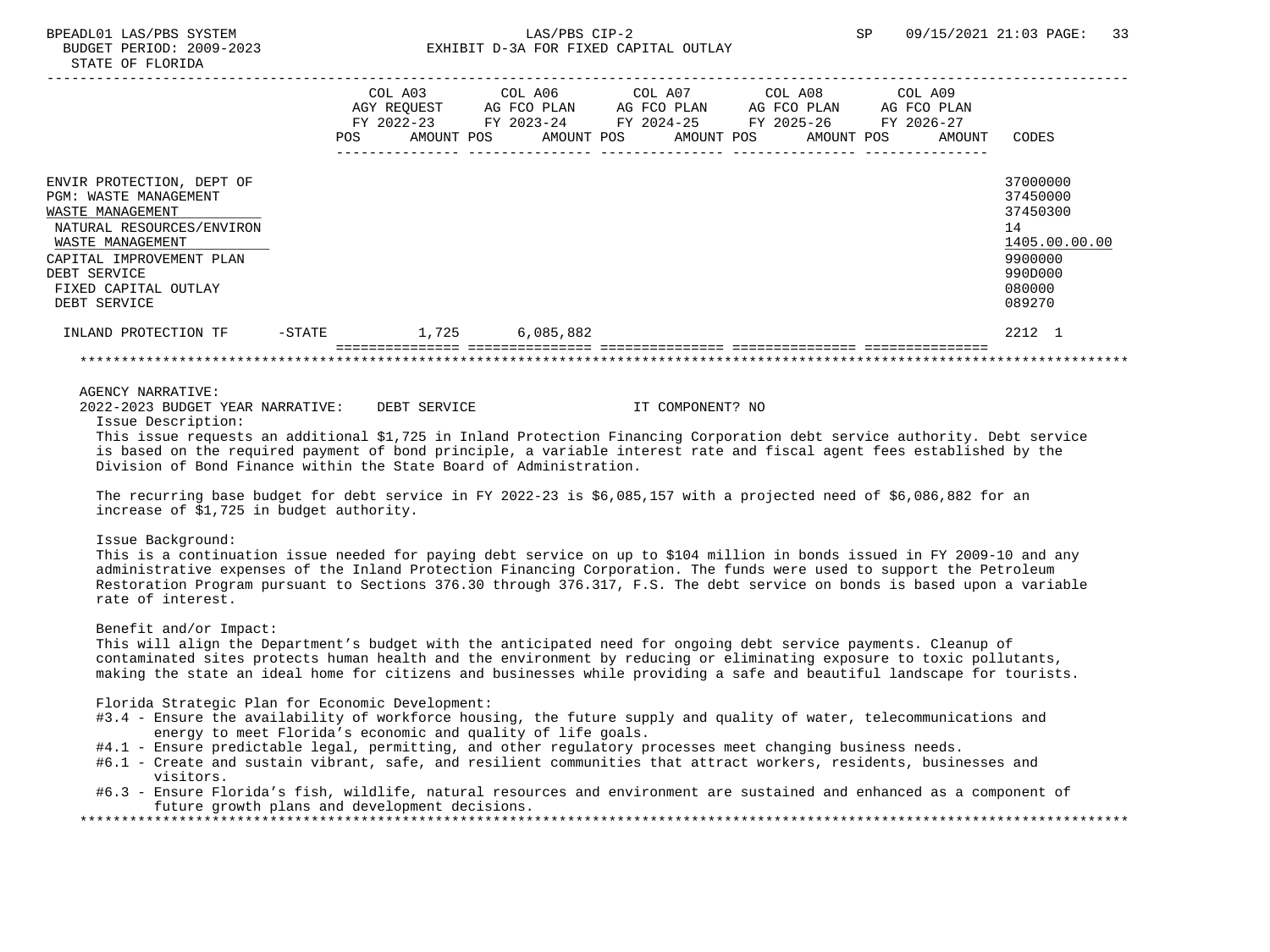BPEADL01 LAS/PBS SYSTEM
BUDGET PERIOD: 2009-2023
STATE OF FLORIDA

LAS/PBS CIP-2
EXHIBIT D-3A FOR FIXED CAPITAL OUTLAY

SP 09/15/2021 21:03

| | COL A03 AGY REQUEST FY 2022-23 POS AMOUNT | COL A06 AG FCO PLAN FY 2023-24 POS AMOUNT | COL A07 AG FCO PLAN FY 2024-25 POS AMOUNT | COL A08 AG FCO PLAN FY 2025-26 POS AMOUNT | COL A09 AG FCO PLAN FY 2026-27 POS AMOUNT | CODES |
|---|---|---|---|---|---|---|
| ENVIR PROTECTION, DEPT OF | | | | | | 37000000 |
| PGM: WASTE MANAGEMENT | | | | | | 37450000 |
| WASTE MANAGEMENT | | | | | | 37450300 |
| NATURAL RESOURCES/ENVIRON | | | | | | 14 |
| WASTE MANAGEMENT | | | | | | 1405.00.00.00 |
| CAPITAL IMPROVEMENT PLAN | | | | | | 9900000 |
| DEBT SERVICE | | | | | | 990D000 |
| FIXED CAPITAL OUTLAY | | | | | | 080000 |
| DEBT SERVICE | | | | | | 089270 |
| INLAND PROTECTION TF -STATE | 1,725 | 6,085,882 | | | | 2212 1 |

AGENCY NARRATIVE:
2022-2023 BUDGET YEAR NARRATIVE: DEBT SERVICE IT COMPONENT? NO

Issue Description:
This issue requests an additional $1,725 in Inland Protection Financing Corporation debt service authority. Debt service is based on the required payment of bond principle, a variable interest rate and fiscal agent fees established by the Division of Bond Finance within the State Board of Administration.

The recurring base budget for debt service in FY 2022-23 is $6,085,157 with a projected need of $6,086,882 for an increase of $1,725 in budget authority.

Issue Background:
This is a continuation issue needed for paying debt service on up to $104 million in bonds issued in FY 2009-10 and any administrative expenses of the Inland Protection Financing Corporation. The funds were used to support the Petroleum Restoration Program pursuant to Sections 376.30 through 376.317, F.S. The debt service on bonds is based upon a variable rate of interest.

Benefit and/or Impact:
This will align the Department's budget with the anticipated need for ongoing debt service payments. Cleanup of contaminated sites protects human health and the environment by reducing or eliminating exposure to toxic pollutants, making the state an ideal home for citizens and businesses while providing a safe and beautiful landscape for tourists.

Florida Strategic Plan for Economic Development:
- #3.4 - Ensure the availability of workforce housing, the future supply and quality of water, telecommunications and energy to meet Florida's economic and quality of life goals.
- #4.1 - Ensure predictable legal, permitting, and other regulatory processes meet changing business needs.
- #6.1 - Create and sustain vibrant, safe, and resilient communities that attract workers, residents, businesses and visitors.
- #6.3 - Ensure Florida's fish, wildlife, natural resources and environment are sustained and enhanced as a component of future growth plans and development decisions.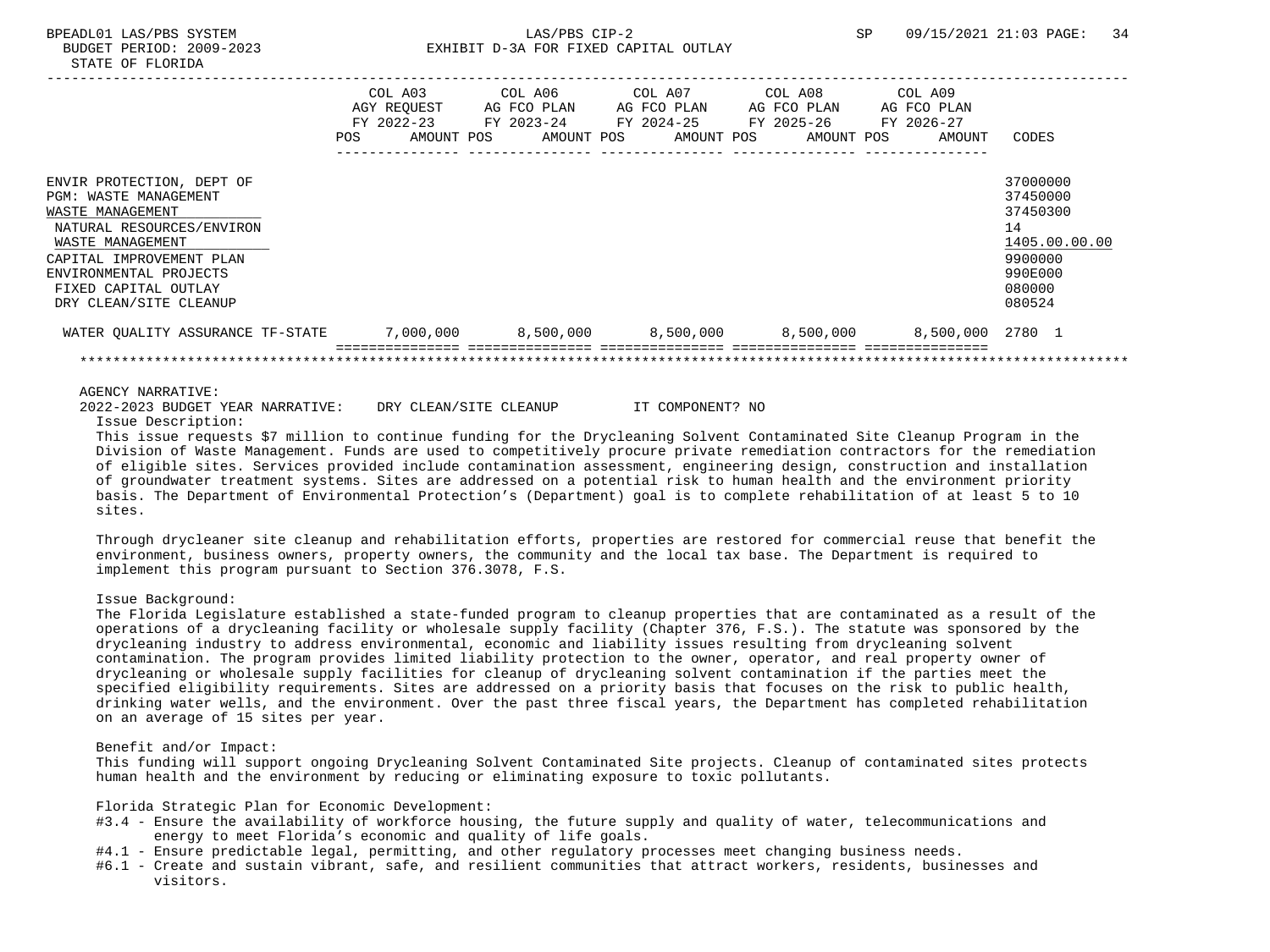BPEADL01 LAS/PBS SYSTEM | LAS/PBS CIP-2 | SP 09/15/2021 21:03

BUDGET PERIOD: 2009-2023 — EXHIBIT D-3A FOR FIXED CAPITAL OUTLAY

STATE OF FLORIDA

| | COL A03 AGY REQUEST FY 2022-23 POS AMOUNT | COL A06 AG FCO PLAN FY 2023-24 POS AMOUNT | COL A07 AG FCO PLAN FY 2024-25 POS AMOUNT | COL A08 AG FCO PLAN FY 2025-26 POS AMOUNT | COL A09 AG FCO PLAN FY 2026-27 POS AMOUNT | CODES |
|---|---|---|---|---|---|---|
| ENVIR PROTECTION, DEPT OF | | | | | | 37000000 |
| PGM: WASTE MANAGEMENT | | | | | | 37450000 |
| WASTE MANAGEMENT | | | | | | 37450300 |
| NATURAL RESOURCES/ENVIRON | | | | | | 14 |
| WASTE MANAGEMENT | | | | | | 1405.00.00.00 |
| CAPITAL IMPROVEMENT PLAN | | | | | | 9900000 |
| ENVIRONMENTAL PROJECTS | | | | | | 990E000 |
| FIXED CAPITAL OUTLAY | | | | | | 080000 |
| DRY CLEAN/SITE CLEANUP | | | | | | 080524 |
| WATER QUALITY ASSURANCE TF-STATE | 7,000,000 | 8,500,000 | 8,500,000 | 8,500,000 | 8,500,000 | 2780 1 |

AGENCY NARRATIVE:

2022-2023 BUDGET YEAR NARRATIVE: DRY CLEAN/SITE CLEANUP IT COMPONENT? NO

Issue Description:

This issue requests $7 million to continue funding for the Drycleaning Solvent Contaminated Site Cleanup Program in the Division of Waste Management. Funds are used to competitively procure private remediation contractors for the remediation of eligible sites. Services provided include contamination assessment, engineering design, construction and installation of groundwater treatment systems. Sites are addressed on a potential risk to human health and the environment priority basis. The Department of Environmental Protection's (Department) goal is to complete rehabilitation of at least 5 to 10 sites.

Through drycleaner site cleanup and rehabilitation efforts, properties are restored for commercial reuse that benefit the environment, business owners, property owners, the community and the local tax base. The Department is required to implement this program pursuant to Section 376.3078, F.S.

Issue Background:

The Florida Legislature established a state-funded program to cleanup properties that are contaminated as a result of the operations of a drycleaning facility or wholesale supply facility (Chapter 376, F.S.). The statute was sponsored by the drycleaning industry to address environmental, economic and liability issues resulting from drycleaning solvent contamination. The program provides limited liability protection to the owner, operator, and real property owner of drycleaning or wholesale supply facilities for cleanup of drycleaning solvent contamination if the parties meet the specified eligibility requirements. Sites are addressed on a priority basis that focuses on the risk to public health, drinking water wells, and the environment. Over the past three fiscal years, the Department has completed rehabilitation on an average of 15 sites per year.

Benefit and/or Impact:

This funding will support ongoing Drycleaning Solvent Contaminated Site projects. Cleanup of contaminated sites protects human health and the environment by reducing or eliminating exposure to toxic pollutants.

Florida Strategic Plan for Economic Development:

- #3.4 - Ensure the availability of workforce housing, the future supply and quality of water, telecommunications and energy to meet Florida's economic and quality of life goals.
- #4.1 - Ensure predictable legal, permitting, and other regulatory processes meet changing business needs.
- #6.1 - Create and sustain vibrant, safe, and resilient communities that attract workers, residents, businesses and visitors.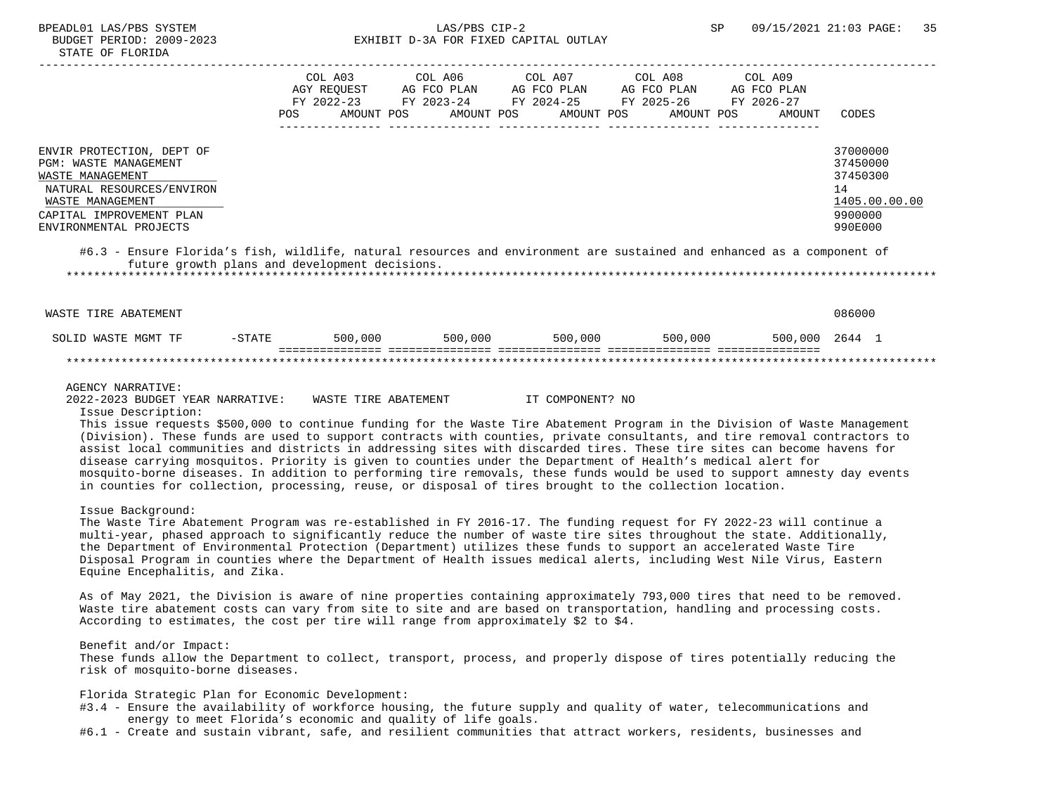BPEADL01 LAS/PBS SYSTEM | LAS/PBS CIP-2 | SP 09/15/2021 21:03
BUDGET PERIOD: 2009-2023 | EXHIBIT D-3A FOR FIXED CAPITAL OUTLAY
STATE OF FLORIDA

| | | COL A03 AGY REQUEST FY 2022-23 POS AMOUNT | COL A06 AG FCO PLAN FY 2023-24 POS AMOUNT | COL A07 AG FCO PLAN FY 2024-25 POS AMOUNT | COL A08 AG FCO PLAN FY 2025-26 POS AMOUNT | COL A09 AG FCO PLAN FY 2026-27 POS AMOUNT | CODES |
|---|---|---|---|---|---|---|---|
| ENVIR PROTECTION, DEPT OF | | | | | | | 37000000 |
| PGM: WASTE MANAGEMENT | | | | | | | 37450000 |
| WASTE MANAGEMENT | | | | | | | 37450300 |
| NATURAL RESOURCES/ENVIRON | | | | | | | 14 |
| WASTE MANAGEMENT | | | | | | | 1405.00.00.00 |
| CAPITAL IMPROVEMENT PLAN | | | | | | | 9900000 |
| ENVIRONMENTAL PROJECTS | | | | | | | 990E000 |

#6.3 - Ensure Florida's fish, wildlife, natural resources and environment are sustained and enhanced as a component of future growth plans and development decisions.

| | | | | | | | |
|---|---|---|---|---|---|---|---|
| WASTE TIRE ABATEMENT | | | | | | | 086000 |
| SOLID WASTE MGMT TF | -STATE | 500,000 | 500,000 | 500,000 | 500,000 | 500,000 | 2644 1 |

AGENCY NARRATIVE:

2022-2023 BUDGET YEAR NARRATIVE: WASTE TIRE ABATEMENT IT COMPONENT? NO

Issue Description:

This issue requests $500,000 to continue funding for the Waste Tire Abatement Program in the Division of Waste Management (Division). These funds are used to support contracts with counties, private consultants, and tire removal contractors to assist local communities and districts in addressing sites with discarded tires. These tire sites can become havens for disease carrying mosquitos. Priority is given to counties under the Department of Health's medical alert for mosquito-borne diseases. In addition to performing tire removals, these funds would be used to support amnesty day events in counties for collection, processing, reuse, or disposal of tires brought to the collection location.

Issue Background:

The Waste Tire Abatement Program was re-established in FY 2016-17. The funding request for FY 2022-23 will continue a multi-year, phased approach to significantly reduce the number of waste tire sites throughout the state. Additionally, the Department of Environmental Protection (Department) utilizes these funds to support an accelerated Waste Tire Disposal Program in counties where the Department of Health issues medical alerts, including West Nile Virus, Eastern Equine Encephalitis, and Zika.

As of May 2021, the Division is aware of nine properties containing approximately 793,000 tires that need to be removed. Waste tire abatement costs can vary from site to site and are based on transportation, handling and processing costs. According to estimates, the cost per tire will range from approximately $2 to $4.

Benefit and/or Impact:

These funds allow the Department to collect, transport, process, and properly dispose of tires potentially reducing the risk of mosquito-borne diseases.

Florida Strategic Plan for Economic Development:

#3.4 - Ensure the availability of workforce housing, the future supply and quality of water, telecommunications and energy to meet Florida's economic and quality of life goals.

#6.1 - Create and sustain vibrant, safe, and resilient communities that attract workers, residents, businesses and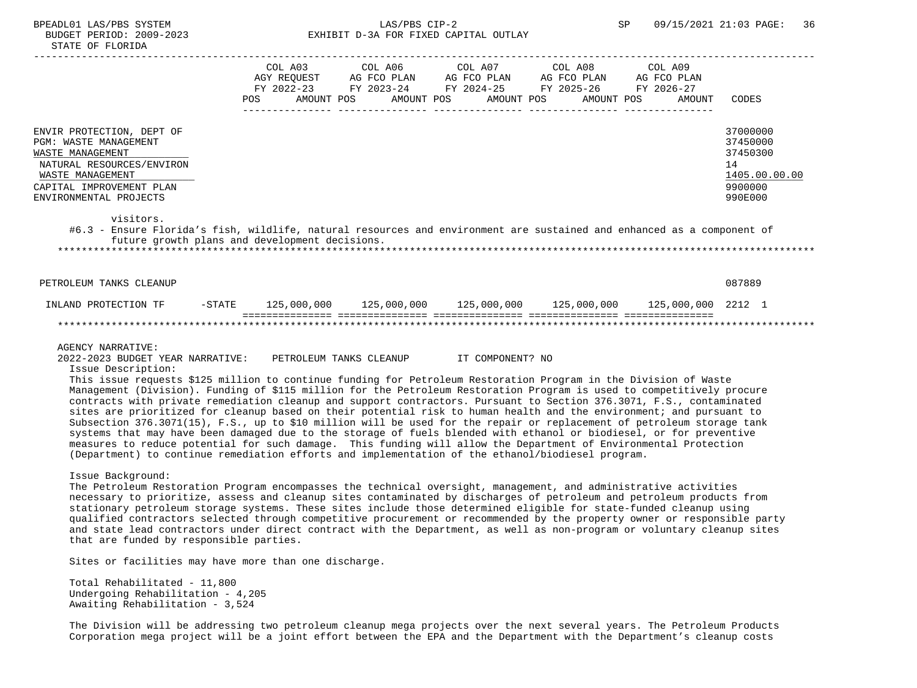| | COL A03 AGY REQUEST FY 2022-23 | | COL A06 AG FCO PLAN FY 2023-24 | | COL A07 AG FCO PLAN FY 2024-25 | | COL A08 AG FCO PLAN FY 2025-26 | | COL A09 AG FCO PLAN FY 2026-27 | | |
|---|---|---|---|---|---|---|---|---|---|---|---|
| | POS | AMOUNT | POS | AMOUNT | POS | AMOUNT | POS | AMOUNT | POS | AMOUNT | CODES |

ENVIR PROTECTION, DEPT OF — 37000000
PGM: WASTE MANAGEMENT — 37450000
WASTE MANAGEMENT — 37450300
NATURAL RESOURCES/ENVIRON — 14
WASTE MANAGEMENT — 1405.00.00.00
CAPITAL IMPROVEMENT PLAN — 9900000
ENVIRONMENTAL PROJECTS — 990E000

visitors.

#6.3 - Ensure Florida's fish, wildlife, natural resources and environment are sustained and enhanced as a component of future growth plans and development decisions.

******************************************************************************************************************************

PETROLEUM TANKS CLEANUP — 087889

| | | COL A03 | COL A06 | COL A07 | COL A08 | COL A09 | CODES |
|---|---|---|---|---|---|---|---|
| INLAND PROTECTION TF | -STATE | 125,000,000 | 125,000,000 | 125,000,000 | 125,000,000 | 125,000,000 | 2212 1 |
| | | =============== | =============== | =============== | =============== | =============== | |

******************************************************************************************************************************

AGENCY NARRATIVE:

2022-2023 BUDGET YEAR NARRATIVE: PETROLEUM TANKS CLEANUP IT COMPONENT? NO

Issue Description:

This issue requests $125 million to continue funding for Petroleum Restoration Program in the Division of Waste Management (Division). Funding of $115 million for the Petroleum Restoration Program is used to competitively procure contracts with private remediation cleanup and support contractors. Pursuant to Section 376.3071, F.S., contaminated sites are prioritized for cleanup based on their potential risk to human health and the environment; and pursuant to Subsection 376.3071(15), F.S., up to $10 million will be used for the repair or replacement of petroleum storage tank systems that may have been damaged due to the storage of fuels blended with ethanol or biodiesel, or for preventive measures to reduce potential for such damage. This funding will allow the Department of Environmental Protection (Department) to continue remediation efforts and implementation of the ethanol/biodiesel program.

Issue Background:

The Petroleum Restoration Program encompasses the technical oversight, management, and administrative activities necessary to prioritize, assess and cleanup sites contaminated by discharges of petroleum and petroleum products from stationary petroleum storage systems. These sites include those determined eligible for state-funded cleanup using qualified contractors selected through competitive procurement or recommended by the property owner or responsible party and state lead contractors under direct contract with the Department, as well as non-program or voluntary cleanup sites that are funded by responsible parties.

Sites or facilities may have more than one discharge.

Total Rehabilitated - 11,800
Undergoing Rehabilitation - 4,205
Awaiting Rehabilitation - 3,524

The Division will be addressing two petroleum cleanup mega projects over the next several years. The Petroleum Products Corporation mega project will be a joint effort between the EPA and the Department with the Department's cleanup costs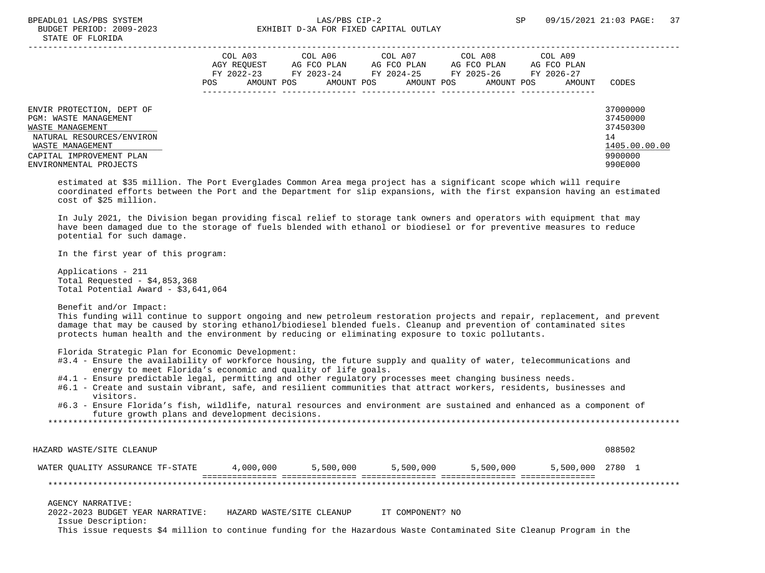| | COL A03 AGY REQUEST FY 2022-23 POS AMOUNT | COL A06 AG FCO PLAN FY 2023-24 POS AMOUNT | COL A07 AG FCO PLAN FY 2024-25 POS AMOUNT | COL A08 AG FCO PLAN FY 2025-26 POS AMOUNT | COL A09 AG FCO PLAN FY 2026-27 POS AMOUNT | CODES |
|---|---|---|---|---|---|---|
| ENVIR PROTECTION, DEPT OF | | | | | | 37000000 |
| PGM: WASTE MANAGEMENT | | | | | | 37450000 |
| WASTE MANAGEMENT | | | | | | 37450300 |
| NATURAL RESOURCES/ENVIRON | | | | | | 14 |
| WASTE MANAGEMENT | | | | | | 1405.00.00.00 |
| CAPITAL IMPROVEMENT PLAN | | | | | | 9900000 |
| ENVIRONMENTAL PROJECTS | | | | | | 990E000 |

estimated at $35 million. The Port Everglades Common Area mega project has a significant scope which will require coordinated efforts between the Port and the Department for slip expansions, with the first expansion having an estimated cost of $25 million.

In July 2021, the Division began providing fiscal relief to storage tank owners and operators with equipment that may have been damaged due to the storage of fuels blended with ethanol or biodiesel or for preventive measures to reduce potential for such damage.

In the first year of this program:

Applications - 211
Total Requested - $4,853,368
Total Potential Award - $3,641,064

Benefit and/or Impact:
This funding will continue to support ongoing and new petroleum restoration projects and repair, replacement, and prevent damage that may be caused by storing ethanol/biodiesel blended fuels. Cleanup and prevention of contaminated sites protects human health and the environment by reducing or eliminating exposure to toxic pollutants.

Florida Strategic Plan for Economic Development:
- #3.4 - Ensure the availability of workforce housing, the future supply and quality of water, telecommunications and energy to meet Florida's economic and quality of life goals.
- #4.1 - Ensure predictable legal, permitting and other regulatory processes meet changing business needs.
- #6.1 - Create and sustain vibrant, safe, and resilient communities that attract workers, residents, businesses and visitors.
- #6.3 - Ensure Florida's fish, wildlife, natural resources and environment are sustained and enhanced as a component of future growth plans and development decisions.

*******************************************************************************************************************

| | COL A03 | COL A06 | COL A07 | COL A08 | COL A09 | CODES |
|---|---|---|---|---|---|---|
| HAZARD WASTE/SITE CLEANUP | | | | | | 088502 |
| WATER QUALITY ASSURANCE TF-STATE | 4,000,000 | 5,500,000 | 5,500,000 | 5,500,000 | 5,500,000 | 2780 1 |

*******************************************************************************************************************

AGENCY NARRATIVE:
2022-2023 BUDGET YEAR NARRATIVE: HAZARD WASTE/SITE CLEANUP IT COMPONENT? NO
Issue Description:
This issue requests $4 million to continue funding for the Hazardous Waste Contaminated Site Cleanup Program in the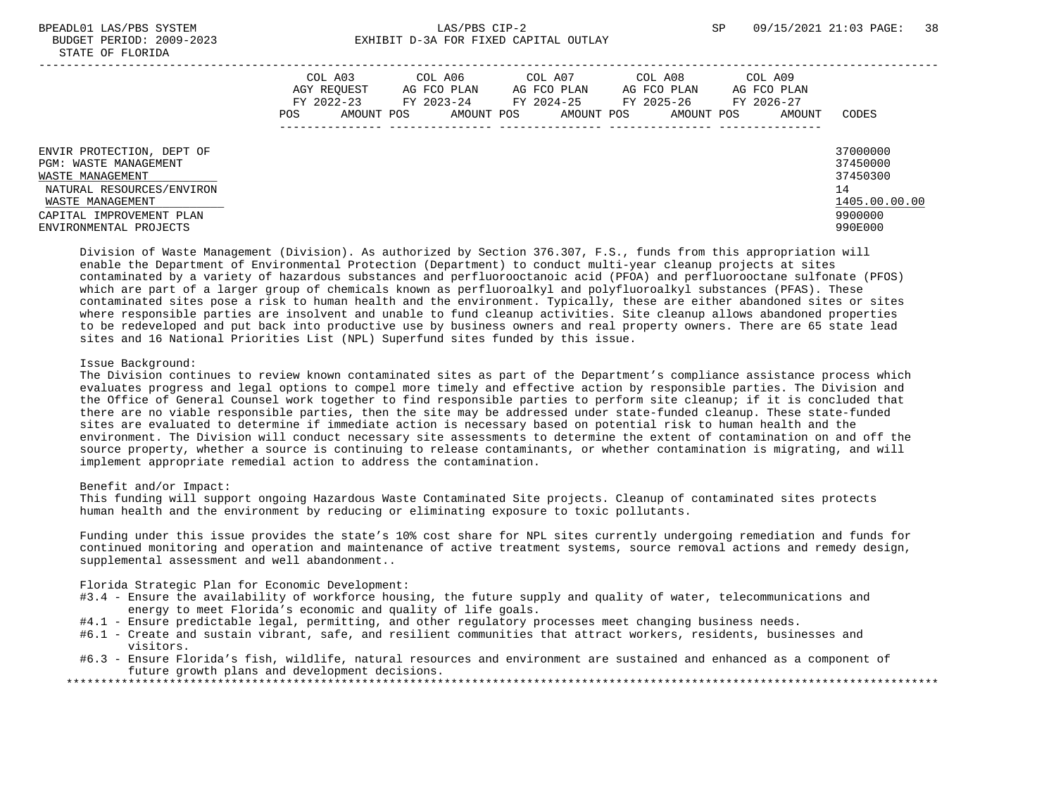| | COL A03 AGY REQUEST FY 2022-23 POS AMOUNT | COL A06 AG FCO PLAN FY 2023-24 POS AMOUNT | COL A07 AG FCO PLAN FY 2024-25 POS AMOUNT | COL A08 AG FCO PLAN FY 2025-26 POS AMOUNT | COL A09 AG FCO PLAN FY 2026-27 POS AMOUNT | CODES |
|---|---|---|---|---|---|---|
| ENVIR PROTECTION, DEPT OF | | | | | | 37000000 |
| PGM: WASTE MANAGEMENT | | | | | | 37450000 |
| WASTE MANAGEMENT | | | | | | 37450300 |
| NATURAL RESOURCES/ENVIRON | | | | | | 14 |
| WASTE MANAGEMENT | | | | | | 1405.00.00.00 |
| CAPITAL IMPROVEMENT PLAN | | | | | | 9900000 |
| ENVIRONMENTAL PROJECTS | | | | | | 990E000 |

Division of Waste Management (Division). As authorized by Section 376.307, F.S., funds from this appropriation will enable the Department of Environmental Protection (Department) to conduct multi-year cleanup projects at sites contaminated by a variety of hazardous substances and perfluorooctanoic acid (PFOA) and perfluorooctane sulfonate (PFOS) which are part of a larger group of chemicals known as perfluoroalkyl and polyfluoroalkyl substances (PFAS). These contaminated sites pose a risk to human health and the environment. Typically, these are either abandoned sites or sites where responsible parties are insolvent and unable to fund cleanup activities. Site cleanup allows abandoned properties to be redeveloped and put back into productive use by business owners and real property owners. There are 65 state lead sites and 16 National Priorities List (NPL) Superfund sites funded by this issue.

Issue Background:
The Division continues to review known contaminated sites as part of the Department's compliance assistance process which evaluates progress and legal options to compel more timely and effective action by responsible parties. The Division and the Office of General Counsel work together to find responsible parties to perform site cleanup; if it is concluded that there are no viable responsible parties, then the site may be addressed under state-funded cleanup. These state-funded sites are evaluated to determine if immediate action is necessary based on potential risk to human health and the environment. The Division will conduct necessary site assessments to determine the extent of contamination on and off the source property, whether a source is continuing to release contaminants, or whether contamination is migrating, and will implement appropriate remedial action to address the contamination.

Benefit and/or Impact:
This funding will support ongoing Hazardous Waste Contaminated Site projects. Cleanup of contaminated sites protects human health and the environment by reducing or eliminating exposure to toxic pollutants.

Funding under this issue provides the state's 10% cost share for NPL sites currently undergoing remediation and funds for continued monitoring and operation and maintenance of active treatment systems, source removal actions and remedy design, supplemental assessment and well abandonment..

Florida Strategic Plan for Economic Development:
- #3.4 - Ensure the availability of workforce housing, the future supply and quality of water, telecommunications and energy to meet Florida's economic and quality of life goals.
- #4.1 - Ensure predictable legal, permitting, and other regulatory processes meet changing business needs.
- #6.1 - Create and sustain vibrant, safe, and resilient communities that attract workers, residents, businesses and visitors.
- #6.3 - Ensure Florida's fish, wildlife, natural resources and environment are sustained and enhanced as a component of future growth plans and development decisions.

*******************************************************************************************************************************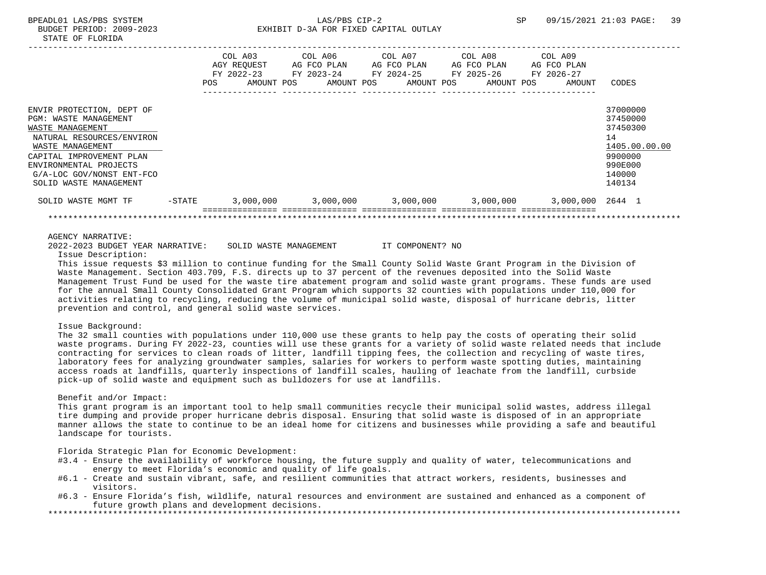BUDGET PERIOD: 2009-2023 — EXHIBIT D-3A FOR FIXED CAPITAL OUTLAY

STATE OF FLORIDA

| | COL A03 AGY REQUEST FY 2022-23 POS AMOUNT | COL A06 AG FCO PLAN FY 2023-24 POS AMOUNT | COL A07 AG FCO PLAN FY 2024-25 POS AMOUNT | COL A08 AG FCO PLAN FY 2025-26 POS AMOUNT | COL A09 AG FCO PLAN FY 2026-27 POS AMOUNT | CODES |
|---|---|---|---|---|---|---|
| ENVIR PROTECTION, DEPT OF | | | | | | 37000000 |
| PGM: WASTE MANAGEMENT | | | | | | 37450000 |
| WASTE MANAGEMENT | | | | | | 37450300 |
| NATURAL RESOURCES/ENVIRON | | | | | | 14 |
| WASTE MANAGEMENT | | | | | | 1405.00.00.00 |
| CAPITAL IMPROVEMENT PLAN | | | | | | 9900000 |
| ENVIRONMENTAL PROJECTS | | | | | | 990E000 |
| G/A-LOC GOV/NONST ENT-FCO | | | | | | 140000 |
| SOLID WASTE MANAGEMENT | | | | | | 140134 |
| SOLID WASTE MGMT TF -STATE | 3,000,000 | 3,000,000 | 3,000,000 | 3,000,000 | 3,000,000 | 2644 1 |

AGENCY NARRATIVE:

2022-2023 BUDGET YEAR NARRATIVE: SOLID WASTE MANAGEMENT IT COMPONENT? NO

Issue Description:

This issue requests $3 million to continue funding for the Small County Solid Waste Grant Program in the Division of Waste Management. Section 403.709, F.S. directs up to 37 percent of the revenues deposited into the Solid Waste Management Trust Fund be used for the waste tire abatement program and solid waste grant programs. These funds are used for the annual Small County Consolidated Grant Program which supports 32 counties with populations under 110,000 for activities relating to recycling, reducing the volume of municipal solid waste, disposal of hurricane debris, litter prevention and control, and general solid waste services.

Issue Background:

The 32 small counties with populations under 110,000 use these grants to help pay the costs of operating their solid waste programs. During FY 2022-23, counties will use these grants for a variety of solid waste related needs that include contracting for services to clean roads of litter, landfill tipping fees, the collection and recycling of waste tires, laboratory fees for analyzing groundwater samples, salaries for workers to perform waste spotting duties, maintaining access roads at landfills, quarterly inspections of landfill scales, hauling of leachate from the landfill, curbside pick-up of solid waste and equipment such as bulldozers for use at landfills.

Benefit and/or Impact:

This grant program is an important tool to help small communities recycle their municipal solid wastes, address illegal tire dumping and provide proper hurricane debris disposal. Ensuring that solid waste is disposed of in an appropriate manner allows the state to continue to be an ideal home for citizens and businesses while providing a safe and beautiful landscape for tourists.

Florida Strategic Plan for Economic Development:

- #3.4 - Ensure the availability of workforce housing, the future supply and quality of water, telecommunications and energy to meet Florida's economic and quality of life goals.
- #6.1 - Create and sustain vibrant, safe, and resilient communities that attract workers, residents, businesses and visitors.
- #6.3 - Ensure Florida's fish, wildlife, natural resources and environment are sustained and enhanced as a component of future growth plans and development decisions.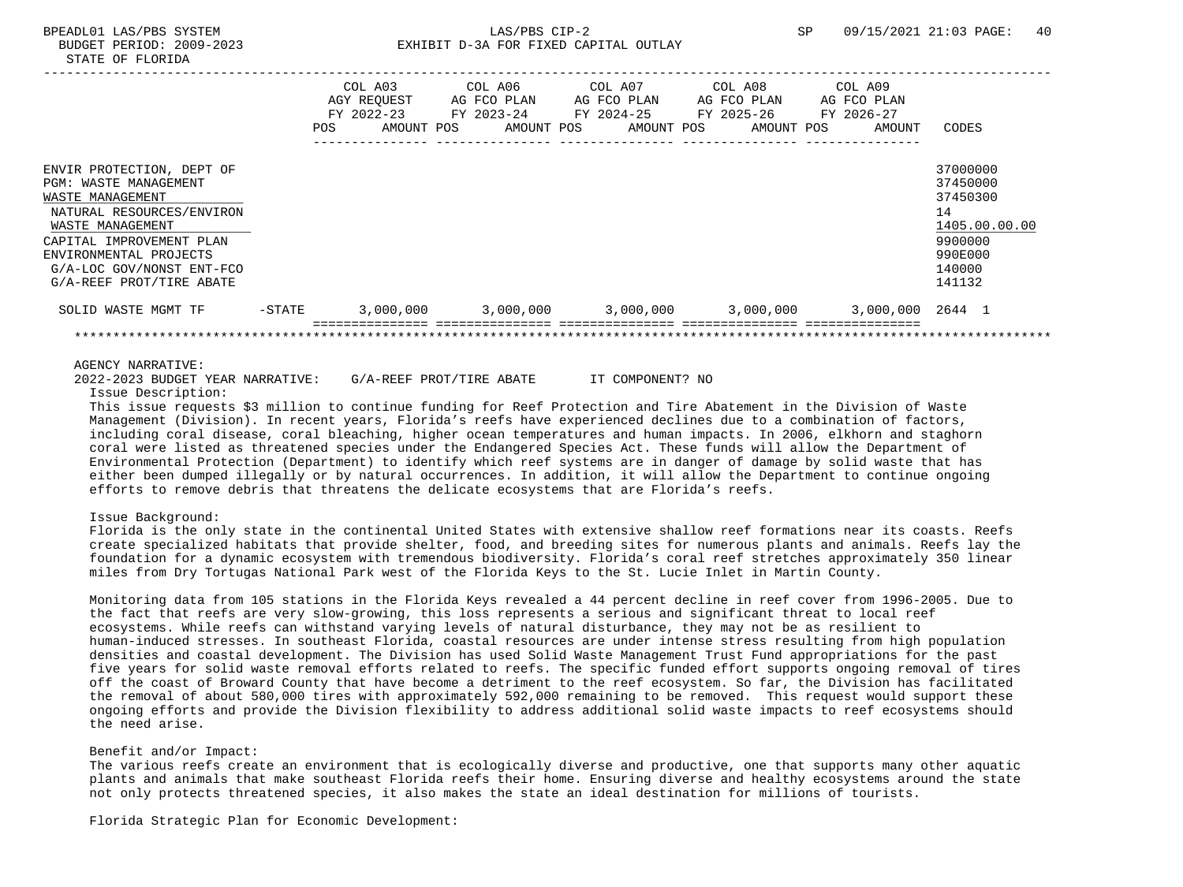EXHIBIT D-3A FOR FIXED CAPITAL OUTLAY

STATE OF FLORIDA

| | | COL A03 AGY REQUEST FY 2022-23 POS AMOUNT | COL A06 AG FCO PLAN FY 2023-24 POS AMOUNT | COL A07 AG FCO PLAN FY 2024-25 POS AMOUNT | COL A08 AG FCO PLAN FY 2025-26 POS AMOUNT | COL A09 AG FCO PLAN FY 2026-27 POS AMOUNT | CODES |
|---|---|---|---|---|---|---|---|
| ENVIR PROTECTION, DEPT OF | | | | | | | 37000000 |
| PGM: WASTE MANAGEMENT | | | | | | | 37450000 |
| WASTE MANAGEMENT | | | | | | | 37450300 |
| NATURAL RESOURCES/ENVIRON | | | | | | | 14 |
| WASTE MANAGEMENT | | | | | | | 1405.00.00.00 |
| CAPITAL IMPROVEMENT PLAN | | | | | | | 9900000 |
| ENVIRONMENTAL PROJECTS | | | | | | | 990E000 |
| G/A-LOC GOV/NONST ENT-FCO | | | | | | | 140000 |
| G/A-REEF PROT/TIRE ABATE | | | | | | | 141132 |
| SOLID WASTE MGMT TF | -STATE | 3,000,000 | 3,000,000 | 3,000,000 | 3,000,000 | 3,000,000 | 2644 1 |

AGENCY NARRATIVE:

2022-2023 BUDGET YEAR NARRATIVE: G/A-REEF PROT/TIRE ABATE IT COMPONENT? NO

Issue Description:

This issue requests $3 million to continue funding for Reef Protection and Tire Abatement in the Division of Waste Management (Division). In recent years, Florida's reefs have experienced declines due to a combination of factors, including coral disease, coral bleaching, higher ocean temperatures and human impacts. In 2006, elkhorn and staghorn coral were listed as threatened species under the Endangered Species Act. These funds will allow the Department of Environmental Protection (Department) to identify which reef systems are in danger of damage by solid waste that has either been dumped illegally or by natural occurrences. In addition, it will allow the Department to continue ongoing efforts to remove debris that threatens the delicate ecosystems that are Florida's reefs.

Issue Background:

Florida is the only state in the continental United States with extensive shallow reef formations near its coasts. Reefs create specialized habitats that provide shelter, food, and breeding sites for numerous plants and animals. Reefs lay the foundation for a dynamic ecosystem with tremendous biodiversity. Florida's coral reef stretches approximately 350 linear miles from Dry Tortugas National Park west of the Florida Keys to the St. Lucie Inlet in Martin County.

Monitoring data from 105 stations in the Florida Keys revealed a 44 percent decline in reef cover from 1996-2005. Due to the fact that reefs are very slow-growing, this loss represents a serious and significant threat to local reef ecosystems. While reefs can withstand varying levels of natural disturbance, they may not be as resilient to human-induced stresses. In southeast Florida, coastal resources are under intense stress resulting from high population densities and coastal development. The Division has used Solid Waste Management Trust Fund appropriations for the past five years for solid waste removal efforts related to reefs. The specific funded effort supports ongoing removal of tires off the coast of Broward County that have become a detriment to the reef ecosystem. So far, the Division has facilitated the removal of about 580,000 tires with approximately 592,000 remaining to be removed. This request would support these ongoing efforts and provide the Division flexibility to address additional solid waste impacts to reef ecosystems should the need arise.

Benefit and/or Impact:

The various reefs create an environment that is ecologically diverse and productive, one that supports many other aquatic plants and animals that make southeast Florida reefs their home. Ensuring diverse and healthy ecosystems around the state not only protects threatened species, it also makes the state an ideal destination for millions of tourists.

Florida Strategic Plan for Economic Development: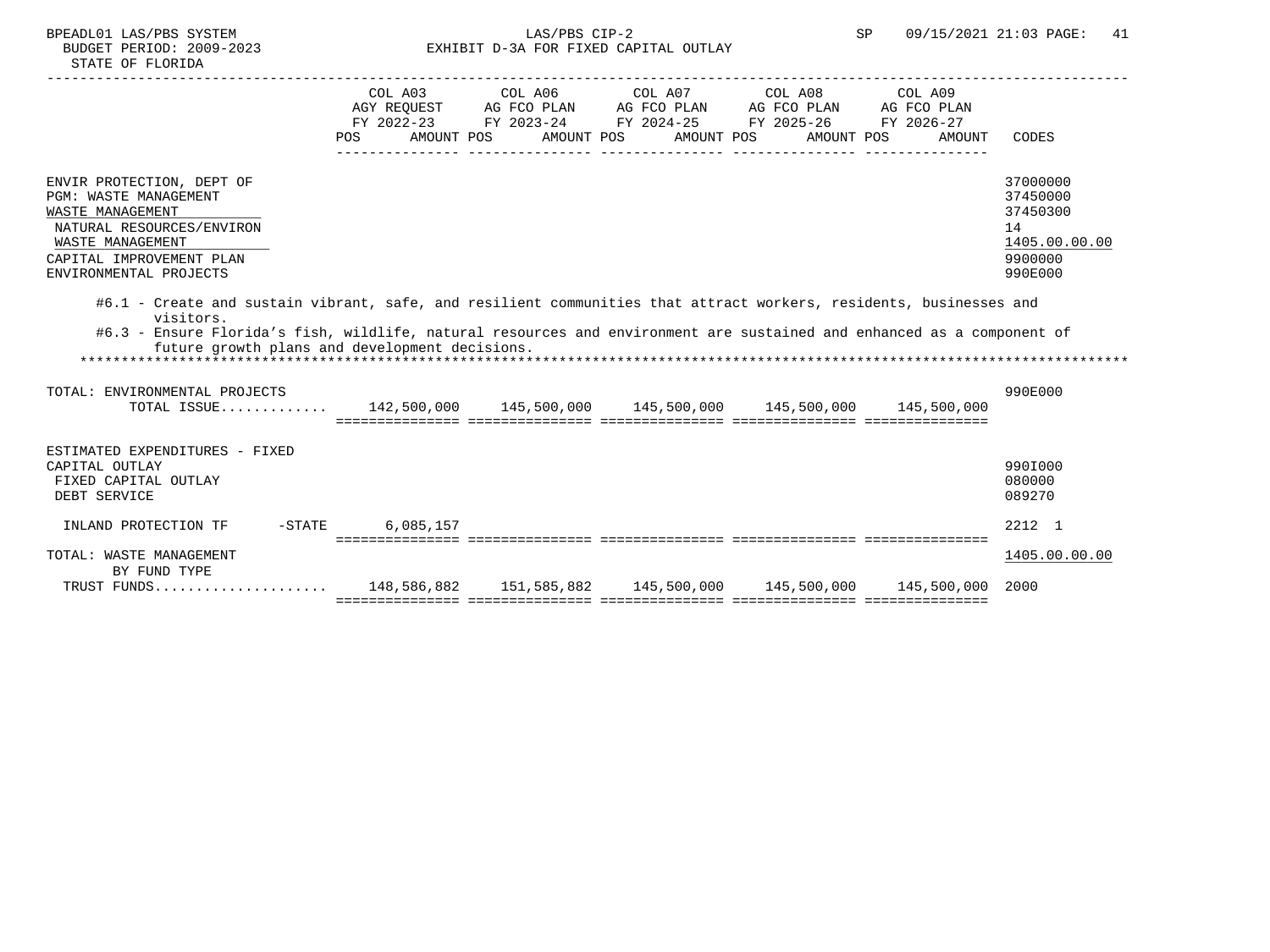BPEADL01 LAS/PBS SYSTEM — LAS/PBS CIP-2 — SP 09/15/2021 21:03

BUDGET PERIOD: 2009-2023 — EXHIBIT D-3A FOR FIXED CAPITAL OUTLAY

STATE OF FLORIDA

| | COL A03 AGY REQUEST FY 2022-23 POS AMOUNT | COL A06 AG FCO PLAN FY 2023-24 POS AMOUNT | COL A07 AG FCO PLAN FY 2024-25 POS AMOUNT | COL A08 AG FCO PLAN FY 2025-26 POS AMOUNT | COL A09 AG FCO PLAN FY 2026-27 POS AMOUNT | CODES |
|---|---|---|---|---|---|---|
| ENVIR PROTECTION, DEPT OF | | | | | | 37000000 |
| PGM: WASTE MANAGEMENT | | | | | | 37450000 |
| WASTE MANAGEMENT | | | | | | 37450300 |
| NATURAL RESOURCES/ENVIRON | | | | | | 14 |
| WASTE MANAGEMENT | | | | | | 1405.00.00.00 |
| CAPITAL IMPROVEMENT PLAN | | | | | | 9900000 |
| ENVIRONMENTAL PROJECTS | | | | | | 990E000 |

#6.1 - Create and sustain vibrant, safe, and resilient communities that attract workers, residents, businesses and visitors.

#6.3 - Ensure Florida's fish, wildlife, natural resources and environment are sustained and enhanced as a component of future growth plans and development decisions.

| | COL A03 | COL A06 | COL A07 | COL A08 | COL A09 | CODES |
|---|---|---|---|---|---|---|
| TOTAL: ENVIRONMENTAL PROJECTS | | | | | | 990E000 |
| TOTAL ISSUE............. | 142,500,000 | 145,500,000 | 145,500,000 | 145,500,000 | 145,500,000 | |
| ESTIMATED EXPENDITURES - FIXED CAPITAL OUTLAY | | | | | | 990I000 |
| FIXED CAPITAL OUTLAY | | | | | | 080000 |
| DEBT SERVICE | | | | | | 089270 |
| INLAND PROTECTION TF -STATE | 6,085,157 | | | | | 2212 1 |
| TOTAL: WASTE MANAGEMENT | | | | | | 1405.00.00.00 |
| BY FUND TYPE | | | | | | |
| TRUST FUNDS..................... | 148,586,882 | 151,585,882 | 145,500,000 | 145,500,000 | 145,500,000 | 2000 |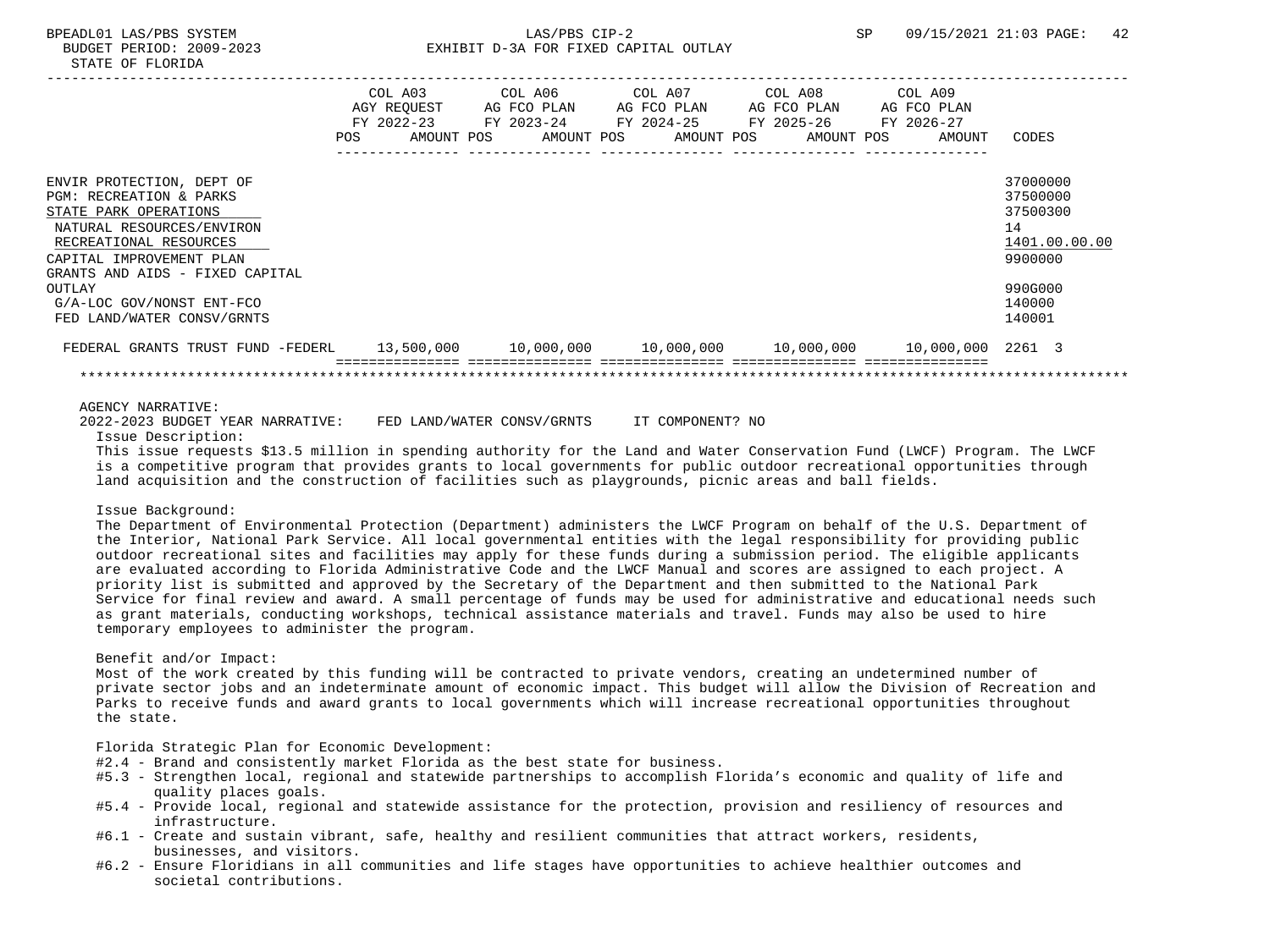| | COL A03 AGY REQUEST FY 2022-23 POS AMOUNT | COL A06 AG FCO PLAN FY 2023-24 POS AMOUNT | COL A07 AG FCO PLAN FY 2024-25 POS AMOUNT | COL A08 AG FCO PLAN FY 2025-26 POS AMOUNT | COL A09 AG FCO PLAN FY 2026-27 POS AMOUNT | CODES |
|---|---|---|---|---|---|---|
| ENVIR PROTECTION, DEPT OF | | | | | | 37000000 |
| PGM: RECREATION & PARKS | | | | | | 37500000 |
| STATE PARK OPERATIONS | | | | | | 37500300 |
| NATURAL RESOURCES/ENVIRON | | | | | | 14 |
| RECREATIONAL RESOURCES | | | | | | 1401.00.00.00 |
| CAPITAL IMPROVEMENT PLAN | | | | | | 9900000 |
| GRANTS AND AIDS - FIXED CAPITAL OUTLAY | | | | | | 990G000 |
| G/A-LOC GOV/NONST ENT-FCO | | | | | | 140000 |
| FED LAND/WATER CONSV/GRNTS | | | | | | 140001 |
| FEDERAL GRANTS TRUST FUND -FEDERL | 13,500,000 | 10,000,000 | 10,000,000 | 10,000,000 | 10,000,000 | 2261 3 |

AGENCY NARRATIVE:

2022-2023 BUDGET YEAR NARRATIVE: FED LAND/WATER CONSV/GRNTS IT COMPONENT? NO

Issue Description:

This issue requests $13.5 million in spending authority for the Land and Water Conservation Fund (LWCF) Program. The LWCF is a competitive program that provides grants to local governments for public outdoor recreational opportunities through land acquisition and the construction of facilities such as playgrounds, picnic areas and ball fields.

Issue Background:

The Department of Environmental Protection (Department) administers the LWCF Program on behalf of the U.S. Department of the Interior, National Park Service. All local governmental entities with the legal responsibility for providing public outdoor recreational sites and facilities may apply for these funds during a submission period. The eligible applicants are evaluated according to Florida Administrative Code and the LWCF Manual and scores are assigned to each project. A priority list is submitted and approved by the Secretary of the Department and then submitted to the National Park Service for final review and award. A small percentage of funds may be used for administrative and educational needs such as grant materials, conducting workshops, technical assistance materials and travel. Funds may also be used to hire temporary employees to administer the program.

Benefit and/or Impact:

Most of the work created by this funding will be contracted to private vendors, creating an undetermined number of private sector jobs and an indeterminate amount of economic impact. This budget will allow the Division of Recreation and Parks to receive funds and award grants to local governments which will increase recreational opportunities throughout the state.

Florida Strategic Plan for Economic Development:

- #2.4 - Brand and consistently market Florida as the best state for business.
- #5.3 - Strengthen local, regional and statewide partnerships to accomplish Florida's economic and quality of life and quality places goals.
- #5.4 - Provide local, regional and statewide assistance for the protection, provision and resiliency of resources and infrastructure.
- #6.1 - Create and sustain vibrant, safe, healthy and resilient communities that attract workers, residents, businesses, and visitors.
- #6.2 - Ensure Floridians in all communities and life stages have opportunities to achieve healthier outcomes and societal contributions.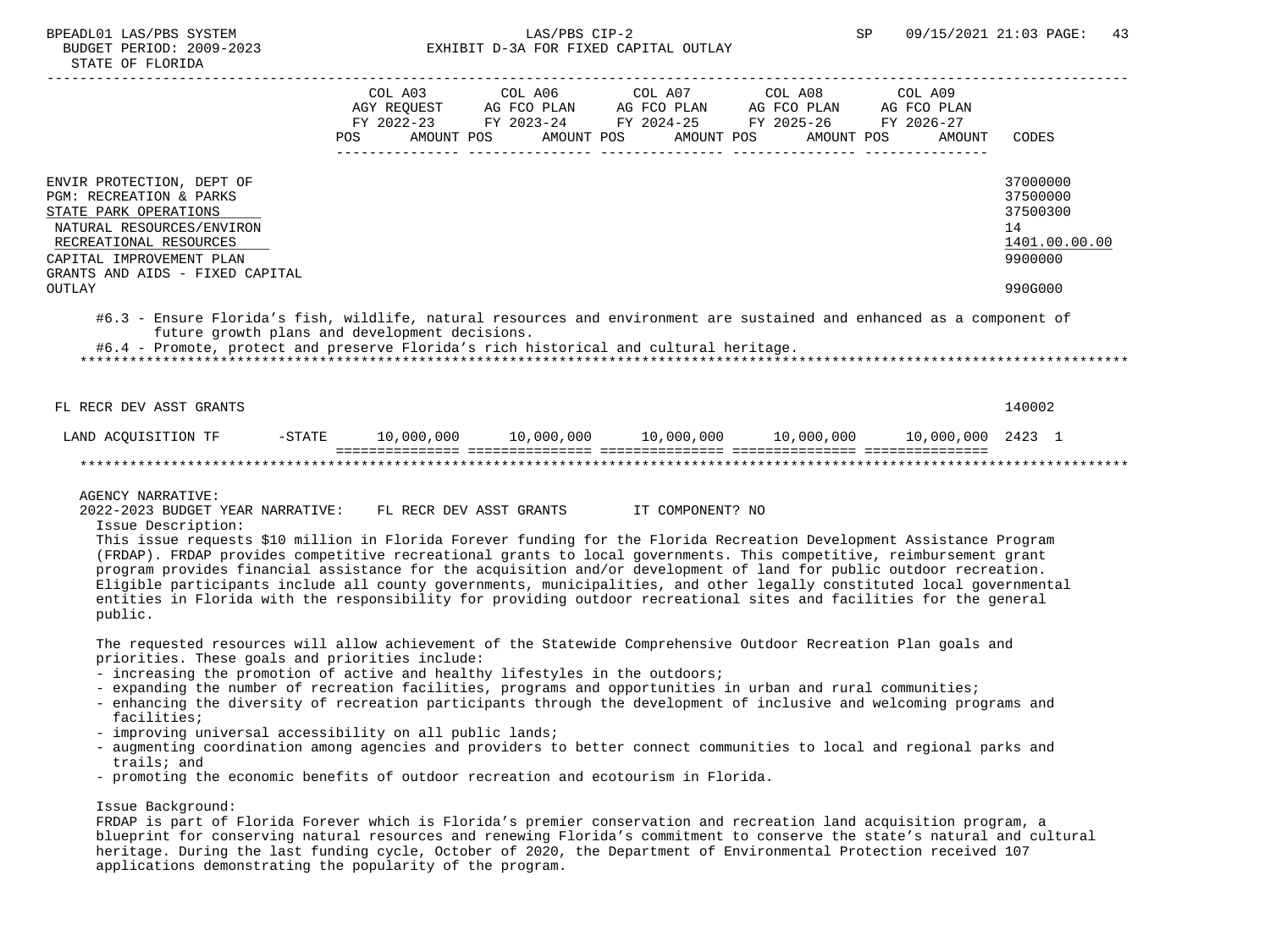BPEADL01 LAS/PBS SYSTEM · LAS/PBS CIP-2 · SP 09/15/2021 21:03 PAGE: 43
BUDGET PERIOD: 2009-2023 · EXHIBIT D-3A FOR FIXED CAPITAL OUTLAY
STATE OF FLORIDA

| | COL A03 AGY REQUEST FY 2022-23 POS AMOUNT | COL A06 AG FCO PLAN FY 2023-24 POS AMOUNT | COL A07 AG FCO PLAN FY 2024-25 POS AMOUNT | COL A08 AG FCO PLAN FY 2025-26 POS AMOUNT | COL A09 AG FCO PLAN FY 2026-27 POS AMOUNT | CODES |
|---|---|---|---|---|---|---|
| ENVIR PROTECTION, DEPT OF | | | | | | 37000000 |
| PGM: RECREATION & PARKS | | | | | | 37500000 |
| STATE PARK OPERATIONS | | | | | | 37500300 |
| NATURAL RESOURCES/ENVIRON | | | | | | 14 |
| RECREATIONAL RESOURCES | | | | | | 1401.00.00.00 |
| CAPITAL IMPROVEMENT PLAN | | | | | | 9900000 |
| GRANTS AND AIDS - FIXED CAPITAL OUTLAY | | | | | | 990G000 |

#6.3 - Ensure Florida's fish, wildlife, natural resources and environment are sustained and enhanced as a component of future growth plans and development decisions.
#6.4 - Promote, protect and preserve Florida's rich historical and cultural heritage.

| | COL A03 | COL A06 | COL A07 | COL A08 | COL A09 | CODES |
|---|---|---|---|---|---|---|
| FL RECR DEV ASST GRANTS | | | | | | 140002 |
| LAND ACQUISITION TF -STATE | 10,000,000 | 10,000,000 | 10,000,000 | 10,000,000 | 10,000,000 | 2423 1 |

AGENCY NARRATIVE:
2022-2023 BUDGET YEAR NARRATIVE: FL RECR DEV ASST GRANTS IT COMPONENT? NO

Issue Description:
This issue requests $10 million in Florida Forever funding for the Florida Recreation Development Assistance Program (FRDAP). FRDAP provides competitive recreational grants to local governments. This competitive, reimbursement grant program provides financial assistance for the acquisition and/or development of land for public outdoor recreation. Eligible participants include all county governments, municipalities, and other legally constituted local governmental entities in Florida with the responsibility for providing outdoor recreational sites and facilities for the general public.

The requested resources will allow achievement of the Statewide Comprehensive Outdoor Recreation Plan goals and priorities. These goals and priorities include:
- increasing the promotion of active and healthy lifestyles in the outdoors;
- expanding the number of recreation facilities, programs and opportunities in urban and rural communities;
- enhancing the diversity of recreation participants through the development of inclusive and welcoming programs and facilities;
- improving universal accessibility on all public lands;
- augmenting coordination among agencies and providers to better connect communities to local and regional parks and trails; and
- promoting the economic benefits of outdoor recreation and ecotourism in Florida.

Issue Background:
FRDAP is part of Florida Forever which is Florida's premier conservation and recreation land acquisition program, a blueprint for conserving natural resources and renewing Florida's commitment to conserve the state's natural and cultural heritage. During the last funding cycle, October of 2020, the Department of Environmental Protection received 107 applications demonstrating the popularity of the program.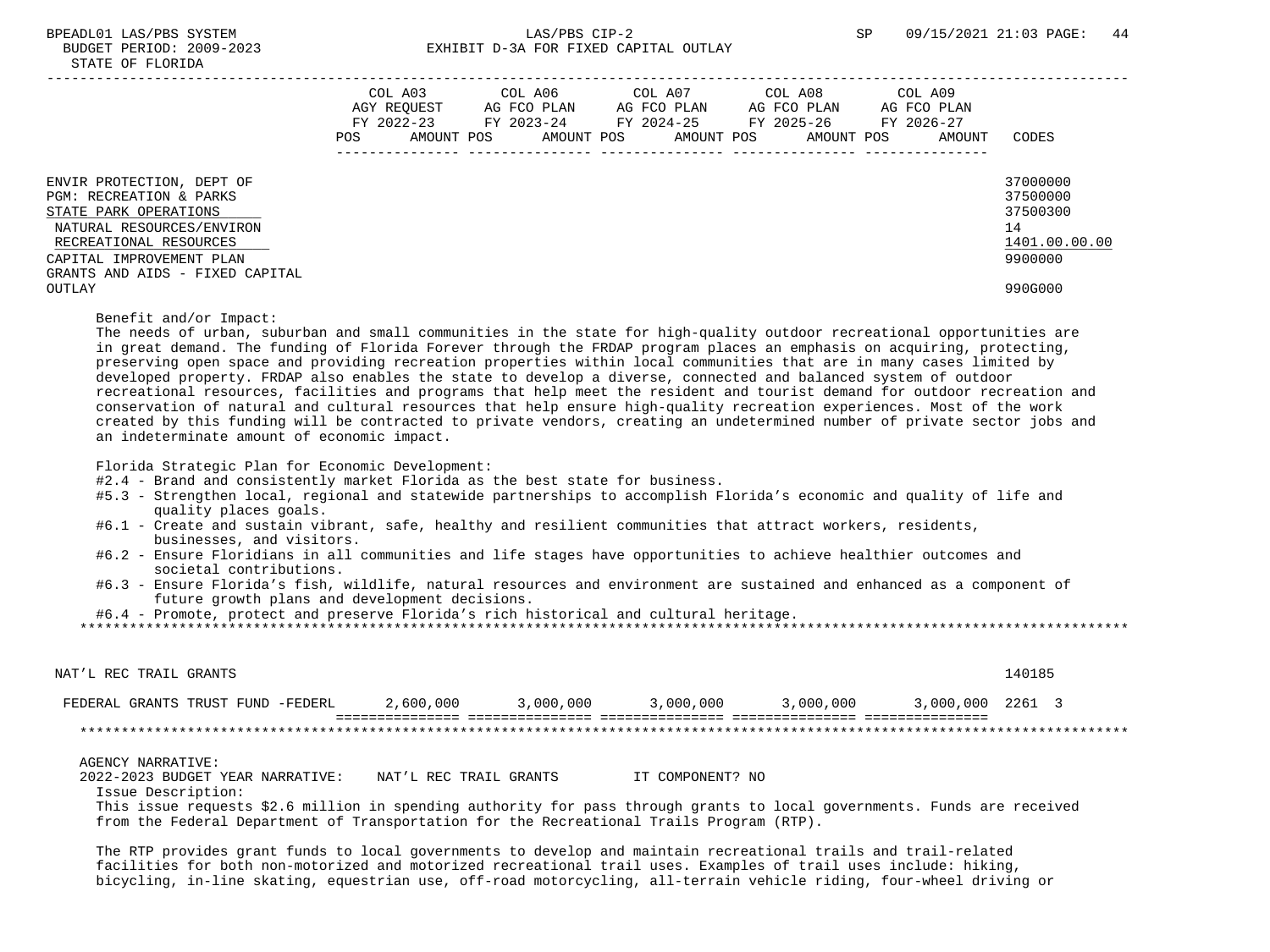| | COL A03 AGY REQUEST FY 2022-23 | COL A06 AG FCO PLAN FY 2023-24 | COL A07 AG FCO PLAN FY 2024-25 | COL A08 AG FCO PLAN FY 2025-26 | COL A09 AG FCO PLAN FY 2026-27 | |
|---|---|---|---|---|---|---|
| | POS AMOUNT | POS AMOUNT | POS AMOUNT | POS AMOUNT | POS AMOUNT | CODES |

ENVIR PROTECTION, DEPT OF — 37000000
PGM: RECREATION & PARKS — 37500000
STATE PARK OPERATIONS — 37500300
NATURAL RESOURCES/ENVIRON — 14
RECREATIONAL RESOURCES — 1401.00.00.00
CAPITAL IMPROVEMENT PLAN — 9900000
GRANTS AND AIDS - FIXED CAPITAL OUTLAY — 990G000

Benefit and/or Impact:
The needs of urban, suburban and small communities in the state for high-quality outdoor recreational opportunities are in great demand. The funding of Florida Forever through the FRDAP program places an emphasis on acquiring, protecting, preserving open space and providing recreation properties within local communities that are in many cases limited by developed property. FRDAP also enables the state to develop a diverse, connected and balanced system of outdoor recreational resources, facilities and programs that help meet the resident and tourist demand for outdoor recreation and conservation of natural and cultural resources that help ensure high-quality recreation experiences. Most of the work created by this funding will be contracted to private vendors, creating an undetermined number of private sector jobs and an indeterminate amount of economic impact.

Florida Strategic Plan for Economic Development:
- #2.4 - Brand and consistently market Florida as the best state for business.
- #5.3 - Strengthen local, regional and statewide partnerships to accomplish Florida's economic and quality of life and quality places goals.
- #6.1 - Create and sustain vibrant, safe, healthy and resilient communities that attract workers, residents, businesses, and visitors.
- #6.2 - Ensure Floridians in all communities and life stages have opportunities to achieve healthier outcomes and societal contributions.
- #6.3 - Ensure Florida's fish, wildlife, natural resources and environment are sustained and enhanced as a component of future growth plans and development decisions.
- #6.4 - Promote, protect and preserve Florida's rich historical and cultural heritage.

NAT'L REC TRAIL GRANTS — 140185

| | FY 2022-23 | FY 2023-24 | FY 2024-25 | FY 2025-26 | FY 2026-27 | CODES |
|---|---|---|---|---|---|---|
| FEDERAL GRANTS TRUST FUND -FEDERL | 2,600,000 | 3,000,000 | 3,000,000 | 3,000,000 | 3,000,000 | 2261 3 |

AGENCY NARRATIVE:
2022-2023 BUDGET YEAR NARRATIVE: NAT'L REC TRAIL GRANTS IT COMPONENT? NO

Issue Description:
This issue requests $2.6 million in spending authority for pass through grants to local governments. Funds are received from the Federal Department of Transportation for the Recreational Trails Program (RTP).

The RTP provides grant funds to local governments to develop and maintain recreational trails and trail-related facilities for both non-motorized and motorized recreational trail uses. Examples of trail uses include: hiking, bicycling, in-line skating, equestrian use, off-road motorcycling, all-terrain vehicle riding, four-wheel driving or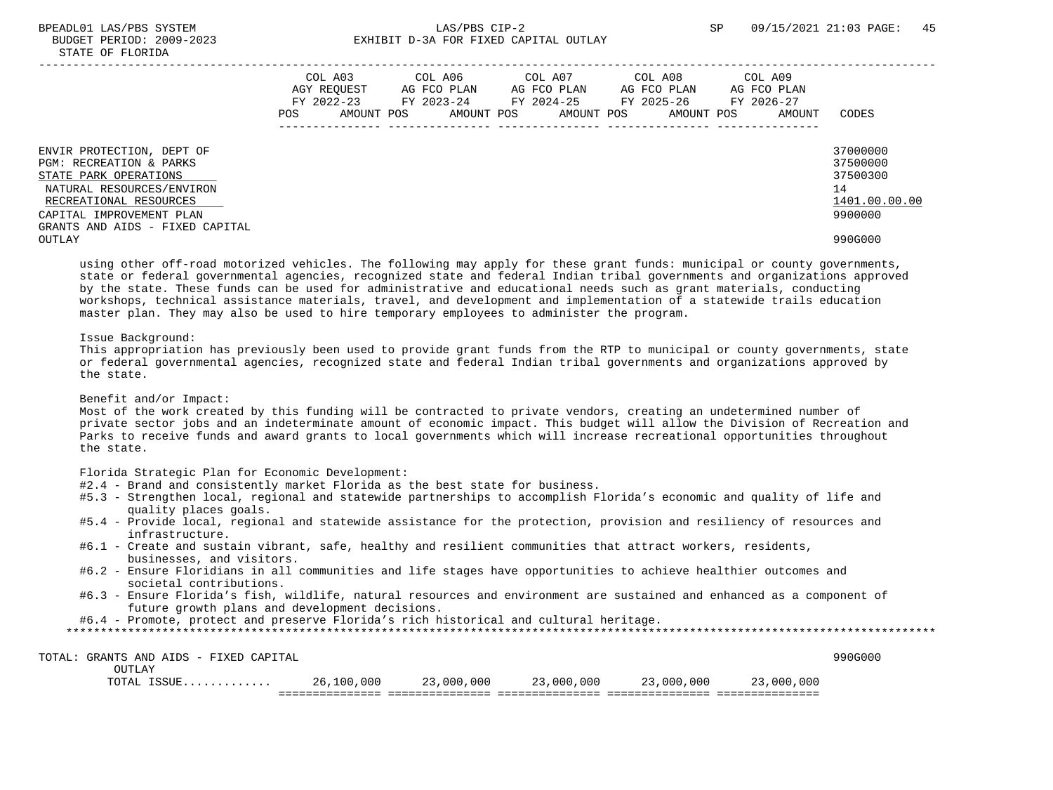| | COL A03 AGY REQUEST FY 2022-23 POS AMOUNT | COL A06 AG FCO PLAN FY 2023-24 POS AMOUNT | COL A07 AG FCO PLAN FY 2024-25 POS AMOUNT | COL A08 AG FCO PLAN FY 2025-26 POS AMOUNT | COL A09 AG FCO PLAN FY 2026-27 POS AMOUNT | CODES |
|---|---|---|---|---|---|---|
| ENVIR PROTECTION, DEPT OF | | | | | | 37000000 |
| PGM: RECREATION & PARKS | | | | | | 37500000 |
| STATE PARK OPERATIONS | | | | | | 37500300 |
| NATURAL RESOURCES/ENVIRON | | | | | | 14 |
| RECREATIONAL RESOURCES | | | | | | 1401.00.00.00 |
| CAPITAL IMPROVEMENT PLAN | | | | | | 9900000 |
| GRANTS AND AIDS - FIXED CAPITAL OUTLAY | | | | | | 990G000 |

using other off-road motorized vehicles. The following may apply for these grant funds: municipal or county governments, state or federal governmental agencies, recognized state and federal Indian tribal governments and organizations approved by the state. These funds can be used for administrative and educational needs such as grant materials, conducting workshops, technical assistance materials, travel, and development and implementation of a statewide trails education master plan. They may also be used to hire temporary employees to administer the program.

Issue Background:
This appropriation has previously been used to provide grant funds from the RTP to municipal or county governments, state or federal governmental agencies, recognized state and federal Indian tribal governments and organizations approved by the state.

Benefit and/or Impact:
Most of the work created by this funding will be contracted to private vendors, creating an undetermined number of private sector jobs and an indeterminate amount of economic impact. This budget will allow the Division of Recreation and Parks to receive funds and award grants to local governments which will increase recreational opportunities throughout the state.

Florida Strategic Plan for Economic Development:
- #2.4 - Brand and consistently market Florida as the best state for business.
- #5.3 - Strengthen local, regional and statewide partnerships to accomplish Florida's economic and quality of life and quality places goals.
- #5.4 - Provide local, regional and statewide assistance for the protection, provision and resiliency of resources and infrastructure.
- #6.1 - Create and sustain vibrant, safe, healthy and resilient communities that attract workers, residents, businesses, and visitors.
- #6.2 - Ensure Floridians in all communities and life stages have opportunities to achieve healthier outcomes and societal contributions.
- #6.3 - Ensure Florida's fish, wildlife, natural resources and environment are sustained and enhanced as a component of future growth plans and development decisions.
- #6.4 - Promote, protect and preserve Florida's rich historical and cultural heritage.

| TOTAL: GRANTS AND AIDS - FIXED CAPITAL OUTLAY | COL A03 | COL A06 | COL A07 | COL A08 | COL A09 | 990G000 |
|---|---|---|---|---|---|---|
| TOTAL ISSUE............ | 26,100,000 | 23,000,000 | 23,000,000 | 23,000,000 | 23,000,000 | |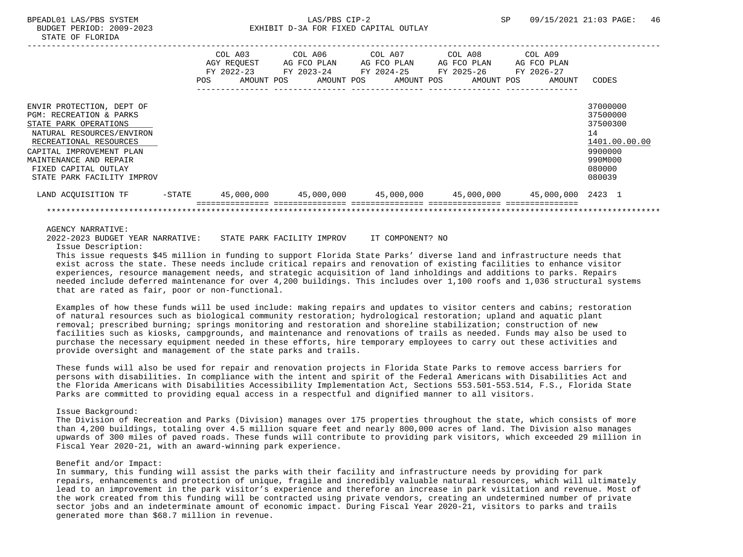EXHIBIT D-3A FOR FIXED CAPITAL OUTLAY

STATE OF FLORIDA

| | COL A03 AGY REQUEST FY 2022-23 POS AMOUNT | COL A06 AG FCO PLAN FY 2023-24 POS AMOUNT | COL A07 AG FCO PLAN FY 2024-25 POS AMOUNT | COL A08 AG FCO PLAN FY 2025-26 POS AMOUNT | COL A09 AG FCO PLAN FY 2026-27 POS AMOUNT | CODES |
|---|---|---|---|---|---|---|
| ENVIR PROTECTION, DEPT OF | | | | | | 37000000 |
| PGM: RECREATION & PARKS | | | | | | 37500000 |
| STATE PARK OPERATIONS | | | | | | 37500300 |
| NATURAL RESOURCES/ENVIRON | | | | | | 14 |
| RECREATIONAL RESOURCES | | | | | | 1401.00.00.00 |
| CAPITAL IMPROVEMENT PLAN | | | | | | 9900000 |
| MAINTENANCE AND REPAIR | | | | | | 990M000 |
| FIXED CAPITAL OUTLAY | | | | | | 080000 |
| STATE PARK FACILITY IMPROV | | | | | | 080039 |
| LAND ACQUISITION TF -STATE | 45,000,000 | 45,000,000 | 45,000,000 | 45,000,000 | 45,000,000 | 2423 1 |

AGENCY NARRATIVE:

2022-2023 BUDGET YEAR NARRATIVE: STATE PARK FACILITY IMPROV IT COMPONENT? NO

Issue Description:

This issue requests $45 million in funding to support Florida State Parks' diverse land and infrastructure needs that exist across the state. These needs include critical repairs and renovation of existing facilities to enhance visitor experiences, resource management needs, and strategic acquisition of land inholdings and additions to parks. Repairs needed include deferred maintenance for over 4,200 buildings. This includes over 1,100 roofs and 1,036 structural systems that are rated as fair, poor or non-functional.

Examples of how these funds will be used include: making repairs and updates to visitor centers and cabins; restoration of natural resources such as biological community restoration; hydrological restoration; upland and aquatic plant removal; prescribed burning; springs monitoring and restoration and shoreline stabilization; construction of new facilities such as kiosks, campgrounds, and maintenance and renovations of trails as needed. Funds may also be used to purchase the necessary equipment needed in these efforts, hire temporary employees to carry out these activities and provide oversight and management of the state parks and trails.

These funds will also be used for repair and renovation projects in Florida State Parks to remove access barriers for persons with disabilities. In compliance with the intent and spirit of the Federal Americans with Disabilities Act and the Florida Americans with Disabilities Accessibility Implementation Act, Sections 553.501-553.514, F.S., Florida State Parks are committed to providing equal access in a respectful and dignified manner to all visitors.

Issue Background:

The Division of Recreation and Parks (Division) manages over 175 properties throughout the state, which consists of more than 4,200 buildings, totaling over 4.5 million square feet and nearly 800,000 acres of land. The Division also manages upwards of 300 miles of paved roads. These funds will contribute to providing park visitors, which exceeded 29 million in Fiscal Year 2020-21, with an award-winning park experience.

Benefit and/or Impact:

In summary, this funding will assist the parks with their facility and infrastructure needs by providing for park repairs, enhancements and protection of unique, fragile and incredibly valuable natural resources, which will ultimately lead to an improvement in the park visitor's experience and therefore an increase in park visitation and revenue. Most of the work created from this funding will be contracted using private vendors, creating an undetermined number of private sector jobs and an indeterminate amount of economic impact. During Fiscal Year 2020-21, visitors to parks and trails generated more than $68.7 million in revenue.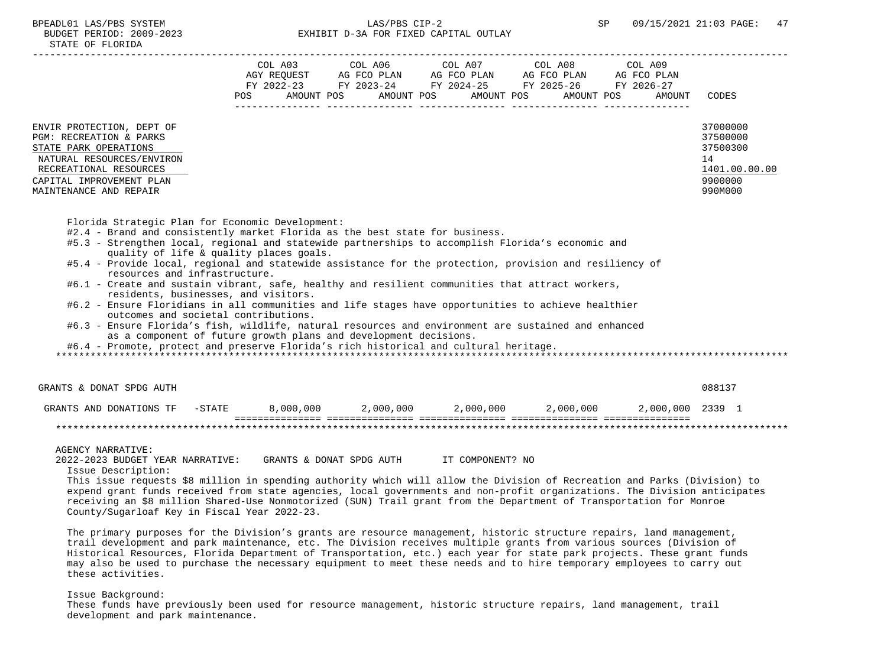| | COL A03 AGY REQUEST FY 2022-23 POS AMOUNT | COL A06 AG FCO PLAN FY 2023-24 POS AMOUNT | COL A07 AG FCO PLAN FY 2024-25 POS AMOUNT | COL A08 AG FCO PLAN FY 2025-26 POS AMOUNT | COL A09 AG FCO PLAN FY 2026-27 POS AMOUNT | CODES |
|---|---|---|---|---|---|---|
| ENVIR PROTECTION, DEPT OF | | | | | | 37000000 |
| PGM: RECREATION & PARKS | | | | | | 37500000 |
| STATE PARK OPERATIONS | | | | | | 37500300 |
| NATURAL RESOURCES/ENVIRON | | | | | | 14 |
| RECREATIONAL RESOURCES | | | | | | 1401.00.00.00 |
| CAPITAL IMPROVEMENT PLAN | | | | | | 9900000 |
| MAINTENANCE AND REPAIR | | | | | | 990M000 |

Florida Strategic Plan for Economic Development:
- #2.4 - Brand and consistently market Florida as the best state for business.
- #5.3 - Strengthen local, regional and statewide partnerships to accomplish Florida's economic and quality of life & quality places goals.
- #5.4 - Provide local, regional and statewide assistance for the protection, provision and resiliency of resources and infrastructure.
- #6.1 - Create and sustain vibrant, safe, healthy and resilient communities that attract workers, residents, businesses, and visitors.
- #6.2 - Ensure Floridians in all communities and life stages have opportunities to achieve healthier outcomes and societal contributions.
- #6.3 - Ensure Florida's fish, wildlife, natural resources and environment are sustained and enhanced as a component of future growth plans and development decisions.
- #6.4 - Promote, protect and preserve Florida's rich historical and cultural heritage.

| | COL A03 | COL A06 | COL A07 | COL A08 | COL A09 | CODES |
|---|---|---|---|---|---|---|
| GRANTS & DONAT SPDG AUTH | | | | | | 088137 |
| GRANTS AND DONATIONS TF -STATE | 8,000,000 | 2,000,000 | 2,000,000 | 2,000,000 | 2,000,000 | 2339 1 |

AGENCY NARRATIVE:

2022-2023 BUDGET YEAR NARRATIVE: GRANTS & DONAT SPDG AUTH IT COMPONENT? NO

Issue Description:

This issue requests $8 million in spending authority which will allow the Division of Recreation and Parks (Division) to expend grant funds received from state agencies, local governments and non-profit organizations. The Division anticipates receiving an $8 million Shared-Use Nonmotorized (SUN) Trail grant from the Department of Transportation for Monroe County/Sugarloaf Key in Fiscal Year 2022-23.

The primary purposes for the Division's grants are resource management, historic structure repairs, land management, trail development and park maintenance, etc. The Division receives multiple grants from various sources (Division of Historical Resources, Florida Department of Transportation, etc.) each year for state park projects. These grant funds may also be used to purchase the necessary equipment to meet these needs and to hire temporary employees to carry out these activities.

Issue Background:

These funds have previously been used for resource management, historic structure repairs, land management, trail development and park maintenance.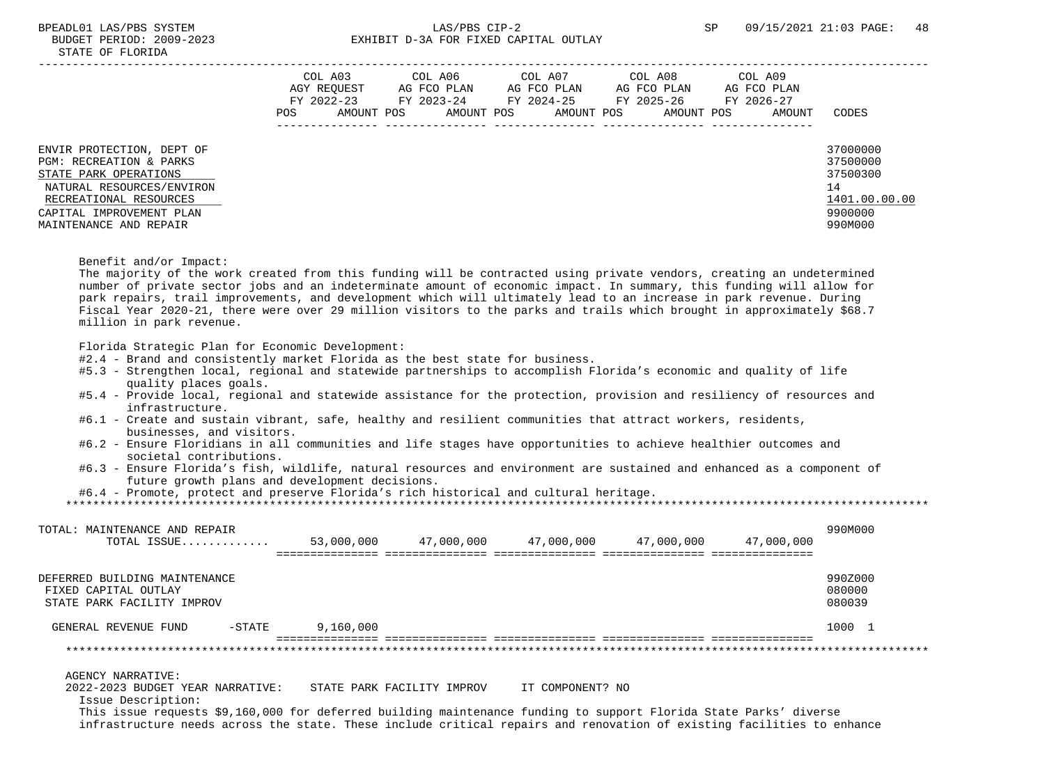| | COL A03 AGY REQUEST FY 2022-23 POS AMOUNT | COL A06 AG FCO PLAN FY 2023-24 POS AMOUNT | COL A07 AG FCO PLAN FY 2024-25 POS AMOUNT | COL A08 AG FCO PLAN FY 2025-26 POS AMOUNT | COL A09 AG FCO PLAN FY 2026-27 POS AMOUNT | CODES |
|---|---|---|---|---|---|---|
| ENVIR PROTECTION, DEPT OF | | | | | | 37000000 |
| PGM: RECREATION & PARKS | | | | | | 37500000 |
| STATE PARK OPERATIONS | | | | | | 37500300 |
| NATURAL RESOURCES/ENVIRON | | | | | | 14 |
| RECREATIONAL RESOURCES | | | | | | 1401.00.00.00 |
| CAPITAL IMPROVEMENT PLAN | | | | | | 9900000 |
| MAINTENANCE AND REPAIR | | | | | | 990M000 |

Benefit and/or Impact:
The majority of the work created from this funding will be contracted using private vendors, creating an undetermined number of private sector jobs and an indeterminate amount of economic impact. In summary, this funding will allow for park repairs, trail improvements, and development which will ultimately lead to an increase in park revenue. During Fiscal Year 2020-21, there were over 29 million visitors to the parks and trails which brought in approximately $68.7 million in park revenue.

Florida Strategic Plan for Economic Development:
- #2.4 - Brand and consistently market Florida as the best state for business.
- #5.3 - Strengthen local, regional and statewide partnerships to accomplish Florida's economic and quality of life quality places goals.
- #5.4 - Provide local, regional and statewide assistance for the protection, provision and resiliency of resources and infrastructure.
- #6.1 - Create and sustain vibrant, safe, healthy and resilient communities that attract workers, residents, businesses, and visitors.
- #6.2 - Ensure Floridians in all communities and life stages have opportunities to achieve healthier outcomes and societal contributions.
- #6.3 - Ensure Florida's fish, wildlife, natural resources and environment are sustained and enhanced as a component of future growth plans and development decisions.
- #6.4 - Promote, protect and preserve Florida's rich historical and cultural heritage.

| | COL A03 | COL A06 | COL A07 | COL A08 | COL A09 | CODES |
|---|---|---|---|---|---|---|
| TOTAL: MAINTENANCE AND REPAIR | | | | | | 990M000 |
| TOTAL ISSUE............ | 53,000,000 | 47,000,000 | 47,000,000 | 47,000,000 | 47,000,000 | |
| DEFERRED BUILDING MAINTENANCE | | | | | | 990Z000 |
| FIXED CAPITAL OUTLAY | | | | | | 080000 |
| STATE PARK FACILITY IMPROV | | | | | | 080039 |
| GENERAL REVENUE FUND -STATE | 9,160,000 | | | | | 1000 1 |

AGENCY NARRATIVE:
2022-2023 BUDGET YEAR NARRATIVE: STATE PARK FACILITY IMPROV IT COMPONENT? NO
Issue Description:
This issue requests $9,160,000 for deferred building maintenance funding to support Florida State Parks' diverse infrastructure needs across the state. These include critical repairs and renovation of existing facilities to enhance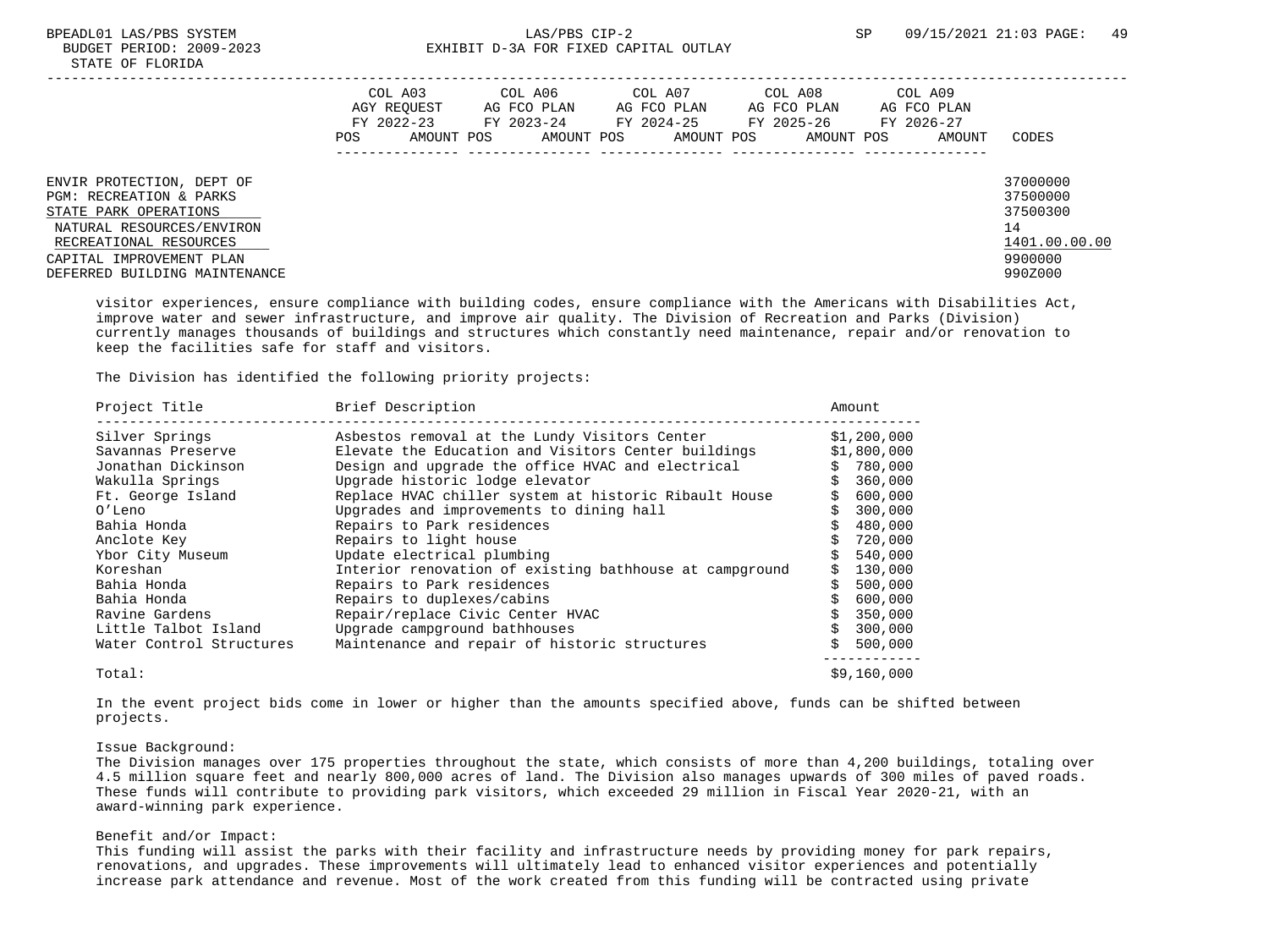| | COL A03 AGY REQUEST FY 2022-23 | | COL A06 AG FCO PLAN FY 2023-24 | | COL A07 AG FCO PLAN FY 2024-25 | | COL A08 AG FCO PLAN FY 2025-26 | | COL A09 AG FCO PLAN FY 2026-27 | | |
|---|---|---|---|---|---|---|---|---|---|---|---|
| | POS | AMOUNT | POS | AMOUNT | POS | AMOUNT | POS | AMOUNT | POS | AMOUNT | CODES |
| ENVIR PROTECTION, DEPT OF | | | | | | | | | | | 37000000 |
| PGM: RECREATION & PARKS | | | | | | | | | | | 37500000 |
| STATE PARK OPERATIONS | | | | | | | | | | | 37500300 |
| NATURAL RESOURCES/ENVIRON | | | | | | | | | | | 14 |
| RECREATIONAL RESOURCES | | | | | | | | | | | 1401.00.00.00 |
| CAPITAL IMPROVEMENT PLAN | | | | | | | | | | | 9900000 |
| DEFERRED BUILDING MAINTENANCE | | | | | | | | | | | 990Z000 |

visitor experiences, ensure compliance with building codes, ensure compliance with the Americans with Disabilities Act, improve water and sewer infrastructure, and improve air quality. The Division of Recreation and Parks (Division) currently manages thousands of buildings and structures which constantly need maintenance, repair and/or renovation to keep the facilities safe for staff and visitors.

The Division has identified the following priority projects:

| Project Title | Brief Description | Amount |
|---|---|---|
| Silver Springs | Asbestos removal at the Lundy Visitors Center | $1,200,000 |
| Savannas Preserve | Elevate the Education and Visitors Center buildings | $1,800,000 |
| Jonathan Dickinson | Design and upgrade the office HVAC and electrical | $ 780,000 |
| Wakulla Springs | Upgrade historic lodge elevator | $ 360,000 |
| Ft. George Island | Replace HVAC chiller system at historic Ribault House | $ 600,000 |
| O'Leno | Upgrades and improvements to dining hall | $ 300,000 |
| Bahia Honda | Repairs to Park residences | $ 480,000 |
| Anclote Key | Repairs to light house | $ 720,000 |
| Ybor City Museum | Update electrical plumbing | $ 540,000 |
| Koreshan | Interior renovation of existing bathhouse at campground | $ 130,000 |
| Bahia Honda | Repairs to Park residences | $ 500,000 |
| Bahia Honda | Repairs to duplexes/cabins | $ 600,000 |
| Ravine Gardens | Repair/replace Civic Center HVAC | $ 350,000 |
| Little Talbot Island | Upgrade campground bathhouses | $ 300,000 |
| Water Control Structures | Maintenance and repair of historic structures | $ 500,000 |
| Total: | | $9,160,000 |

In the event project bids come in lower or higher than the amounts specified above, funds can be shifted between projects.

Issue Background:
The Division manages over 175 properties throughout the state, which consists of more than 4,200 buildings, totaling over 4.5 million square feet and nearly 800,000 acres of land. The Division also manages upwards of 300 miles of paved roads. These funds will contribute to providing park visitors, which exceeded 29 million in Fiscal Year 2020-21, with an award-winning park experience.

Benefit and/or Impact:
This funding will assist the parks with their facility and infrastructure needs by providing money for park repairs, renovations, and upgrades. These improvements will ultimately lead to enhanced visitor experiences and potentially increase park attendance and revenue. Most of the work created from this funding will be contracted using private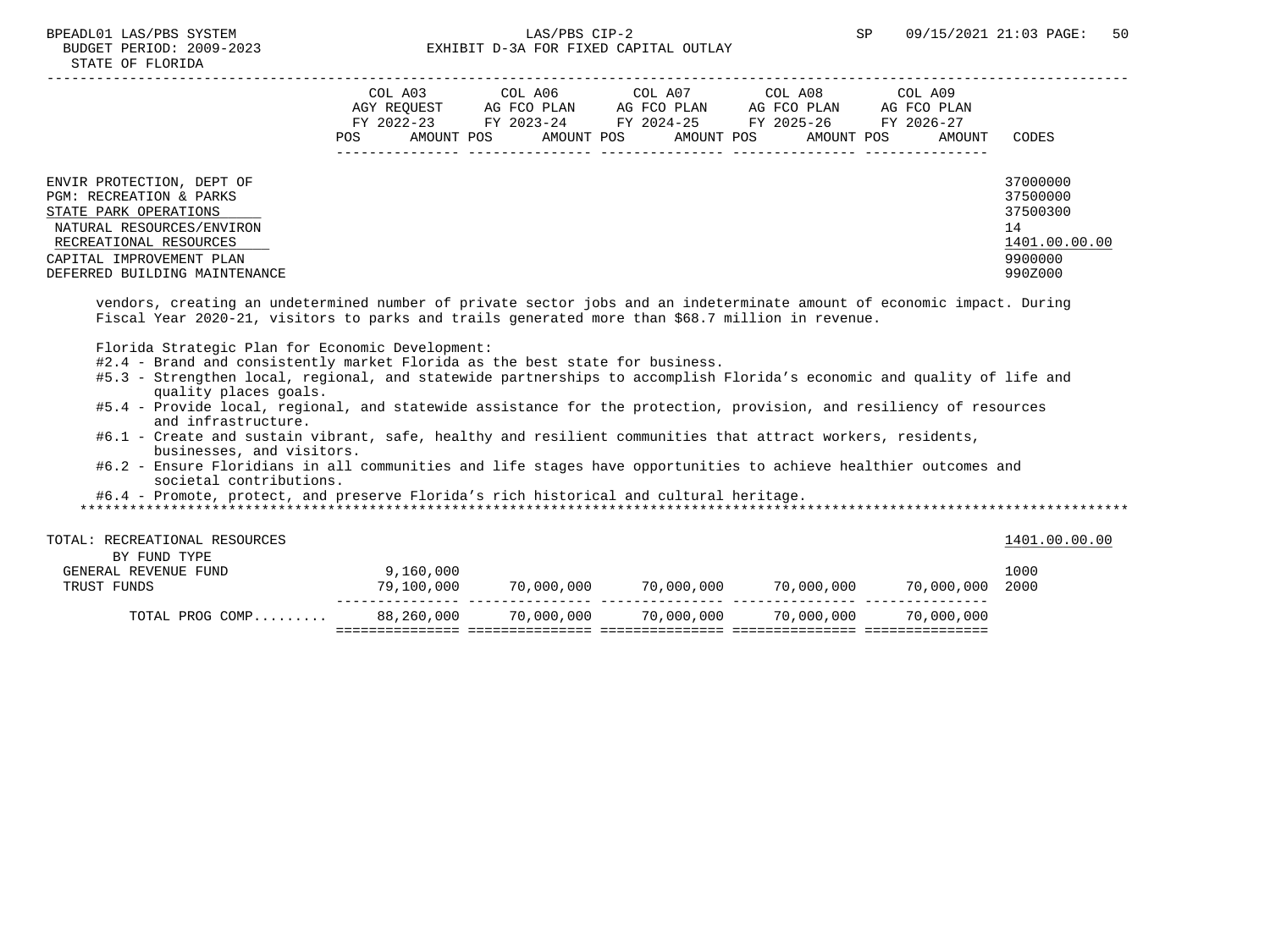| | COL A03 AGY REQUEST FY 2022-23 POS AMOUNT | COL A06 AG FCO PLAN FY 2023-24 POS AMOUNT | COL A07 AG FCO PLAN FY 2024-25 POS AMOUNT | COL A08 AG FCO PLAN FY 2025-26 POS AMOUNT | COL A09 AG FCO PLAN FY 2026-27 POS AMOUNT | CODES |
|---|---|---|---|---|---|---|
| ENVIR PROTECTION, DEPT OF | | | | | | 37000000 |
| PGM: RECREATION & PARKS | | | | | | 37500000 |
| STATE PARK OPERATIONS | | | | | | 37500300 |
| NATURAL RESOURCES/ENVIRON | | | | | | 14 |
| RECREATIONAL RESOURCES | | | | | | 1401.00.00.00 |
| CAPITAL IMPROVEMENT PLAN | | | | | | 9900000 |
| DEFERRED BUILDING MAINTENANCE | | | | | | 990Z000 |

vendors, creating an undetermined number of private sector jobs and an indeterminate amount of economic impact. During Fiscal Year 2020-21, visitors to parks and trails generated more than $68.7 million in revenue.

Florida Strategic Plan for Economic Development:
- #2.4 - Brand and consistently market Florida as the best state for business.
- #5.3 - Strengthen local, regional, and statewide partnerships to accomplish Florida's economic and quality of life and quality places goals.
- #5.4 - Provide local, regional, and statewide assistance for the protection, provision, and resiliency of resources and infrastructure.
- #6.1 - Create and sustain vibrant, safe, healthy and resilient communities that attract workers, residents, businesses, and visitors.
- #6.2 - Ensure Floridians in all communities and life stages have opportunities to achieve healthier outcomes and societal contributions.
- #6.4 - Promote, protect, and preserve Florida's rich historical and cultural heritage.

*******************************************************************************************************************

| TOTAL: RECREATIONAL RESOURCES | COL A03 | COL A06 | COL A07 | COL A08 | COL A09 | 1401.00.00.00 |
|---|---|---|---|---|---|---|
| BY FUND TYPE | | | | | | |
| GENERAL REVENUE FUND | 9,160,000 | | | | | 1000 |
| TRUST FUNDS | 79,100,000 | 70,000,000 | 70,000,000 | 70,000,000 | 70,000,000 | 2000 |
| TOTAL PROG COMP......... | 88,260,000 | 70,000,000 | 70,000,000 | 70,000,000 | 70,000,000 | |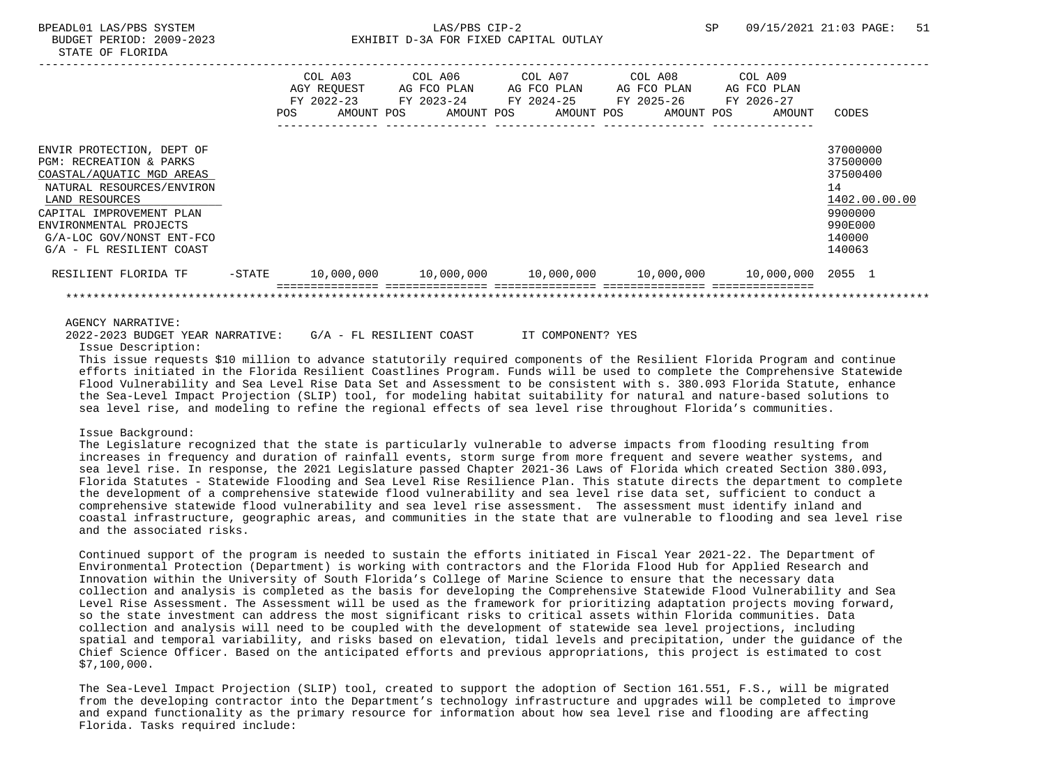| | COL A03 AGY REQUEST FY 2022-23 POS AMOUNT | COL A06 AG FCO PLAN FY 2023-24 POS AMOUNT | COL A07 AG FCO PLAN FY 2024-25 POS AMOUNT | COL A08 AG FCO PLAN FY 2025-26 POS AMOUNT | COL A09 AG FCO PLAN FY 2026-27 POS AMOUNT | CODES |
|---|---|---|---|---|---|---|
| ENVIR PROTECTION, DEPT OF | | | | | | 37000000 |
| PGM: RECREATION & PARKS | | | | | | 37500000 |
| COASTAL/AQUATIC MGD AREAS | | | | | | 37500400 |
| NATURAL RESOURCES/ENVIRON | | | | | | 14 |
| LAND RESOURCES | | | | | | 1402.00.00.00 |
| CAPITAL IMPROVEMENT PLAN | | | | | | 9900000 |
| ENVIRONMENTAL PROJECTS | | | | | | 990E000 |
| G/A-LOC GOV/NONST ENT-FCO | | | | | | 140000 |
| G/A - FL RESILIENT COAST | | | | | | 140063 |
| RESILIENT FLORIDA TF -STATE | 10,000,000 | 10,000,000 | 10,000,000 | 10,000,000 | 10,000,000 | 2055 1 |

AGENCY NARRATIVE:

2022-2023 BUDGET YEAR NARRATIVE: G/A - FL RESILIENT COAST IT COMPONENT? YES

Issue Description:

This issue requests $10 million to advance statutorily required components of the Resilient Florida Program and continue efforts initiated in the Florida Resilient Coastlines Program. Funds will be used to complete the Comprehensive Statewide Flood Vulnerability and Sea Level Rise Data Set and Assessment to be consistent with s. 380.093 Florida Statute, enhance the Sea-Level Impact Projection (SLIP) tool, for modeling habitat suitability for natural and nature-based solutions to sea level rise, and modeling to refine the regional effects of sea level rise throughout Florida's communities.

Issue Background:

The Legislature recognized that the state is particularly vulnerable to adverse impacts from flooding resulting from increases in frequency and duration of rainfall events, storm surge from more frequent and severe weather systems, and sea level rise. In response, the 2021 Legislature passed Chapter 2021-36 Laws of Florida which created Section 380.093, Florida Statutes - Statewide Flooding and Sea Level Rise Resilience Plan. This statute directs the department to complete the development of a comprehensive statewide flood vulnerability and sea level rise data set, sufficient to conduct a comprehensive statewide flood vulnerability and sea level rise assessment. The assessment must identify inland and coastal infrastructure, geographic areas, and communities in the state that are vulnerable to flooding and sea level rise and the associated risks.

Continued support of the program is needed to sustain the efforts initiated in Fiscal Year 2021-22. The Department of Environmental Protection (Department) is working with contractors and the Florida Flood Hub for Applied Research and Innovation within the University of South Florida's College of Marine Science to ensure that the necessary data collection and analysis is completed as the basis for developing the Comprehensive Statewide Flood Vulnerability and Sea Level Rise Assessment. The Assessment will be used as the framework for prioritizing adaptation projects moving forward, so the state investment can address the most significant risks to critical assets within Florida communities. Data collection and analysis will need to be coupled with the development of statewide sea level projections, including spatial and temporal variability, and risks based on elevation, tidal levels and precipitation, under the guidance of the Chief Science Officer. Based on the anticipated efforts and previous appropriations, this project is estimated to cost $7,100,000.

The Sea-Level Impact Projection (SLIP) tool, created to support the adoption of Section 161.551, F.S., will be migrated from the developing contractor into the Department's technology infrastructure and upgrades will be completed to improve and expand functionality as the primary resource for information about how sea level rise and flooding are affecting Florida. Tasks required include: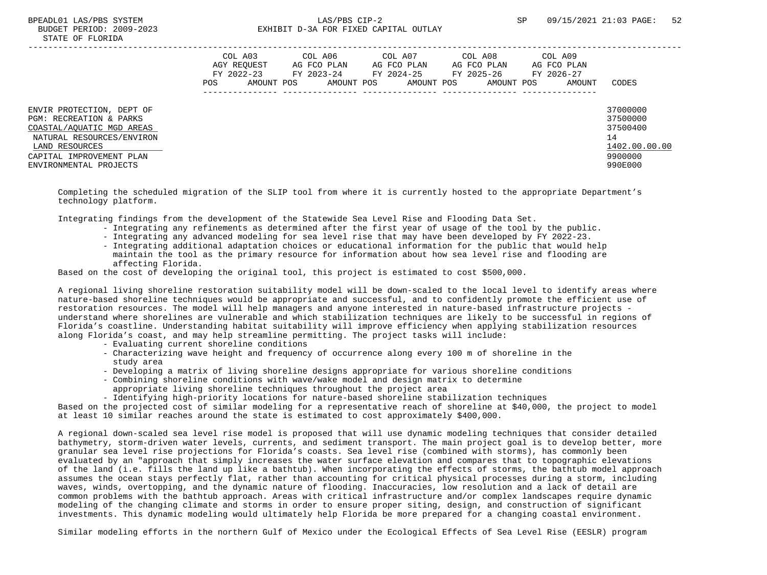| | COL A03 AGY REQUEST FY 2022-23 | | COL A06 AG FCO PLAN FY 2023-24 | | COL A07 AG FCO PLAN FY 2024-25 | | COL A08 AG FCO PLAN FY 2025-26 | | COL A09 AG FCO PLAN FY 2026-27 | | |
|---|---|---|---|---|---|---|---|---|---|---|---|
| | POS | AMOUNT | POS | AMOUNT | POS | AMOUNT | POS | AMOUNT | POS | AMOUNT | CODES |
| ENVIR PROTECTION, DEPT OF | | | | | | | | | | | 37000000 |
| PGM: RECREATION & PARKS | | | | | | | | | | | 37500000 |
| COASTAL/AQUATIC MGD AREAS | | | | | | | | | | | 37500400 |
| NATURAL RESOURCES/ENVIRON | | | | | | | | | | | 14 |
| LAND RESOURCES | | | | | | | | | | | 1402.00.00.00 |
| CAPITAL IMPROVEMENT PLAN | | | | | | | | | | | 9900000 |
| ENVIRONMENTAL PROJECTS | | | | | | | | | | | 990E000 |

Completing the scheduled migration of the SLIP tool from where it is currently hosted to the appropriate Department's technology platform.

Integrating findings from the development of the Statewide Sea Level Rise and Flooding Data Set.

- Integrating any refinements as determined after the first year of usage of the tool by the public.
- Integrating any advanced modeling for sea level rise that may have been developed by FY 2022-23.
- Integrating additional adaptation choices or educational information for the public that would help maintain the tool as the primary resource for information about how sea level rise and flooding are affecting Florida.

Based on the cost of developing the original tool, this project is estimated to cost $500,000.

A regional living shoreline restoration suitability model will be down-scaled to the local level to identify areas where nature-based shoreline techniques would be appropriate and successful, and to confidently promote the efficient use of restoration resources. The model will help managers and anyone interested in nature-based infrastructure projects - understand where shorelines are vulnerable and which stabilization techniques are likely to be successful in regions of Florida's coastline. Understanding habitat suitability will improve efficiency when applying stabilization resources along Florida's coast, and may help streamline permitting. The project tasks will include:

- Evaluating current shoreline conditions
- Characterizing wave height and frequency of occurrence along every 100 m of shoreline in the study area
- Developing a matrix of living shoreline designs appropriate for various shoreline conditions
- Combining shoreline conditions with wave/wake model and design matrix to determine appropriate living shoreline techniques throughout the project area
- Identifying high-priority locations for nature-based shoreline stabilization techniques

Based on the projected cost of similar modeling for a representative reach of shoreline at $40,000, the project to model at least 10 similar reaches around the state is estimated to cost approximately $400,000.

A regional down-scaled sea level rise model is proposed that will use dynamic modeling techniques that consider detailed bathymetry, storm-driven water levels, currents, and sediment transport. The main project goal is to develop better, more granular sea level rise projections for Florida's coasts. Sea level rise (combined with storms), has commonly been evaluated by an "approach that simply increases the water surface elevation and compares that to topographic elevations of the land (i.e. fills the land up like a bathtub). When incorporating the effects of storms, the bathtub model approach assumes the ocean stays perfectly flat, rather than accounting for critical physical processes during a storm, including waves, winds, overtopping, and the dynamic nature of flooding. Inaccuracies, low resolution and a lack of detail are common problems with the bathtub approach. Areas with critical infrastructure and/or complex landscapes require dynamic modeling of the changing climate and storms in order to ensure proper siting, design, and construction of significant investments. This dynamic modeling would ultimately help Florida be more prepared for a changing coastal environment.

Similar modeling efforts in the northern Gulf of Mexico under the Ecological Effects of Sea Level Rise (EESLR) program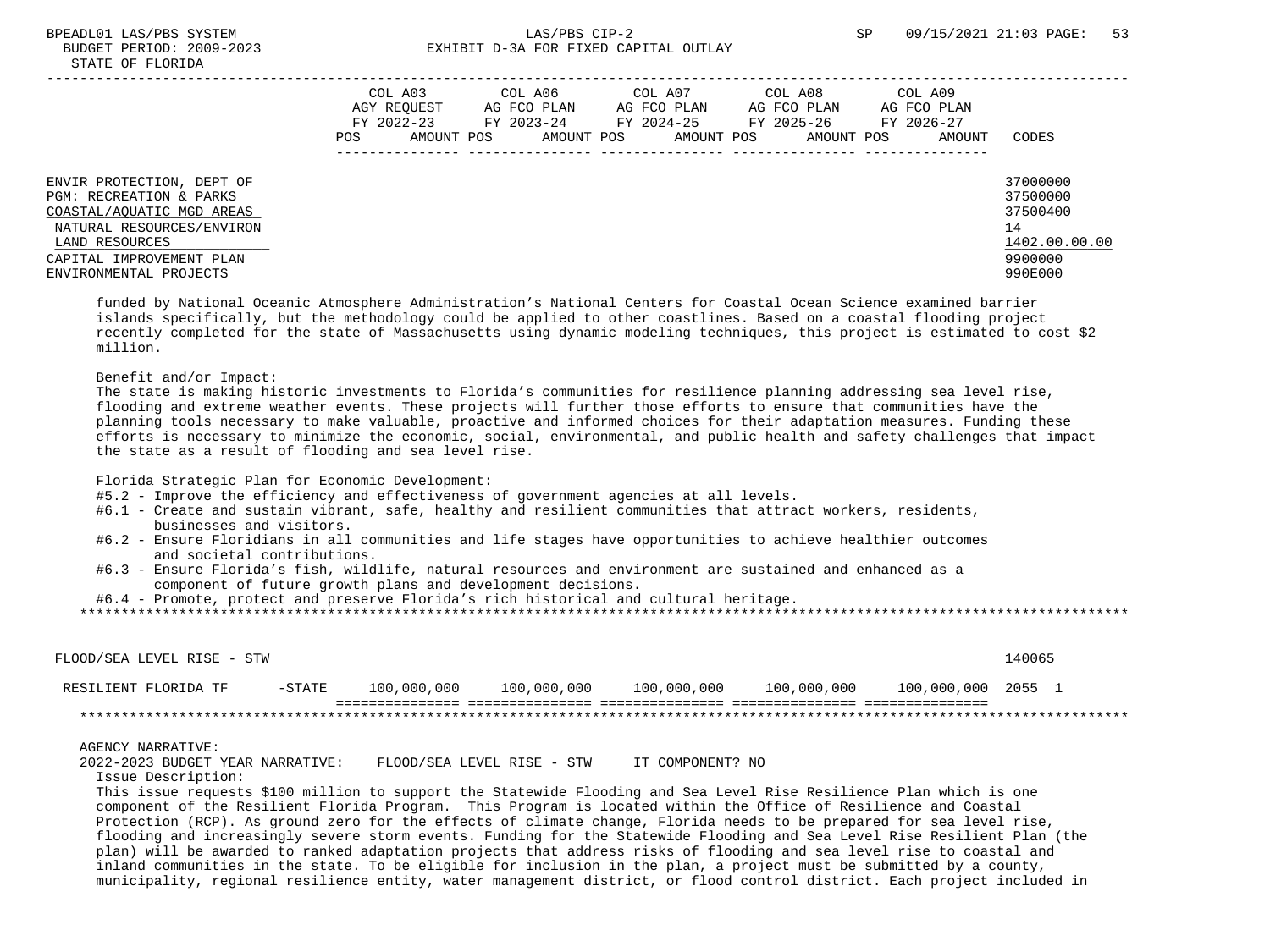| | COL A03 AGY REQUEST FY 2022-23 POS AMOUNT | COL A06 AG FCO PLAN FY 2023-24 POS AMOUNT | COL A07 AG FCO PLAN FY 2024-25 POS AMOUNT | COL A08 AG FCO PLAN FY 2025-26 POS AMOUNT | COL A09 AG FCO PLAN FY 2026-27 POS AMOUNT | CODES |
|---|---|---|---|---|---|---|
| ENVIR PROTECTION, DEPT OF | | | | | | 37000000 |
| PGM: RECREATION & PARKS | | | | | | 37500000 |
| COASTAL/AQUATIC MGD AREAS | | | | | | 37500400 |
| NATURAL RESOURCES/ENVIRON | | | | | | 14 |
| LAND RESOURCES | | | | | | 1402.00.00.00 |
| CAPITAL IMPROVEMENT PLAN | | | | | | 9900000 |
| ENVIRONMENTAL PROJECTS | | | | | | 990E000 |

funded by National Oceanic Atmosphere Administration's National Centers for Coastal Ocean Science examined barrier islands specifically, but the methodology could be applied to other coastlines. Based on a coastal flooding project recently completed for the state of Massachusetts using dynamic modeling techniques, this project is estimated to cost $2 million.

Benefit and/or Impact:
The state is making historic investments to Florida's communities for resilience planning addressing sea level rise, flooding and extreme weather events. These projects will further those efforts to ensure that communities have the planning tools necessary to make valuable, proactive and informed choices for their adaptation measures. Funding these efforts is necessary to minimize the economic, social, environmental, and public health and safety challenges that impact the state as a result of flooding and sea level rise.

Florida Strategic Plan for Economic Development:
- #5.2 - Improve the efficiency and effectiveness of government agencies at all levels.
- #6.1 - Create and sustain vibrant, safe, healthy and resilient communities that attract workers, residents, businesses and visitors.
- #6.2 - Ensure Floridians in all communities and life stages have opportunities to achieve healthier outcomes and societal contributions.
- #6.3 - Ensure Florida's fish, wildlife, natural resources and environment are sustained and enhanced as a component of future growth plans and development decisions.
- #6.4 - Promote, protect and preserve Florida's rich historical and cultural heritage.

******************************************************************************************************************

| FLOOD/SEA LEVEL RISE - STW | | | | | | | 140065 |
|---|---|---|---|---|---|---|---|
| RESILIENT FLORIDA TF | -STATE | 100,000,000 | 100,000,000 | 100,000,000 | 100,000,000 | 100,000,000 | 2055 1 |

******************************************************************************************************************

AGENCY NARRATIVE:
2022-2023 BUDGET YEAR NARRATIVE: FLOOD/SEA LEVEL RISE - STW IT COMPONENT? NO

Issue Description:
This issue requests $100 million to support the Statewide Flooding and Sea Level Rise Resilience Plan which is one component of the Resilient Florida Program. This Program is located within the Office of Resilience and Coastal Protection (RCP). As ground zero for the effects of climate change, Florida needs to be prepared for sea level rise, flooding and increasingly severe storm events. Funding for the Statewide Flooding and Sea Level Rise Resilient Plan (the plan) will be awarded to ranked adaptation projects that address risks of flooding and sea level rise to coastal and inland communities in the state. To be eligible for inclusion in the plan, a project must be submitted by a county, municipality, regional resilience entity, water management district, or flood control district. Each project included in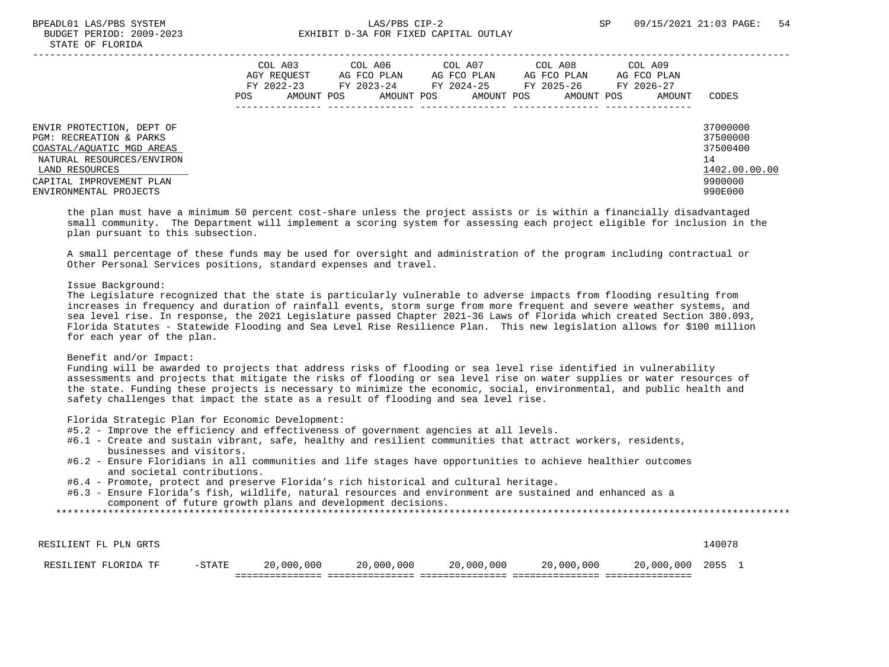| | COL A03 AGY REQUEST FY 2022-23 POS AMOUNT | COL A06 AG FCO PLAN FY 2023-24 POS AMOUNT | COL A07 AG FCO PLAN FY 2024-25 POS AMOUNT | COL A08 AG FCO PLAN FY 2025-26 POS AMOUNT | COL A09 AG FCO PLAN FY 2026-27 POS AMOUNT | CODES |
|---|---|---|---|---|---|---|
| ENVIR PROTECTION, DEPT OF | | | | | | 37000000 |
| PGM: RECREATION & PARKS | | | | | | 37500000 |
| COASTAL/AQUATIC MGD AREAS | | | | | | 37500400 |
| NATURAL RESOURCES/ENVIRON | | | | | | 14 |
| LAND RESOURCES | | | | | | 1402.00.00.00 |
| CAPITAL IMPROVEMENT PLAN | | | | | | 9900000 |
| ENVIRONMENTAL PROJECTS | | | | | | 990E000 |

the plan must have a minimum 50 percent cost-share unless the project assists or is within a financially disadvantaged small community. The Department will implement a scoring system for assessing each project eligible for inclusion in the plan pursuant to this subsection.

A small percentage of these funds may be used for oversight and administration of the program including contractual or Other Personal Services positions, standard expenses and travel.

Issue Background:
The Legislature recognized that the state is particularly vulnerable to adverse impacts from flooding resulting from increases in frequency and duration of rainfall events, storm surge from more frequent and severe weather systems, and sea level rise. In response, the 2021 Legislature passed Chapter 2021-36 Laws of Florida which created Section 380.093, Florida Statutes - Statewide Flooding and Sea Level Rise Resilience Plan. This new legislation allows for $100 million for each year of the plan.

Benefit and/or Impact:
Funding will be awarded to projects that address risks of flooding or sea level rise identified in vulnerability assessments and projects that mitigate the risks of flooding or sea level rise on water supplies or water resources of the state. Funding these projects is necessary to minimize the economic, social, environmental, and public health and safety challenges that impact the state as a result of flooding and sea level rise.

Florida Strategic Plan for Economic Development:
- #5.2 - Improve the efficiency and effectiveness of government agencies at all levels.
- #6.1 - Create and sustain vibrant, safe, healthy and resilient communities that attract workers, residents, businesses and visitors.
- #6.2 - Ensure Floridians in all communities and life stages have opportunities to achieve healthier outcomes and societal contributions.
- #6.4 - Promote, protect and preserve Florida's rich historical and cultural heritage.
- #6.3 - Ensure Florida's fish, wildlife, natural resources and environment are sustained and enhanced as a component of future growth plans and development decisions.

| | COL A03 | COL A06 | COL A07 | COL A08 | COL A09 | CODES |
|---|---|---|---|---|---|---|
| RESILIENT FL PLN GRTS | | | | | | 140078 |
| RESILIENT FLORIDA TF -STATE | 20,000,000 | 20,000,000 | 20,000,000 | 20,000,000 | 20,000,000 | 2055 1 |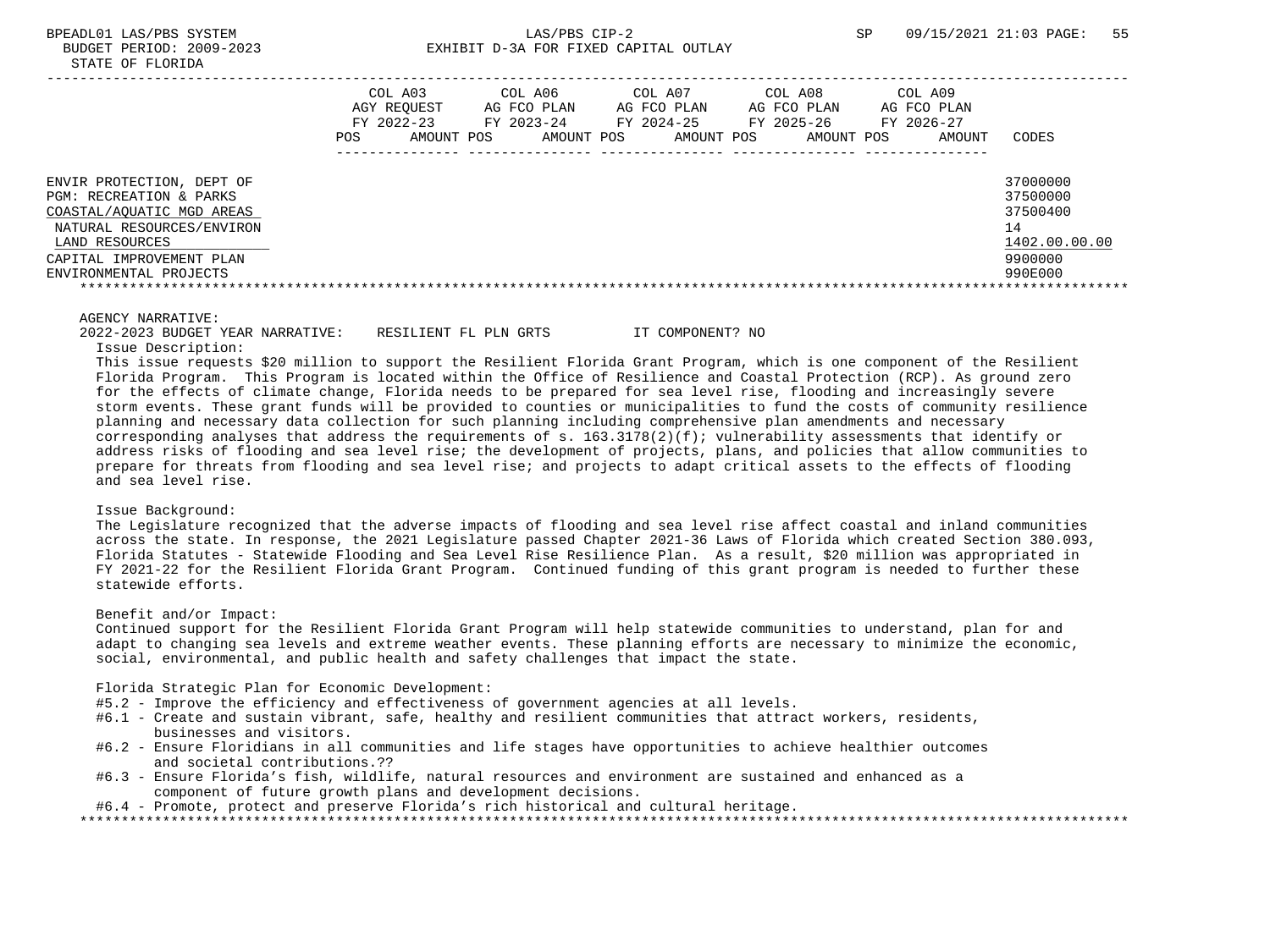STATE OF FLORIDA

| | COL A03 AGY REQUEST FY 2022-23 POS AMOUNT | COL A06 AG FCO PLAN FY 2023-24 POS AMOUNT | COL A07 AG FCO PLAN FY 2024-25 POS AMOUNT | COL A08 AG FCO PLAN FY 2025-26 POS AMOUNT | COL A09 AG FCO PLAN FY 2026-27 POS AMOUNT | CODES |
|---|---|---|---|---|---|---|
| ENVIR PROTECTION, DEPT OF | | | | | | 37000000 |
| PGM: RECREATION & PARKS | | | | | | 37500000 |
| COASTAL/AQUATIC MGD AREAS | | | | | | 37500400 |
| NATURAL RESOURCES/ENVIRON | | | | | | 14 |
| LAND RESOURCES | | | | | | 1402.00.00.00 |
| CAPITAL IMPROVEMENT PLAN | | | | | | 9900000 |
| ENVIRONMENTAL PROJECTS | | | | | | 990E000 |

AGENCY NARRATIVE:

2022-2023 BUDGET YEAR NARRATIVE: RESILIENT FL PLN GRTS IT COMPONENT? NO

Issue Description:

This issue requests $20 million to support the Resilient Florida Grant Program, which is one component of the Resilient Florida Program. This Program is located within the Office of Resilience and Coastal Protection (RCP). As ground zero for the effects of climate change, Florida needs to be prepared for sea level rise, flooding and increasingly severe storm events. These grant funds will be provided to counties or municipalities to fund the costs of community resilience planning and necessary data collection for such planning including comprehensive plan amendments and necessary corresponding analyses that address the requirements of s. 163.3178(2)(f); vulnerability assessments that identify or address risks of flooding and sea level rise; the development of projects, plans, and policies that allow communities to prepare for threats from flooding and sea level rise; and projects to adapt critical assets to the effects of flooding and sea level rise.

Issue Background:

The Legislature recognized that the adverse impacts of flooding and sea level rise affect coastal and inland communities across the state. In response, the 2021 Legislature passed Chapter 2021-36 Laws of Florida which created Section 380.093, Florida Statutes - Statewide Flooding and Sea Level Rise Resilience Plan. As a result, $20 million was appropriated in FY 2021-22 for the Resilient Florida Grant Program. Continued funding of this grant program is needed to further these statewide efforts.

Benefit and/or Impact:

Continued support for the Resilient Florida Grant Program will help statewide communities to understand, plan for and adapt to changing sea levels and extreme weather events. These planning efforts are necessary to minimize the economic, social, environmental, and public health and safety challenges that impact the state.

Florida Strategic Plan for Economic Development:

- #5.2 - Improve the efficiency and effectiveness of government agencies at all levels.
- #6.1 - Create and sustain vibrant, safe, healthy and resilient communities that attract workers, residents, businesses and visitors.
- #6.2 - Ensure Floridians in all communities and life stages have opportunities to achieve healthier outcomes and societal contributions.??
- #6.3 - Ensure Florida's fish, wildlife, natural resources and environment are sustained and enhanced as a component of future growth plans and development decisions.
- #6.4 - Promote, protect and preserve Florida's rich historical and cultural heritage.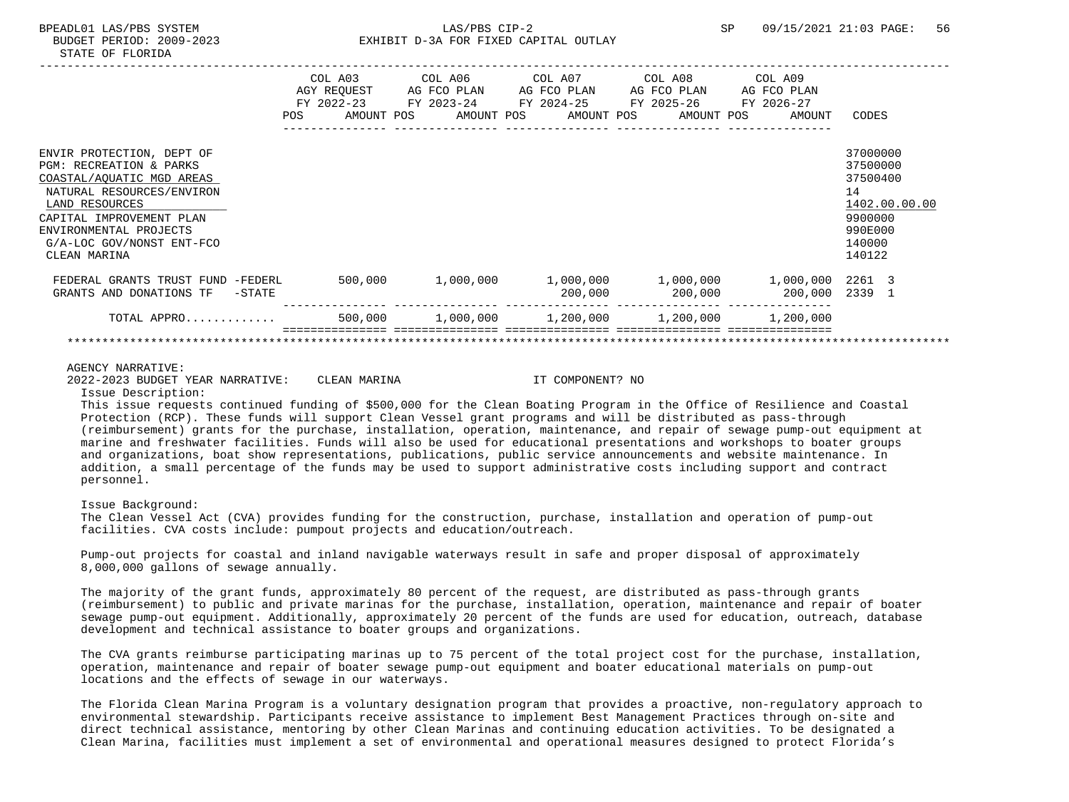| | COL A03 AGY REQUEST FY 2022-23 POS AMOUNT | COL A06 AG FCO PLAN FY 2023-24 POS AMOUNT | COL A07 AG FCO PLAN FY 2024-25 POS AMOUNT | COL A08 AG FCO PLAN FY 2025-26 POS AMOUNT | COL A09 AG FCO PLAN FY 2026-27 POS AMOUNT | CODES |
|---|---|---|---|---|---|---|
| ENVIR PROTECTION, DEPT OF | | | | | | 37000000 |
| PGM: RECREATION & PARKS | | | | | | 37500000 |
| COASTAL/AQUATIC MGD AREAS | | | | | | 37500400 |
| NATURAL RESOURCES/ENVIRON | | | | | | 14 |
| LAND RESOURCES | | | | | | 1402.00.00.00 |
| CAPITAL IMPROVEMENT PLAN | | | | | | 9900000 |
| ENVIRONMENTAL PROJECTS | | | | | | 990E000 |
| G/A-LOC GOV/NONST ENT-FCO | | | | | | 140000 |
| CLEAN MARINA | | | | | | 140122 |
| FEDERAL GRANTS TRUST FUND -FEDERL | 500,000 | 1,000,000 | 1,000,000 | 1,000,000 | 1,000,000 | 2261 3 |
| GRANTS AND DONATIONS TF -STATE | | | 200,000 | 200,000 | 200,000 | 2339 1 |
| TOTAL APPRO............ | 500,000 | 1,000,000 | 1,200,000 | 1,200,000 | 1,200,000 | |

AGENCY NARRATIVE:

2022-2023 BUDGET YEAR NARRATIVE: CLEAN MARINA IT COMPONENT? NO

Issue Description:

This issue requests continued funding of $500,000 for the Clean Boating Program in the Office of Resilience and Coastal Protection (RCP). These funds will support Clean Vessel grant programs and will be distributed as pass-through (reimbursement) grants for the purchase, installation, operation, maintenance, and repair of sewage pump-out equipment at marine and freshwater facilities. Funds will also be used for educational presentations and workshops to boater groups and organizations, boat show representations, publications, public service announcements and website maintenance. In addition, a small percentage of the funds may be used to support administrative costs including support and contract personnel.

Issue Background:

The Clean Vessel Act (CVA) provides funding for the construction, purchase, installation and operation of pump-out facilities. CVA costs include: pumpout projects and education/outreach.

Pump-out projects for coastal and inland navigable waterways result in safe and proper disposal of approximately 8,000,000 gallons of sewage annually.

The majority of the grant funds, approximately 80 percent of the request, are distributed as pass-through grants (reimbursement) to public and private marinas for the purchase, installation, operation, maintenance and repair of boater sewage pump-out equipment. Additionally, approximately 20 percent of the funds are used for education, outreach, database development and technical assistance to boater groups and organizations.

The CVA grants reimburse participating marinas up to 75 percent of the total project cost for the purchase, installation, operation, maintenance and repair of boater sewage pump-out equipment and boater educational materials on pump-out locations and the effects of sewage in our waterways.

The Florida Clean Marina Program is a voluntary designation program that provides a proactive, non-regulatory approach to environmental stewardship. Participants receive assistance to implement Best Management Practices through on-site and direct technical assistance, mentoring by other Clean Marinas and continuing education activities. To be designated a Clean Marina, facilities must implement a set of environmental and operational measures designed to protect Florida's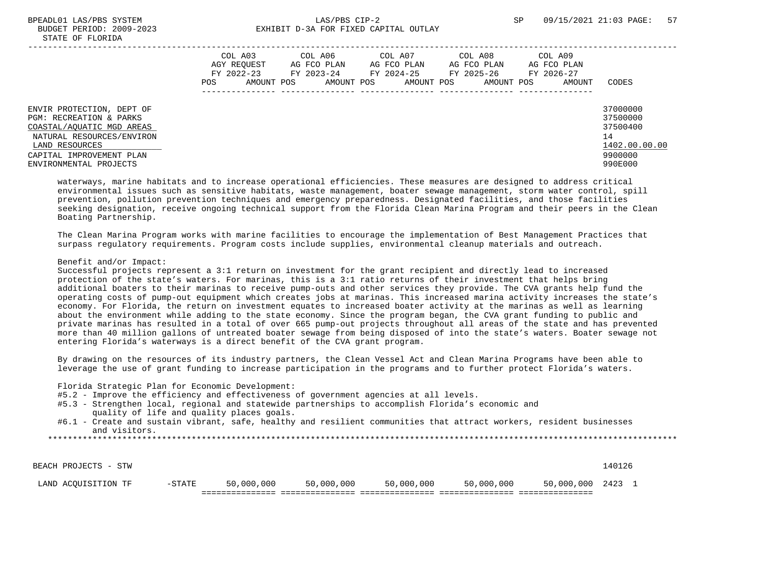| | COL A03 AGY REQUEST FY 2022-23 POS AMOUNT | COL A06 AG FCO PLAN FY 2023-24 POS AMOUNT | COL A07 AG FCO PLAN FY 2024-25 POS AMOUNT | COL A08 AG FCO PLAN FY 2025-26 POS AMOUNT | COL A09 AG FCO PLAN FY 2026-27 POS AMOUNT | CODES |
|---|---|---|---|---|---|---|
| ENVIR PROTECTION, DEPT OF | | | | | | 37000000 |
| PGM: RECREATION & PARKS | | | | | | 37500000 |
| COASTAL/AQUATIC MGD AREAS | | | | | | 37500400 |
| NATURAL RESOURCES/ENVIRON | | | | | | 14 |
| LAND RESOURCES | | | | | | 1402.00.00.00 |
| CAPITAL IMPROVEMENT PLAN | | | | | | 9900000 |
| ENVIRONMENTAL PROJECTS | | | | | | 990E000 |

waterways, marine habitats and to increase operational efficiencies. These measures are designed to address critical environmental issues such as sensitive habitats, waste management, boater sewage management, storm water control, spill prevention, pollution prevention techniques and emergency preparedness. Designated facilities, and those facilities seeking designation, receive ongoing technical support from the Florida Clean Marina Program and their peers in the Clean Boating Partnership.

The Clean Marina Program works with marine facilities to encourage the implementation of Best Management Practices that surpass regulatory requirements. Program costs include supplies, environmental cleanup materials and outreach.

Benefit and/or Impact:
Successful projects represent a 3:1 return on investment for the grant recipient and directly lead to increased protection of the state's waters. For marinas, this is a 3:1 ratio returns of their investment that helps bring additional boaters to their marinas to receive pump-outs and other services they provide. The CVA grants help fund the operating costs of pump-out equipment which creates jobs at marinas. This increased marina activity increases the state's economy. For Florida, the return on investment equates to increased boater activity at the marinas as well as learning about the environment while adding to the state economy. Since the program began, the CVA grant funding to public and private marinas has resulted in a total of over 665 pump-out projects throughout all areas of the state and has prevented more than 40 million gallons of untreated boater sewage from being disposed of into the state's waters. Boater sewage not entering Florida's waterways is a direct benefit of the CVA grant program.

By drawing on the resources of its industry partners, the Clean Vessel Act and Clean Marina Programs have been able to leverage the use of grant funding to increase participation in the programs and to further protect Florida's waters.

Florida Strategic Plan for Economic Development:
- #5.2 - Improve the efficiency and effectiveness of government agencies at all levels.
- #5.3 - Strengthen local, regional and statewide partnerships to accomplish Florida's economic and quality of life and quality places goals.
- #6.1 - Create and sustain vibrant, safe, healthy and resilient communities that attract workers, resident businesses and visitors.

*****************************************************************************************************************************

| | | COL A03 | COL A06 | COL A07 | COL A08 | COL A09 | CODES |
|---|---|---|---|---|---|---|---|
| BEACH PROJECTS - STW | | | | | | | 140126 |
| LAND ACQUISITION TF | -STATE | 50,000,000 | 50,000,000 | 50,000,000 | 50,000,000 | 50,000,000 | 2423 1 |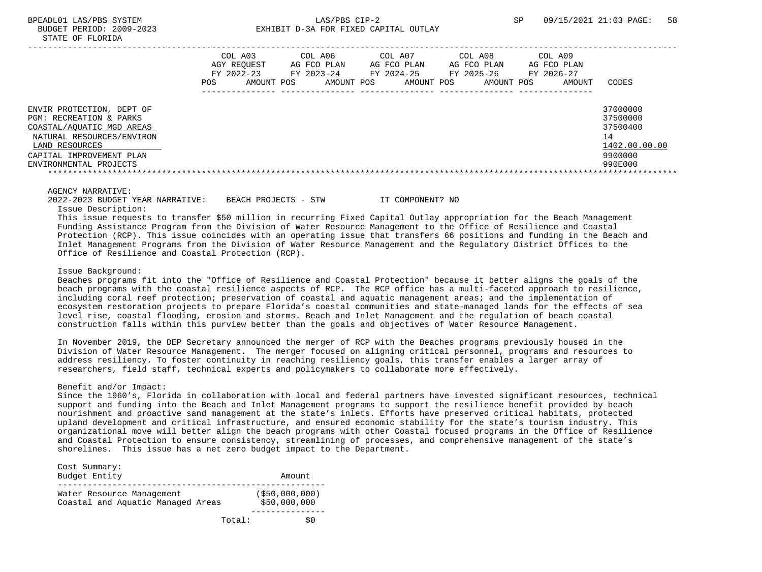BPEADL01 LAS/PBS SYSTEM LAS/PBS CIP-2 SP 09/15/2021 21:03

BUDGET PERIOD: 2009-2023 EXHIBIT D-3A FOR FIXED CAPITAL OUTLAY

STATE OF FLORIDA

| | COL A03 AGY REQUEST FY 2022-23 POS AMOUNT | COL A06 AG FCO PLAN FY 2023-24 POS AMOUNT | COL A07 AG FCO PLAN FY 2024-25 POS AMOUNT | COL A08 AG FCO PLAN FY 2025-26 POS AMOUNT | COL A09 AG FCO PLAN FY 2026-27 POS AMOUNT | CODES |
|---|---|---|---|---|---|---|
| ENVIR PROTECTION, DEPT OF | | | | | | 37000000 |
| PGM: RECREATION & PARKS | | | | | | 37500000 |
| COASTAL/AQUATIC MGD AREAS | | | | | | 37500400 |
| NATURAL RESOURCES/ENVIRON | | | | | | 14 |
| LAND RESOURCES | | | | | | 1402.00.00.00 |
| CAPITAL IMPROVEMENT PLAN | | | | | | 9900000 |
| ENVIRONMENTAL PROJECTS | | | | | | 990E000 |

AGENCY NARRATIVE:

2022-2023 BUDGET YEAR NARRATIVE: BEACH PROJECTS - STW IT COMPONENT? NO

Issue Description:

This issue requests to transfer $50 million in recurring Fixed Capital Outlay appropriation for the Beach Management Funding Assistance Program from the Division of Water Resource Management to the Office of Resilience and Coastal Protection (RCP). This issue coincides with an operating issue that transfers 66 positions and funding in the Beach and Inlet Management Programs from the Division of Water Resource Management and the Regulatory District Offices to the Office of Resilience and Coastal Protection (RCP).

Issue Background:

Beaches programs fit into the "Office of Resilience and Coastal Protection" because it better aligns the goals of the beach programs with the coastal resilience aspects of RCP. The RCP office has a multi-faceted approach to resilience, including coral reef protection; preservation of coastal and aquatic management areas; and the implementation of ecosystem restoration projects to prepare Florida's coastal communities and state-managed lands for the effects of sea level rise, coastal flooding, erosion and storms. Beach and Inlet Management and the regulation of beach coastal construction falls within this purview better than the goals and objectives of Water Resource Management.

In November 2019, the DEP Secretary announced the merger of RCP with the Beaches programs previously housed in the Division of Water Resource Management. The merger focused on aligning critical personnel, programs and resources to address resiliency. To foster continuity in reaching resiliency goals, this transfer enables a larger array of researchers, field staff, technical experts and policymakers to collaborate more effectively.

Benefit and/or Impact:

Since the 1960's, Florida in collaboration with local and federal partners have invested significant resources, technical support and funding into the Beach and Inlet Management programs to support the resilience benefit provided by beach nourishment and proactive sand management at the state's inlets. Efforts have preserved critical habitats, protected upland development and critical infrastructure, and ensured economic stability for the state's tourism industry. This organizational move will better align the beach programs with other Coastal focused programs in the Office of Resilience and Coastal Protection to ensure consistency, streamlining of processes, and comprehensive management of the state's shorelines. This issue has a net zero budget impact to the Department.

Cost Summary:

| Budget Entity | Amount |
|---|---|
| Water Resource Management | ($50,000,000) |
| Coastal and Aquatic Managed Areas | $50,000,000 |
| Total: | $0 |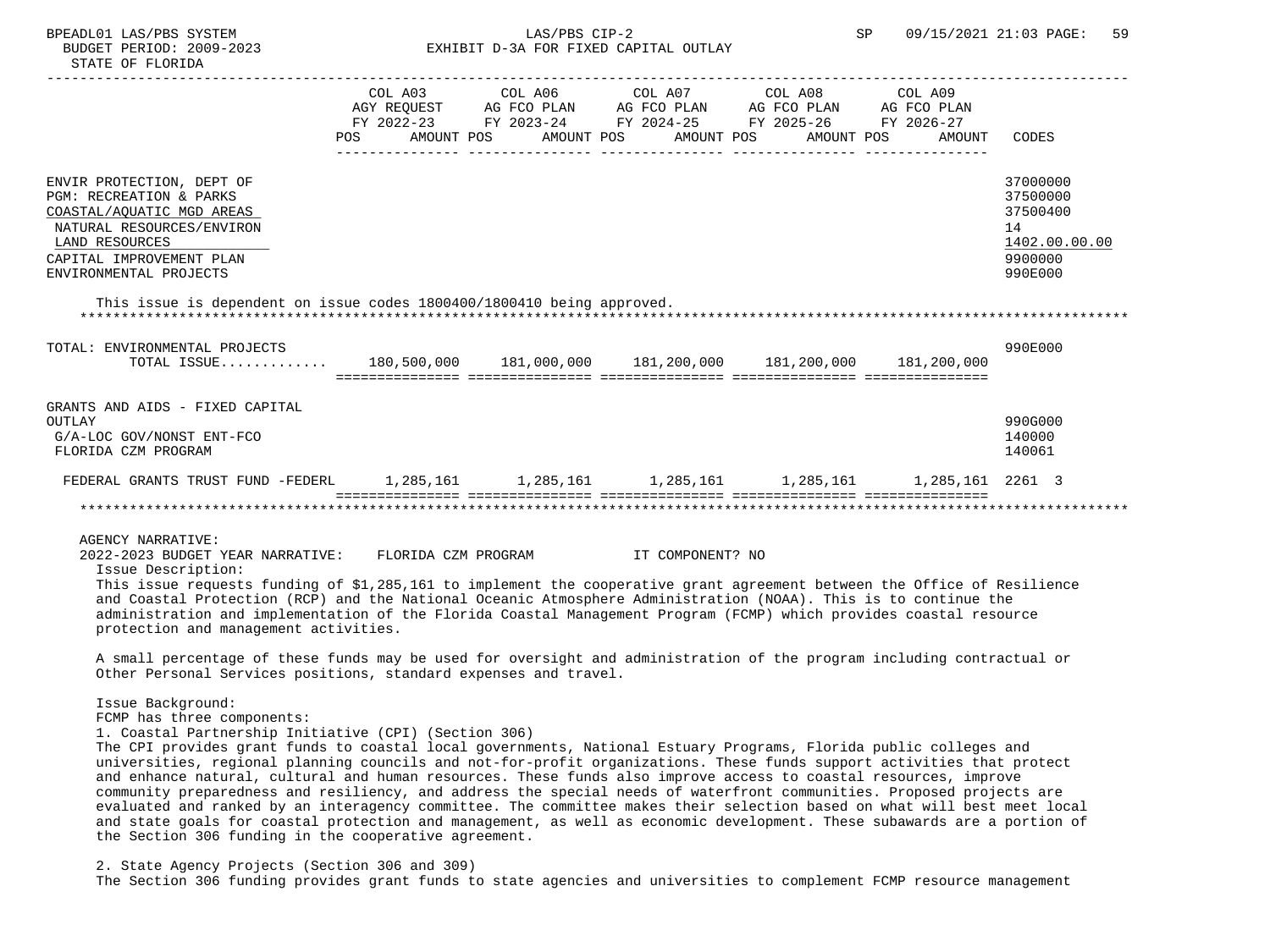| | COL A03 AGY REQUEST FY 2022-23 POS AMOUNT | COL A06 AG FCO PLAN FY 2023-24 POS AMOUNT | COL A07 AG FCO PLAN FY 2024-25 POS AMOUNT | COL A08 AG FCO PLAN FY 2025-26 POS AMOUNT | COL A09 AG FCO PLAN FY 2026-27 POS AMOUNT | CODES |
|---|---|---|---|---|---|---|
| ENVIR PROTECTION, DEPT OF | | | | | | 37000000 |
| PGM: RECREATION & PARKS | | | | | | 37500000 |
| COASTAL/AQUATIC MGD AREAS | | | | | | 37500400 |
| NATURAL RESOURCES/ENVIRON | | | | | | 14 |
| LAND RESOURCES | | | | | | 1402.00.00.00 |
| CAPITAL IMPROVEMENT PLAN | | | | | | 9900000 |
| ENVIRONMENTAL PROJECTS | | | | | | 990E000 |

This issue is dependent on issue codes 1800400/1800410 being approved.

| | COL A03 | COL A06 | COL A07 | COL A08 | COL A09 | CODES |
|---|---|---|---|---|---|---|
| TOTAL: ENVIRONMENTAL PROJECTS | | | | | | 990E000 |
| TOTAL ISSUE............ | 180,500,000 | 181,000,000 | 181,200,000 | 181,200,000 | 181,200,000 | |
| GRANTS AND AIDS - FIXED CAPITAL OUTLAY | | | | | | 990G000 |
| G/A-LOC GOV/NONST ENT-FCO | | | | | | 140000 |
| FLORIDA CZM PROGRAM | | | | | | 140061 |
| FEDERAL GRANTS TRUST FUND -FEDERL | 1,285,161 | 1,285,161 | 1,285,161 | 1,285,161 | 1,285,161 | 2261 3 |

AGENCY NARRATIVE:
2022-2023 BUDGET YEAR NARRATIVE: FLORIDA CZM PROGRAM IT COMPONENT? NO

Issue Description:
This issue requests funding of $1,285,161 to implement the cooperative grant agreement between the Office of Resilience and Coastal Protection (RCP) and the National Oceanic Atmosphere Administration (NOAA). This is to continue the administration and implementation of the Florida Coastal Management Program (FCMP) which provides coastal resource protection and management activities.

A small percentage of these funds may be used for oversight and administration of the program including contractual or Other Personal Services positions, standard expenses and travel.

Issue Background:
FCMP has three components:
1. Coastal Partnership Initiative (CPI) (Section 306)
The CPI provides grant funds to coastal local governments, National Estuary Programs, Florida public colleges and universities, regional planning councils and not-for-profit organizations. These funds support activities that protect and enhance natural, cultural and human resources. These funds also improve access to coastal resources, improve community preparedness and resiliency, and address the special needs of waterfront communities. Proposed projects are evaluated and ranked by an interagency committee. The committee makes their selection based on what will best meet local and state goals for coastal protection and management, as well as economic development. These subawards are a portion of the Section 306 funding in the cooperative agreement.

2. State Agency Projects (Section 306 and 309)
The Section 306 funding provides grant funds to state agencies and universities to complement FCMP resource management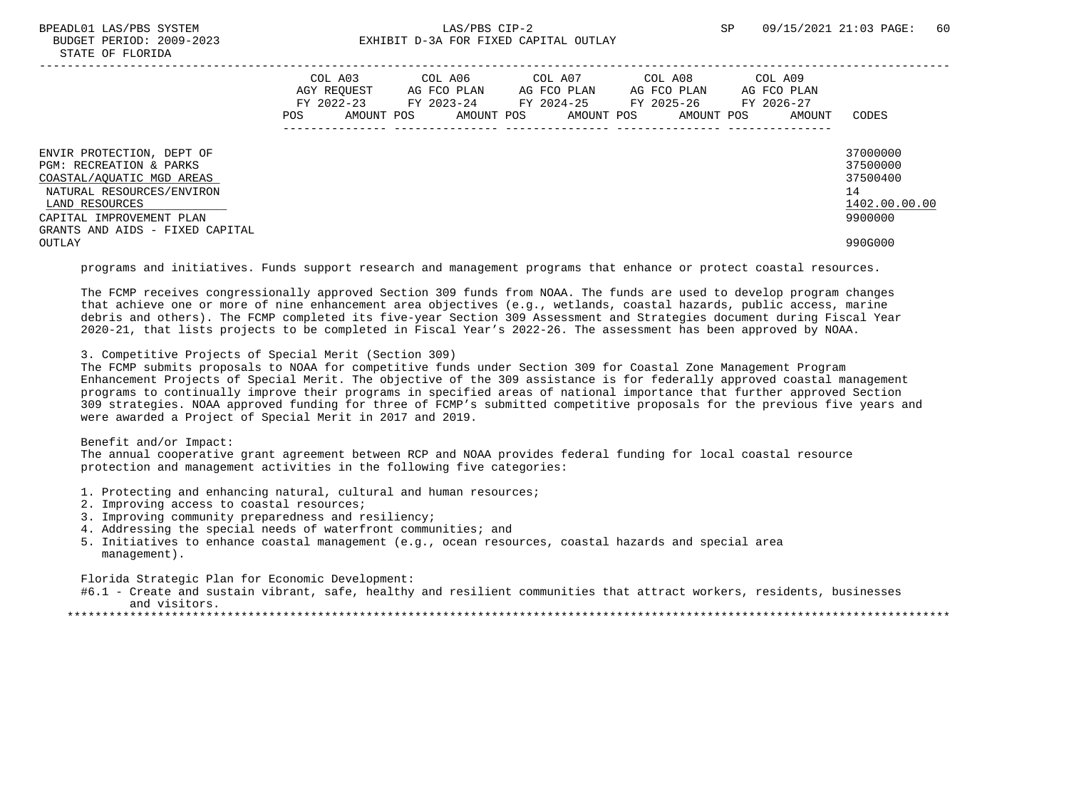| | COL A03 AGY REQUEST FY 2022-23 | | COL A06 AG FCO PLAN FY 2023-24 | | COL A07 AG FCO PLAN FY 2024-25 | | COL A08 AG FCO PLAN FY 2025-26 | | COL A09 AG FCO PLAN FY 2026-27 | | |
|---|---|---|---|---|---|---|---|---|---|---|---|
| | POS | AMOUNT | POS | AMOUNT | POS | AMOUNT | POS | AMOUNT | POS | AMOUNT | CODES |
| ENVIR PROTECTION, DEPT OF | | | | | | | | | | | 37000000 |
| PGM: RECREATION & PARKS | | | | | | | | | | | 37500000 |
| COASTAL/AQUATIC MGD AREAS | | | | | | | | | | | 37500400 |
| NATURAL RESOURCES/ENVIRON | | | | | | | | | | | 14 |
| LAND RESOURCES | | | | | | | | | | | 1402.00.00.00 |
| CAPITAL IMPROVEMENT PLAN | | | | | | | | | | | 9900000 |
| GRANTS AND AIDS - FIXED CAPITAL OUTLAY | | | | | | | | | | | 990G000 |

programs and initiatives. Funds support research and management programs that enhance or protect coastal resources.

The FCMP receives congressionally approved Section 309 funds from NOAA. The funds are used to develop program changes that achieve one or more of nine enhancement area objectives (e.g., wetlands, coastal hazards, public access, marine debris and others). The FCMP completed its five-year Section 309 Assessment and Strategies document during Fiscal Year 2020-21, that lists projects to be completed in Fiscal Year's 2022-26. The assessment has been approved by NOAA.

3. Competitive Projects of Special Merit (Section 309)
The FCMP submits proposals to NOAA for competitive funds under Section 309 for Coastal Zone Management Program Enhancement Projects of Special Merit. The objective of the 309 assistance is for federally approved coastal management programs to continually improve their programs in specified areas of national importance that further approved Section 309 strategies. NOAA approved funding for three of FCMP's submitted competitive proposals for the previous five years and were awarded a Project of Special Merit in 2017 and 2019.

Benefit and/or Impact:
The annual cooperative grant agreement between RCP and NOAA provides federal funding for local coastal resource protection and management activities in the following five categories:

1. Protecting and enhancing natural, cultural and human resources;
2. Improving access to coastal resources;
3. Improving community preparedness and resiliency;
4. Addressing the special needs of waterfront communities; and
5. Initiatives to enhance coastal management (e.g., ocean resources, coastal hazards and special area management).

Florida Strategic Plan for Economic Development:
#6.1 - Create and sustain vibrant, safe, healthy and resilient communities that attract workers, residents, businesses and visitors.

*******************************************************************************************************************************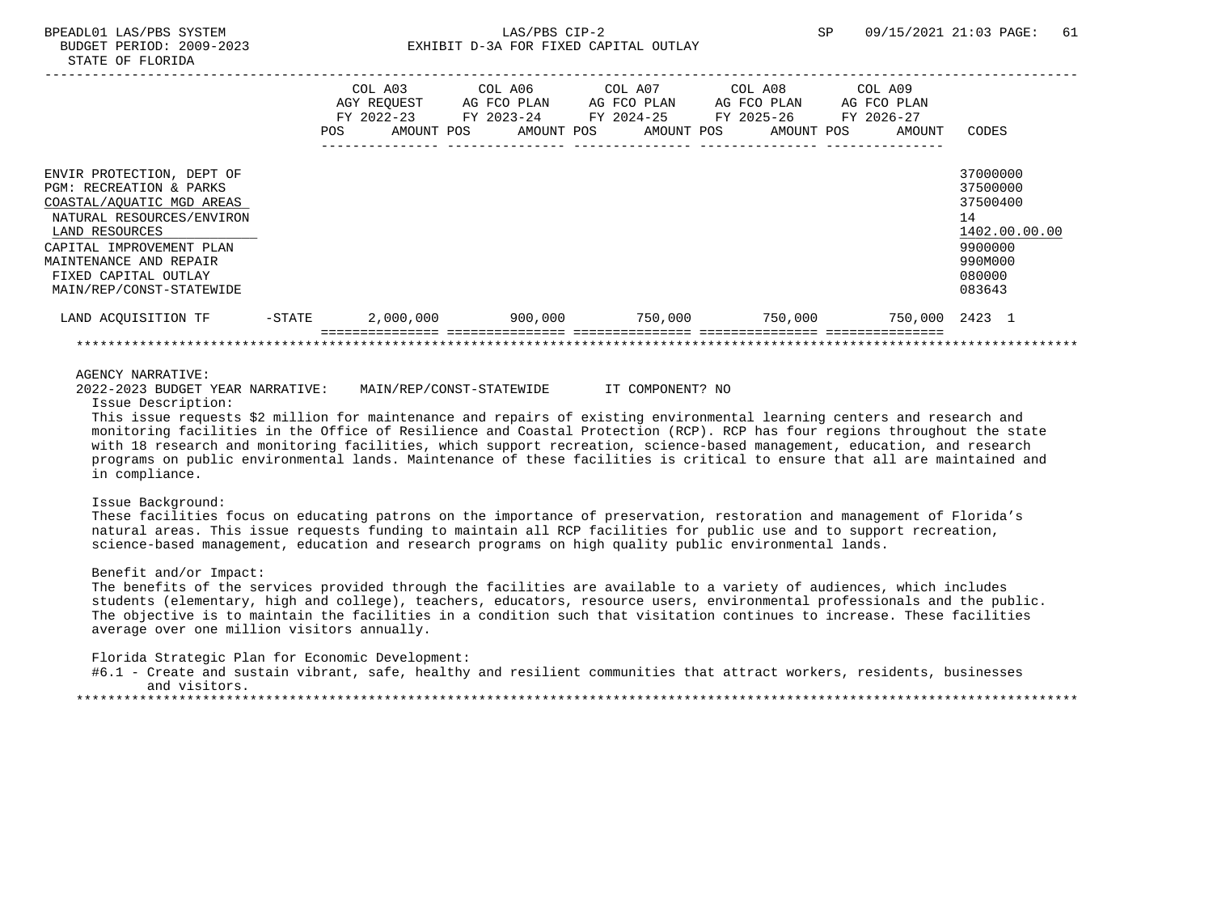BPEADL01 LAS/PBS SYSTEM — LAS/PBS CIP-2 — SP 09/15/2021 21:03
BUDGET PERIOD: 2009-2023 — EXHIBIT D-3A FOR FIXED CAPITAL OUTLAY
STATE OF FLORIDA

| | | COL A03 AGY REQUEST FY 2022-23 POS AMOUNT | COL A06 AG FCO PLAN FY 2023-24 POS AMOUNT | COL A07 AG FCO PLAN FY 2024-25 POS AMOUNT | COL A08 AG FCO PLAN FY 2025-26 POS AMOUNT | COL A09 AG FCO PLAN FY 2026-27 POS AMOUNT | CODES |
|---|---|---|---|---|---|---|---|
| ENVIR PROTECTION, DEPT OF | | | | | | | 37000000 |
| PGM: RECREATION & PARKS | | | | | | | 37500000 |
| COASTAL/AQUATIC MGD AREAS | | | | | | | 37500400 |
| NATURAL RESOURCES/ENVIRON | | | | | | | 14 |
| LAND RESOURCES | | | | | | | 1402.00.00.00 |
| CAPITAL IMPROVEMENT PLAN | | | | | | | 9900000 |
| MAINTENANCE AND REPAIR | | | | | | | 990M000 |
| FIXED CAPITAL OUTLAY | | | | | | | 080000 |
| MAIN/REP/CONST-STATEWIDE | | | | | | | 083643 |
| LAND ACQUISITION TF | -STATE | 2,000,000 | 900,000 | 750,000 | 750,000 | 750,000 | 2423 1 |

AGENCY NARRATIVE:

2022-2023 BUDGET YEAR NARRATIVE: MAIN/REP/CONST-STATEWIDE IT COMPONENT? NO

Issue Description:

This issue requests $2 million for maintenance and repairs of existing environmental learning centers and research and monitoring facilities in the Office of Resilience and Coastal Protection (RCP). RCP has four regions throughout the state with 18 research and monitoring facilities, which support recreation, science-based management, education, and research programs on public environmental lands. Maintenance of these facilities is critical to ensure that all are maintained and in compliance.

Issue Background:

These facilities focus on educating patrons on the importance of preservation, restoration and management of Florida's natural areas. This issue requests funding to maintain all RCP facilities for public use and to support recreation, science-based management, education and research programs on high quality public environmental lands.

Benefit and/or Impact:

The benefits of the services provided through the facilities are available to a variety of audiences, which includes students (elementary, high and college), teachers, educators, resource users, environmental professionals and the public. The objective is to maintain the facilities in a condition such that visitation continues to increase. These facilities average over one million visitors annually.

Florida Strategic Plan for Economic Development:

#6.1 - Create and sustain vibrant, safe, healthy and resilient communities that attract workers, residents, businesses and visitors.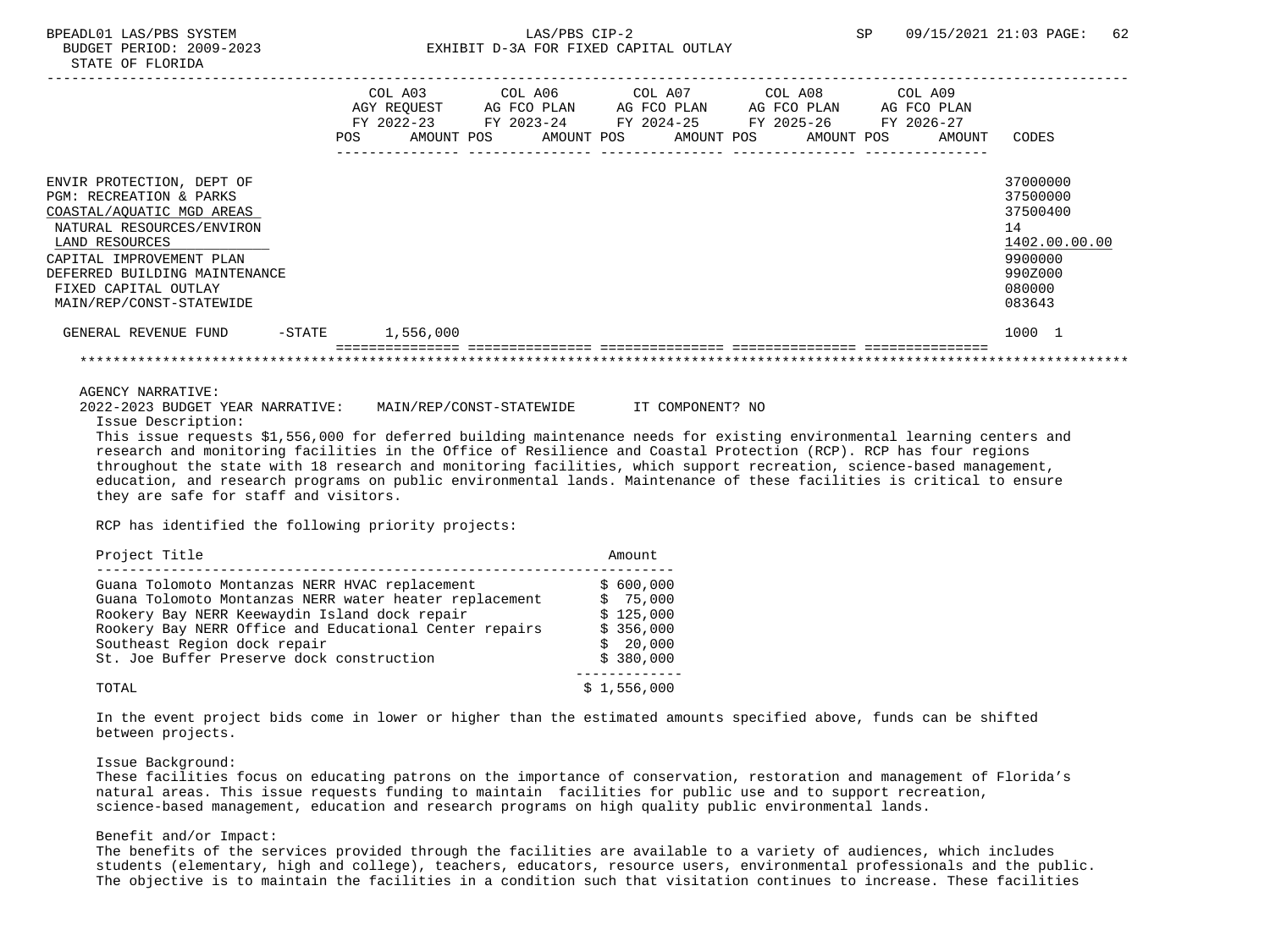BPEADL01 LAS/PBS SYSTEM | LAS/PBS CIP-2 | SP 09/15/2021 21:03

BUDGET PERIOD: 2009-2023

EXHIBIT D-3A FOR FIXED CAPITAL OUTLAY

STATE OF FLORIDA

| | COL A03 AGY REQUEST FY 2022-23 | | COL A06 AG FCO PLAN FY 2023-24 | | COL A07 AG FCO PLAN FY 2024-25 | | COL A08 AG FCO PLAN FY 2025-26 | | COL A09 AG FCO PLAN FY 2026-27 | | CODES |
|---|---|---|---|---|---|---|---|---|---|---|---|
| | POS | AMOUNT | POS | AMOUNT | POS | AMOUNT | POS | AMOUNT | POS | AMOUNT | |
| ENVIR PROTECTION, DEPT OF | | | | | | | | | | | 37000000 |
| PGM: RECREATION & PARKS | | | | | | | | | | | 37500000 |
| COASTAL/AQUATIC MGD AREAS | | | | | | | | | | | 37500400 |
| NATURAL RESOURCES/ENVIRON | | | | | | | | | | | 14 |
| LAND RESOURCES | | | | | | | | | | | 1402.00.00.00 |
| CAPITAL IMPROVEMENT PLAN | | | | | | | | | | | 9900000 |
| DEFERRED BUILDING MAINTENANCE | | | | | | | | | | | 990Z000 |
| FIXED CAPITAL OUTLAY | | | | | | | | | | | 080000 |
| MAIN/REP/CONST-STATEWIDE | | | | | | | | | | | 083643 |
| GENERAL REVENUE FUND -STATE | | 1,556,000 | | | | | | | | | 1000 1 |

AGENCY NARRATIVE:

2022-2023 BUDGET YEAR NARRATIVE: MAIN/REP/CONST-STATEWIDE IT COMPONENT? NO

Issue Description:

This issue requests $1,556,000 for deferred building maintenance needs for existing environmental learning centers and research and monitoring facilities in the Office of Resilience and Coastal Protection (RCP). RCP has four regions throughout the state with 18 research and monitoring facilities, which support recreation, science-based management, education, and research programs on public environmental lands. Maintenance of these facilities is critical to ensure they are safe for staff and visitors.

RCP has identified the following priority projects:

| Project Title | Amount |
|---|---|
| Guana Tolomoto Montanzas NERR HVAC replacement | $ 600,000 |
| Guana Tolomoto Montanzas NERR water heater replacement | $ 75,000 |
| Rookery Bay NERR Keewaydin Island dock repair | $ 125,000 |
| Rookery Bay NERR Office and Educational Center repairs | $ 356,000 |
| Southeast Region dock repair | $ 20,000 |
| St. Joe Buffer Preserve dock construction | $ 380,000 |
| TOTAL | $ 1,556,000 |

In the event project bids come in lower or higher than the estimated amounts specified above, funds can be shifted between projects.

Issue Background:

These facilities focus on educating patrons on the importance of conservation, restoration and management of Florida's natural areas. This issue requests funding to maintain facilities for public use and to support recreation, science-based management, education and research programs on high quality public environmental lands.

Benefit and/or Impact:

The benefits of the services provided through the facilities are available to a variety of audiences, which includes students (elementary, high and college), teachers, educators, resource users, environmental professionals and the public. The objective is to maintain the facilities in a condition such that visitation continues to increase. These facilities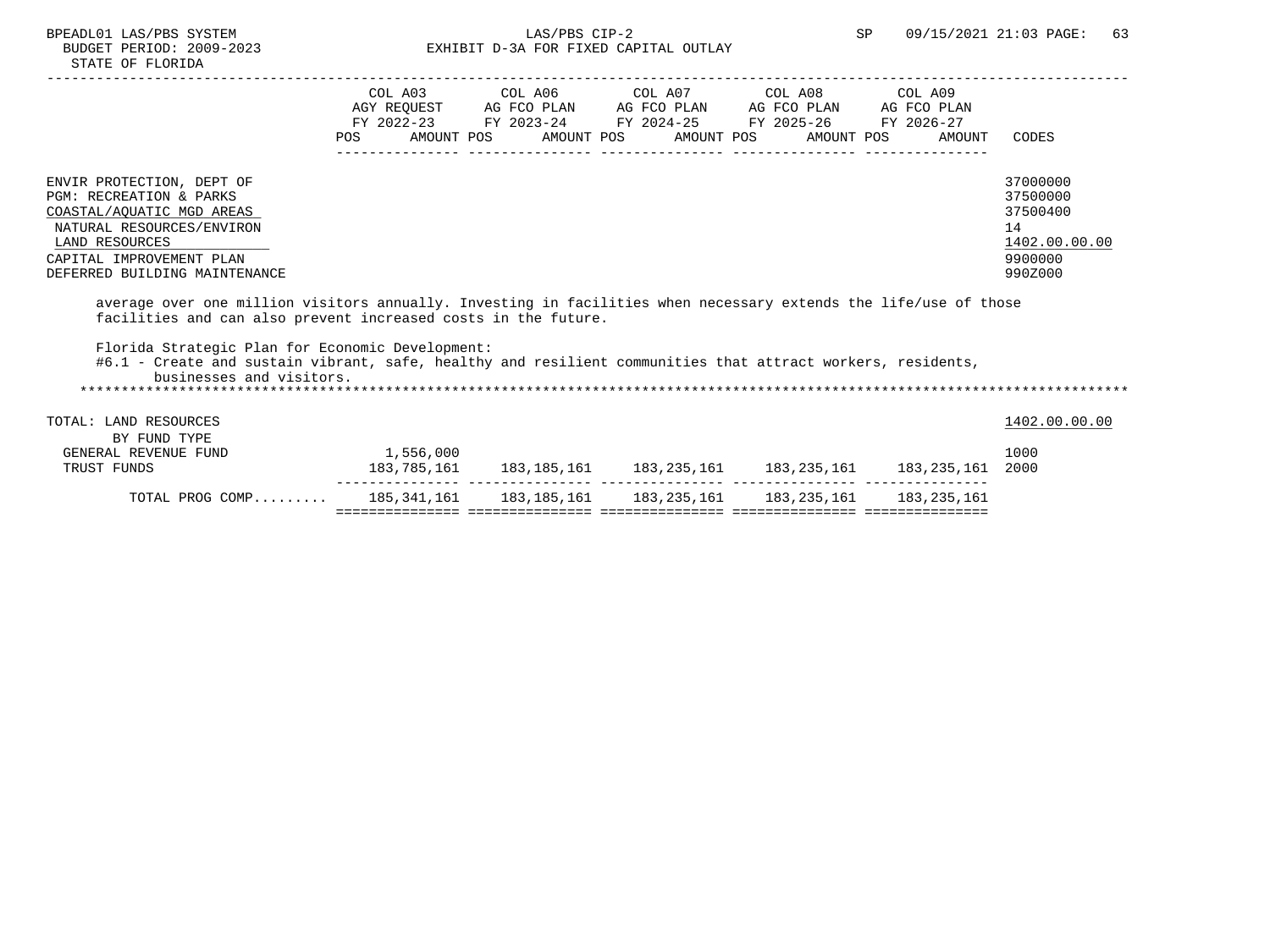| | COL A03 AGY REQUEST FY 2022-23 POS AMOUNT | COL A06 AG FCO PLAN FY 2023-24 POS AMOUNT | COL A07 AG FCO PLAN FY 2024-25 POS AMOUNT | COL A08 AG FCO PLAN FY 2025-26 POS AMOUNT | COL A09 AG FCO PLAN FY 2026-27 POS AMOUNT | CODES |
|---|---|---|---|---|---|---|
| ENVIR PROTECTION, DEPT OF | | | | | | 37000000 |
| PGM: RECREATION & PARKS | | | | | | 37500000 |
| COASTAL/AQUATIC MGD AREAS | | | | | | 37500400 |
| NATURAL RESOURCES/ENVIRON | | | | | | 14 |
| LAND RESOURCES | | | | | | 1402.00.00.00 |
| CAPITAL IMPROVEMENT PLAN | | | | | | 9900000 |
| DEFERRED BUILDING MAINTENANCE | | | | | | 990Z000 |

average over one million visitors annually. Investing in facilities when necessary extends the life/use of those facilities and can also prevent increased costs in the future.

Florida Strategic Plan for Economic Development:
#6.1 - Create and sustain vibrant, safe, healthy and resilient communities that attract workers, residents, businesses and visitors.

******************************************************************************************************************************

| | COL A03 | COL A06 | COL A07 | COL A08 | COL A09 | CODES |
|---|---|---|---|---|---|---|
| TOTAL: LAND RESOURCES | | | | | | 1402.00.00.00 |
| BY FUND TYPE | | | | | | |
| GENERAL REVENUE FUND | 1,556,000 | | | | | 1000 |
| TRUST FUNDS | 183,785,161 | 183,185,161 | 183,235,161 | 183,235,161 | 183,235,161 | 2000 |
| TOTAL PROG COMP......... | 185,341,161 | 183,185,161 | 183,235,161 | 183,235,161 | 183,235,161 | |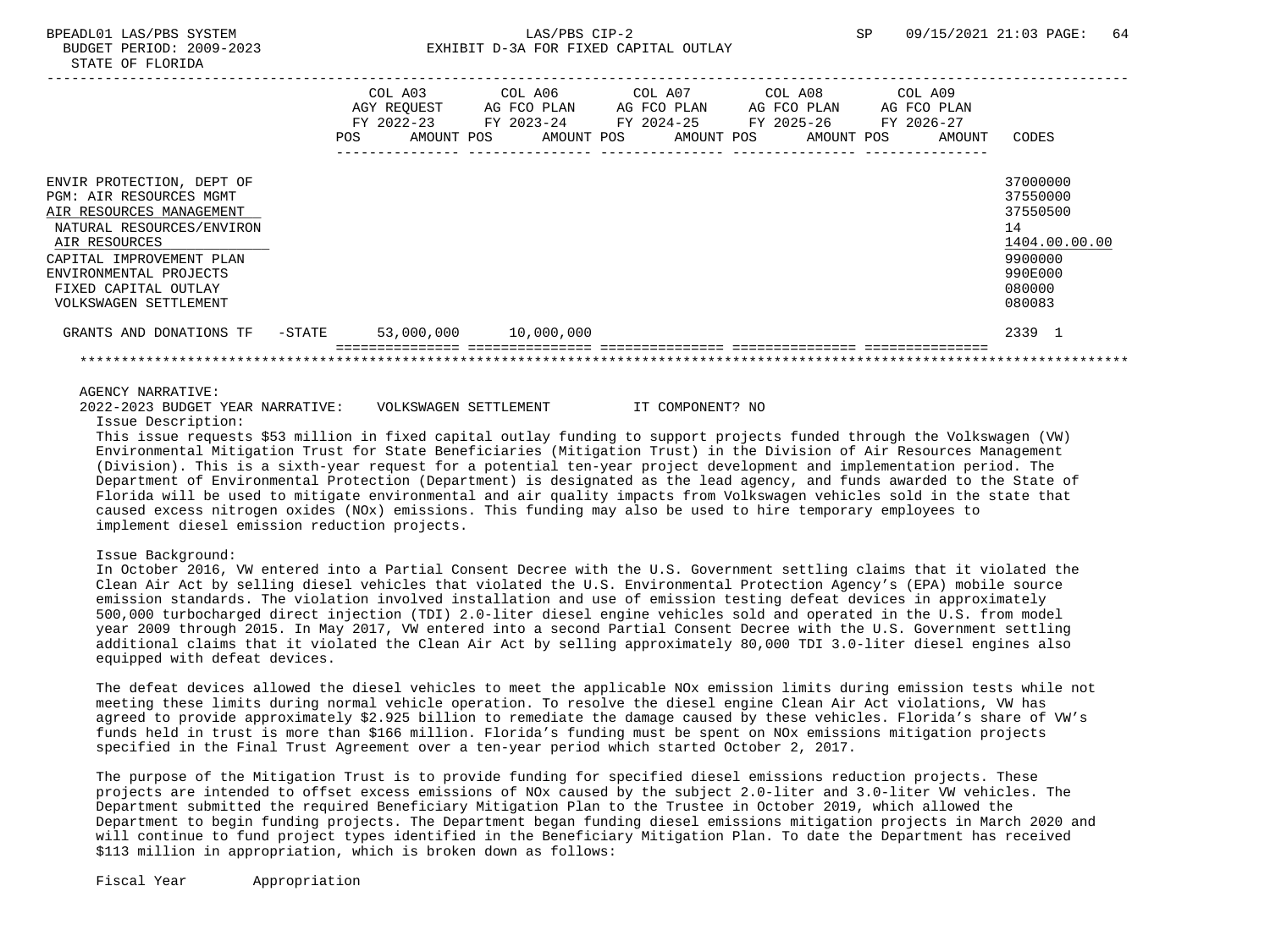| | COL A03 AGY REQUEST FY 2022-23 POS AMOUNT | COL A06 AG FCO PLAN FY 2023-24 POS AMOUNT | COL A07 AG FCO PLAN FY 2024-25 POS AMOUNT | COL A08 AG FCO PLAN FY 2025-26 POS AMOUNT | COL A09 AG FCO PLAN FY 2026-27 POS AMOUNT | CODES |
|---|---|---|---|---|---|---|
| ENVIR PROTECTION, DEPT OF | | | | | | 37000000 |
| PGM: AIR RESOURCES MGMT | | | | | | 37550000 |
| AIR RESOURCES MANAGEMENT | | | | | | 37550500 |
| NATURAL RESOURCES/ENVIRON | | | | | | 14 |
| AIR RESOURCES | | | | | | 1404.00.00.00 |
| CAPITAL IMPROVEMENT PLAN | | | | | | 9900000 |
| ENVIRONMENTAL PROJECTS | | | | | | 990E000 |
| FIXED CAPITAL OUTLAY | | | | | | 080000 |
| VOLKSWAGEN SETTLEMENT | | | | | | 080083 |
| GRANTS AND DONATIONS TF -STATE | 53,000,000 | 10,000,000 | | | | 2339 1 |

AGENCY NARRATIVE:

2022-2023 BUDGET YEAR NARRATIVE: VOLKSWAGEN SETTLEMENT IT COMPONENT? NO

Issue Description:

This issue requests $53 million in fixed capital outlay funding to support projects funded through the Volkswagen (VW) Environmental Mitigation Trust for State Beneficiaries (Mitigation Trust) in the Division of Air Resources Management (Division). This is a sixth-year request for a potential ten-year project development and implementation period. The Department of Environmental Protection (Department) is designated as the lead agency, and funds awarded to the State of Florida will be used to mitigate environmental and air quality impacts from Volkswagen vehicles sold in the state that caused excess nitrogen oxides (NOx) emissions. This funding may also be used to hire temporary employees to implement diesel emission reduction projects.

Issue Background:

In October 2016, VW entered into a Partial Consent Decree with the U.S. Government settling claims that it violated the Clean Air Act by selling diesel vehicles that violated the U.S. Environmental Protection Agency's (EPA) mobile source emission standards. The violation involved installation and use of emission testing defeat devices in approximately 500,000 turbocharged direct injection (TDI) 2.0-liter diesel engine vehicles sold and operated in the U.S. from model year 2009 through 2015. In May 2017, VW entered into a second Partial Consent Decree with the U.S. Government settling additional claims that it violated the Clean Air Act by selling approximately 80,000 TDI 3.0-liter diesel engines also equipped with defeat devices.

The defeat devices allowed the diesel vehicles to meet the applicable NOx emission limits during emission tests while not meeting these limits during normal vehicle operation. To resolve the diesel engine Clean Air Act violations, VW has agreed to provide approximately $2.925 billion to remediate the damage caused by these vehicles. Florida's share of VW's funds held in trust is more than $166 million. Florida's funding must be spent on NOx emissions mitigation projects specified in the Final Trust Agreement over a ten-year period which started October 2, 2017.

The purpose of the Mitigation Trust is to provide funding for specified diesel emissions reduction projects. These projects are intended to offset excess emissions of NOx caused by the subject 2.0-liter and 3.0-liter VW vehicles. The Department submitted the required Beneficiary Mitigation Plan to the Trustee in October 2019, which allowed the Department to begin funding projects. The Department began funding diesel emissions mitigation projects in March 2020 and will continue to fund project types identified in the Beneficiary Mitigation Plan. To date the Department has received $113 million in appropriation, which is broken down as follows:

Fiscal Year Appropriation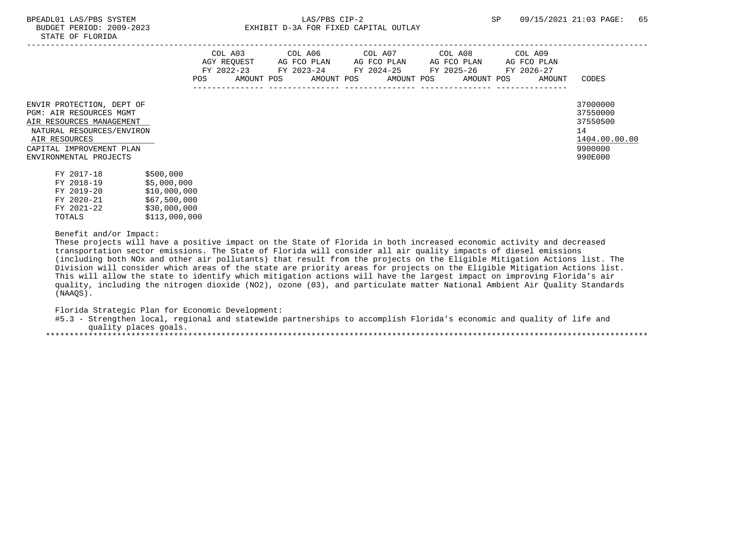| | COL A03 AGY REQUEST FY 2022-23 | | COL A06 AG FCO PLAN FY 2023-24 | | COL A07 AG FCO PLAN FY 2024-25 | | COL A08 AG FCO PLAN FY 2025-26 | | COL A09 AG FCO PLAN FY 2026-27 | | CODES |
|---|---|---|---|---|---|---|---|---|---|---|---|
| | POS | AMOUNT | POS | AMOUNT | POS | AMOUNT | POS | AMOUNT | POS | AMOUNT | |
| ENVIR PROTECTION, DEPT OF | | | | | | | | | | | 37000000 |
| PGM: AIR RESOURCES MGMT | | | | | | | | | | | 37550000 |
| AIR RESOURCES MANAGEMENT | | | | | | | | | | | 37550500 |
| NATURAL RESOURCES/ENVIRON | | | | | | | | | | | 14 |
| AIR RESOURCES | | | | | | | | | | | 1404.00.00.00 |
| CAPITAL IMPROVEMENT PLAN | | | | | | | | | | | 9900000 |
| ENVIRONMENTAL PROJECTS | | | | | | | | | | | 990E000 |

| | |
|---|---|
| FY 2017-18 | $500,000 |
| FY 2018-19 | $5,000,000 |
| FY 2019-20 | $10,000,000 |
| FY 2020-21 | $67,500,000 |
| FY 2021-22 | $30,000,000 |
| TOTALS | $113,000,000 |

Benefit and/or Impact:
These projects will have a positive impact on the State of Florida in both increased economic activity and decreased transportation sector emissions. The State of Florida will consider all air quality impacts of diesel emissions (including both NOx and other air pollutants) that result from the projects on the Eligible Mitigation Actions list. The Division will consider which areas of the state are priority areas for projects on the Eligible Mitigation Actions list. This will allow the state to identify which mitigation actions will have the largest impact on improving Florida's air quality, including the nitrogen dioxide ($NO_2$), ozone ($O_3$), and particulate matter National Ambient Air Quality Standards (NAAQS).

Florida Strategic Plan for Economic Development:
#5.3 - Strengthen local, regional and statewide partnerships to accomplish Florida's economic and quality of life and quality places goals.

*******************************************************************************************************************************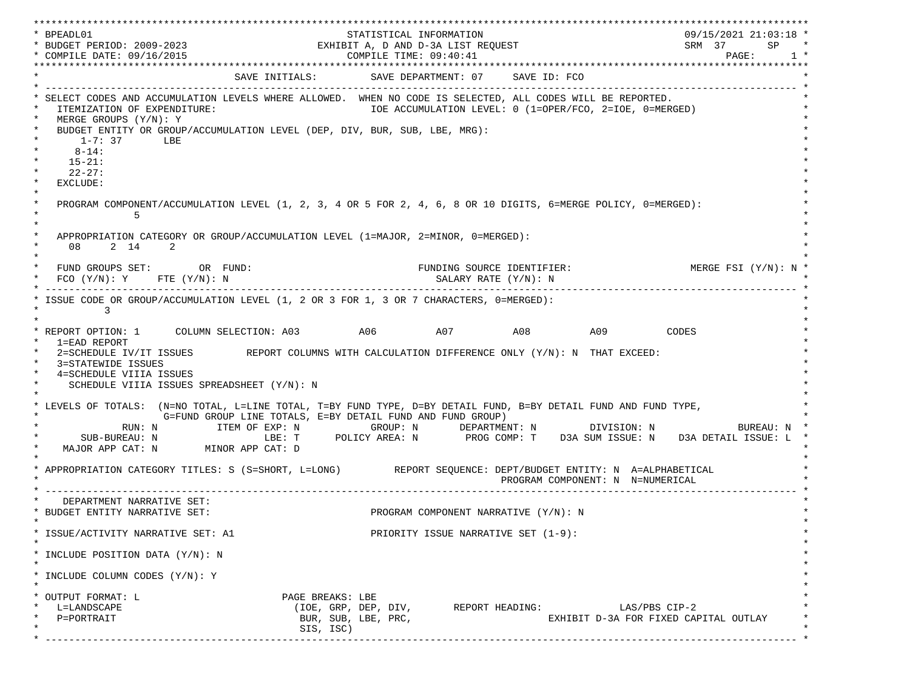```
***********************************************************************************************************************************
* BPEADL01                                    STATISTICAL INFORMATION                                          09/15/2021 21:03:18 *
* BUDGET PERIOD: 2009-2023                  EXHIBIT A, D AND D-3A LIST REQUEST                                 SRM  37      SP    *
* COMPILE DATE: 09/16/2015                         COMPILE TIME: 09:40:41                                              PAGE:      1 *
***********************************************************************************************************************************
*                               SAVE INITIALS:         SAVE DEPARTMENT: 07     SAVE ID: FCO                                         *
* --------------------------------------------------------------------------------------------------------------------------------- *
* SELECT CODES AND ACCUMULATION LEVELS WHERE ALLOWED.  WHEN NO CODE IS SELECTED, ALL CODES WILL BE REPORTED.                        *
*   ITEMIZATION OF EXPENDITURE:                            IOE ACCUMULATION LEVEL: 0 (1=OPER/FCO, 2=IOE, 0=MERGED)                  *
*   MERGE GROUPS (Y/N): Y                                                                                                           *
*   BUDGET ENTITY OR GROUP/ACCUMULATION LEVEL (DEP, DIV, BUR, SUB, LBE, MRG):                                                       *
*       1-7: 37       LBE                                                                                                           *
*      8-14:                                                                                                                        *
*     15-21:                                                                                                                        *
*     22-27:                                                                                                                        *
*   EXCLUDE:                                                                                                                        *
*                                                                                                                                   *
*   PROGRAM COMPONENT/ACCUMULATION LEVEL (1, 2, 3, 4 OR 5 FOR 2, 4, 6, 8 OR 10 DIGITS, 6=MERGE POLICY, 0=MERGED):                   *
*               5                                                                                                                   *
*                                                                                                                                   *
*   APPROPRIATION CATEGORY OR GROUP/ACCUMULATION LEVEL (1=MAJOR, 2=MINOR, 0=MERGED):                                                *
*     08     2  14     2                                                                                                            *
*                                                                                                                                   *
*   FUND GROUPS SET:        OR  FUND:                           FUNDING SOURCE IDENTIFIER:                  MERGE FSI (Y/N): N *
*   FCO (Y/N): Y     FTE (Y/N): N                                  SALARY RATE (Y/N): N                                             *
* --------------------------------------------------------------------------------------------------------------------------------- *
* ISSUE CODE OR GROUP/ACCUMULATION LEVEL (1, 2 OR 3 FOR 1, 3 OR 7 CHARACTERS, 0=MERGED):                                            *
*          3                                                                                                                        *
*                                                                                                                                   *
* REPORT OPTION: 1      COLUMN SELECTION: A03          A06          A07          A08          A09          CODES                    *
*   1=EAD REPORT                                                                                                                    *
*   2=SCHEDULE IV/IT ISSUES         REPORT COLUMNS WITH CALCULATION DIFFERENCE ONLY (Y/N): N  THAT EXCEED:                          *
*   3=STATEWIDE ISSUES                                                                                                              *
*   4=SCHEDULE VIIIA ISSUES                                                                                                         *
*     SCHEDULE VIIIA ISSUES SPREADSHEET (Y/N): N                                                                                    *
*                                                                                                                                   *
* LEVELS OF TOTALS:  (N=NO TOTAL, L=LINE TOTAL, T=BY FUND TYPE, D=BY DETAIL FUND, B=BY DETAIL FUND AND FUND TYPE,                   *
*                    G=FUND GROUP LINE TOTALS, E=BY DETAIL FUND AND FUND GROUP)                                                     *
*             RUN: N          ITEM OF EXP: N            GROUP: N       DEPARTMENT: N         DIVISION: N             BUREAU: N *
*       SUB-BUREAU: N                 LBE: T      POLICY AREA: N       PROG COMP: T    D3A SUM ISSUE: N    D3A DETAIL ISSUE: L *
*    MAJOR APP CAT: N       MINOR APP CAT: D                                                                                        *
*                                                                                                                                   *
* APPROPRIATION CATEGORY TITLES: S (S=SHORT, L=LONG)         REPORT SEQUENCE: DEPT/BUDGET ENTITY: N  A=ALPHABETICAL                 *
*                                                                            PROGRAM COMPONENT: N  N=NUMERICAL                      *
* --------------------------------------------------------------------------------------------------------------------------------- *
*    DEPARTMENT NARRATIVE SET:                                                                                                      *
* BUDGET ENTITY NARRATIVE SET:                             PROGRAM COMPONENT NARRATIVE (Y/N): N                                     *
*                                                                                                                                   *
* ISSUE/ACTIVITY NARRATIVE SET: A1                         PRIORITY ISSUE NARRATIVE SET (1-9):                                      *
*                                                                                                                                   *
* INCLUDE POSITION DATA (Y/N): N                                                                                                    *
*                                                                                                                                   *
* INCLUDE COLUMN CODES (Y/N): Y                                                                                                     *
*                                                                                                                                   *
* OUTPUT FORMAT: L                      PAGE BREAKS: LBE                                                                            *
*   L=LANDSCAPE                          (IOE, GRP, DEP, DIV,       REPORT HEADING:             LAS/PBS CIP-2                       *
*   P=PORTRAIT                            BUR, SUB, LBE, PRC,                        EXHIBIT D-3A FOR FIXED CAPITAL OUTLAY          *
*                                         SIS, ISC)                                                                                 *
* --------------------------------------------------------------------------------------------------------------------------------- *
```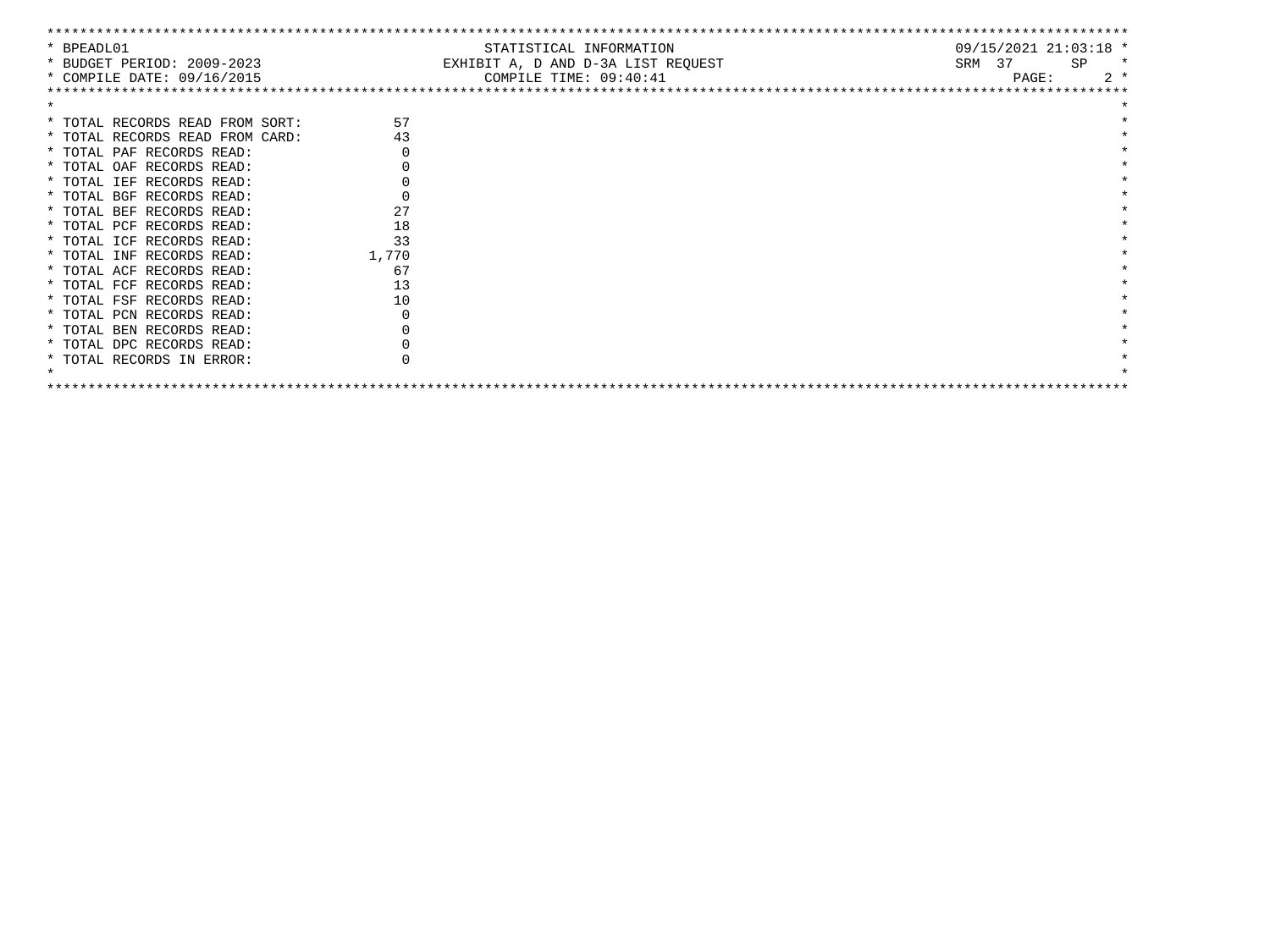BPEADL01 | STATISTICAL INFORMATION | 09/15/2021 21:03:18

BUDGET PERIOD: 2009-2023 | EXHIBIT A, D AND D-3A LIST REQUEST | SRM 37 SP

COMPILE DATE: 09/16/2015 | COMPILE TIME: 09:40:41

| | |
|---|---|
| TOTAL RECORDS READ FROM SORT: | 57 |
| TOTAL RECORDS READ FROM CARD: | 43 |
| TOTAL PAF RECORDS READ: | 0 |
| TOTAL OAF RECORDS READ: | 0 |
| TOTAL IEF RECORDS READ: | 0 |
| TOTAL BGF RECORDS READ: | 0 |
| TOTAL BEF RECORDS READ: | 27 |
| TOTAL PCF RECORDS READ: | 18 |
| TOTAL ICF RECORDS READ: | 33 |
| TOTAL INF RECORDS READ: | 1,770 |
| TOTAL ACF RECORDS READ: | 67 |
| TOTAL FCF RECORDS READ: | 13 |
| TOTAL FSF RECORDS READ: | 10 |
| TOTAL PCN RECORDS READ: | 0 |
| TOTAL BEN RECORDS READ: | 0 |
| TOTAL DPC RECORDS READ: | 0 |
| TOTAL RECORDS IN ERROR: | 0 |